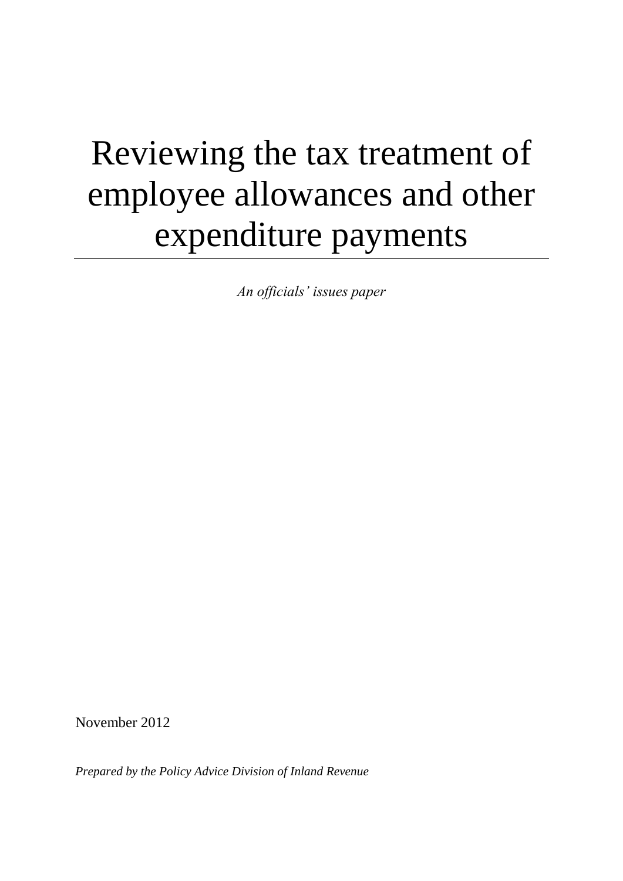# Reviewing the tax treatment of employee allowances and other expenditure payments

*An officials' issues paper*

November 2012

*Prepared by the Policy Advice Division of Inland Revenue*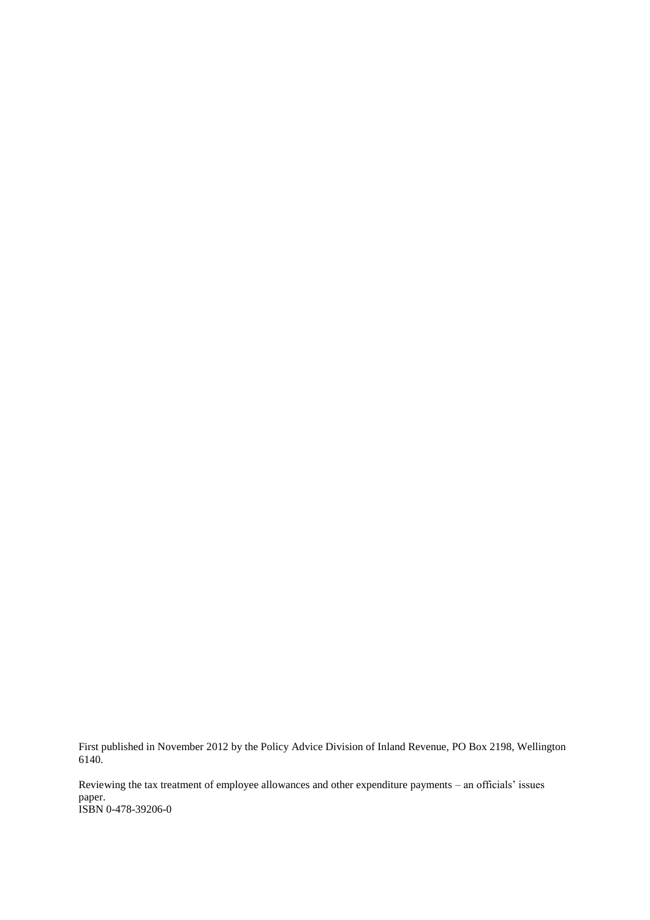First published in November 2012 by the Policy Advice Division of Inland Revenue, PO Box 2198, Wellington 6140.

Reviewing the tax treatment of employee allowances and other expenditure payments – an officials' issues paper.
ISBN 0-478-39206-0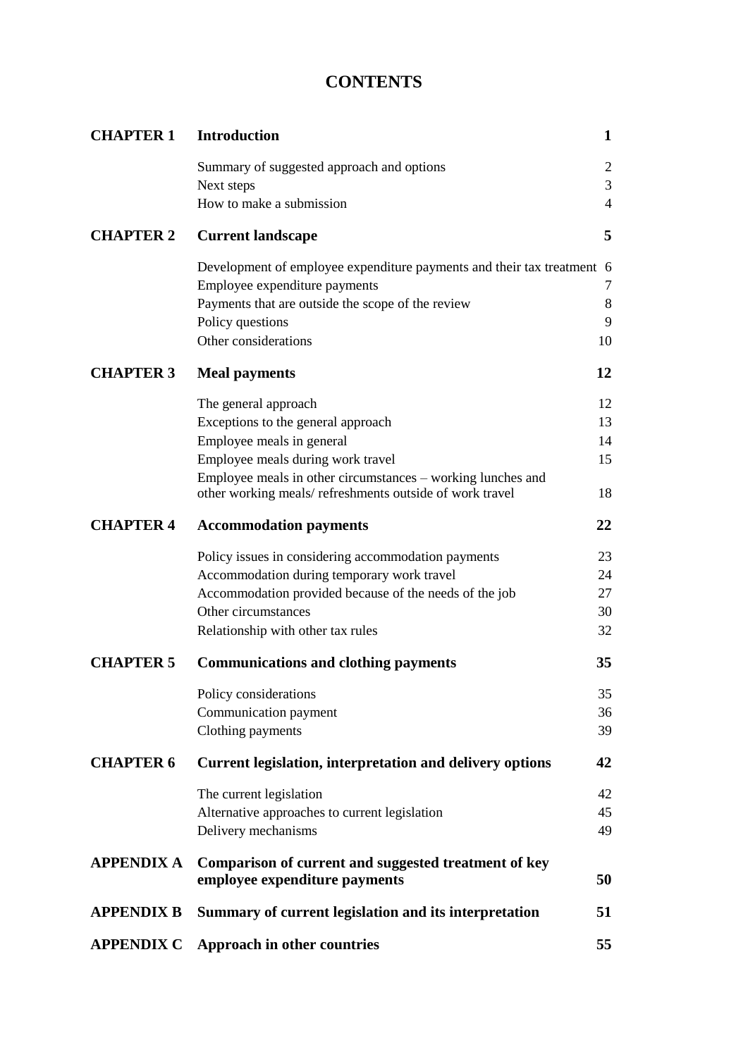# CONTENTS

| | | |
|---|---|---|
| **CHAPTER 1** | **Introduction** | **1** |
| | Summary of suggested approach and options | 2 |
| | Next steps | 3 |
| | How to make a submission | 4 |
| **CHAPTER 2** | **Current landscape** | **5** |
| | Development of employee expenditure payments and their tax treatment | 6 |
| | Employee expenditure payments | 7 |
| | Payments that are outside the scope of the review | 8 |
| | Policy questions | 9 |
| | Other considerations | 10 |
| **CHAPTER 3** | **Meal payments** | **12** |
| | The general approach | 12 |
| | Exceptions to the general approach | 13 |
| | Employee meals in general | 14 |
| | Employee meals during work travel | 15 |
| | Employee meals in other circumstances – working lunches and other working meals/ refreshments outside of work travel | 18 |
| **CHAPTER 4** | **Accommodation payments** | **22** |
| | Policy issues in considering accommodation payments | 23 |
| | Accommodation during temporary work travel | 24 |
| | Accommodation provided because of the needs of the job | 27 |
| | Other circumstances | 30 |
| | Relationship with other tax rules | 32 |
| **CHAPTER 5** | **Communications and clothing payments** | **35** |
| | Policy considerations | 35 |
| | Communication payment | 36 |
| | Clothing payments | 39 |
| **CHAPTER 6** | **Current legislation, interpretation and delivery options** | **42** |
| | The current legislation | 42 |
| | Alternative approaches to current legislation | 45 |
| | Delivery mechanisms | 49 |
| **APPENDIX A** | **Comparison of current and suggested treatment of key employee expenditure payments** | **50** |
| **APPENDIX B** | **Summary of current legislation and its interpretation** | **51** |
| **APPENDIX C** | **Approach in other countries** | **55** |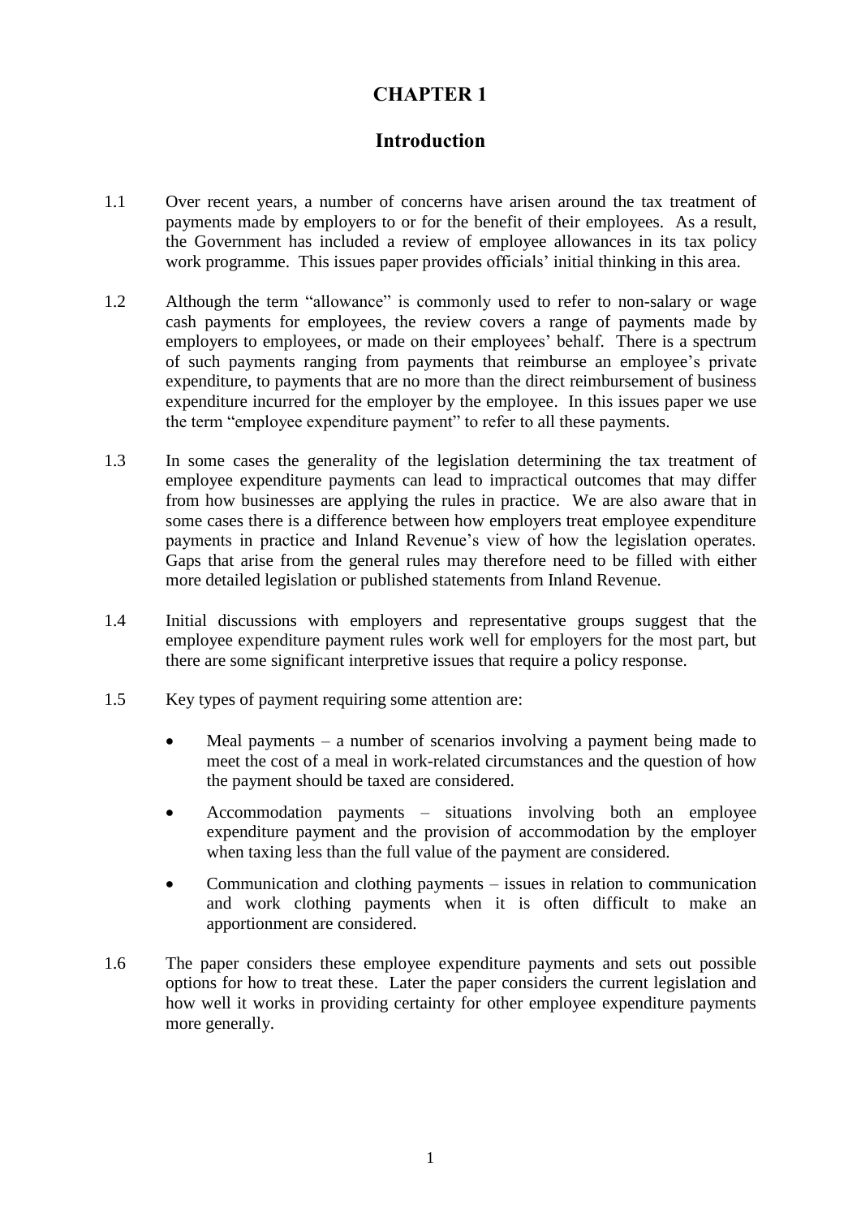# CHAPTER 1

## Introduction

1.1 Over recent years, a number of concerns have arisen around the tax treatment of payments made by employers to or for the benefit of their employees. As a result, the Government has included a review of employee allowances in its tax policy work programme. This issues paper provides officials' initial thinking in this area.

1.2 Although the term "allowance" is commonly used to refer to non-salary or wage cash payments for employees, the review covers a range of payments made by employers to employees, or made on their employees' behalf. There is a spectrum of such payments ranging from payments that reimburse an employee's private expenditure, to payments that are no more than the direct reimbursement of business expenditure incurred for the employer by the employee. In this issues paper we use the term "employee expenditure payment" to refer to all these payments.

1.3 In some cases the generality of the legislation determining the tax treatment of employee expenditure payments can lead to impractical outcomes that may differ from how businesses are applying the rules in practice. We are also aware that in some cases there is a difference between how employers treat employee expenditure payments in practice and Inland Revenue's view of how the legislation operates. Gaps that arise from the general rules may therefore need to be filled with either more detailed legislation or published statements from Inland Revenue.

1.4 Initial discussions with employers and representative groups suggest that the employee expenditure payment rules work well for employers for the most part, but there are some significant interpretive issues that require a policy response.

1.5 Key types of payment requiring some attention are:

- Meal payments – a number of scenarios involving a payment being made to meet the cost of a meal in work-related circumstances and the question of how the payment should be taxed are considered.
- Accommodation payments – situations involving both an employee expenditure payment and the provision of accommodation by the employer when taxing less than the full value of the payment are considered.
- Communication and clothing payments – issues in relation to communication and work clothing payments when it is often difficult to make an apportionment are considered.

1.6 The paper considers these employee expenditure payments and sets out possible options for how to treat these. Later the paper considers the current legislation and how well it works in providing certainty for other employee expenditure payments more generally.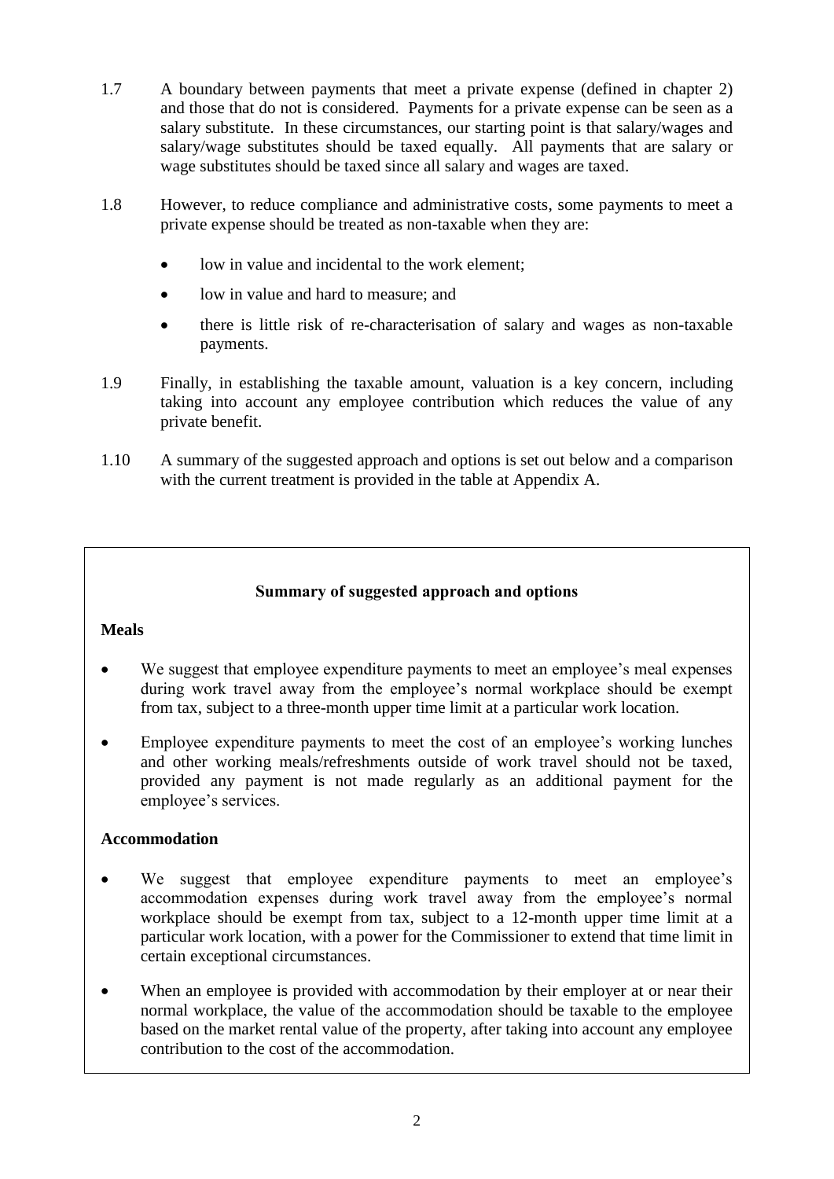1.7 A boundary between payments that meet a private expense (defined in chapter 2) and those that do not is considered. Payments for a private expense can be seen as a salary substitute. In these circumstances, our starting point is that salary/wages and salary/wage substitutes should be taxed equally. All payments that are salary or wage substitutes should be taxed since all salary and wages are taxed.

1.8 However, to reduce compliance and administrative costs, some payments to meet a private expense should be treated as non-taxable when they are:

- low in value and incidental to the work element;
- low in value and hard to measure; and
- there is little risk of re-characterisation of salary and wages as non-taxable payments.

1.9 Finally, in establishing the taxable amount, valuation is a key concern, including taking into account any employee contribution which reduces the value of any private benefit.

1.10 A summary of the suggested approach and options is set out below and a comparison with the current treatment is provided in the table at Appendix A.

**Summary of suggested approach and options**

**Meals**

- We suggest that employee expenditure payments to meet an employee's meal expenses during work travel away from the employee's normal workplace should be exempt from tax, subject to a three-month upper time limit at a particular work location.
- Employee expenditure payments to meet the cost of an employee's working lunches and other working meals/refreshments outside of work travel should not be taxed, provided any payment is not made regularly as an additional payment for the employee's services.

**Accommodation**

- We suggest that employee expenditure payments to meet an employee's accommodation expenses during work travel away from the employee's normal workplace should be exempt from tax, subject to a 12-month upper time limit at a particular work location, with a power for the Commissioner to extend that time limit in certain exceptional circumstances.
- When an employee is provided with accommodation by their employer at or near their normal workplace, the value of the accommodation should be taxable to the employee based on the market rental value of the property, after taking into account any employee contribution to the cost of the accommodation.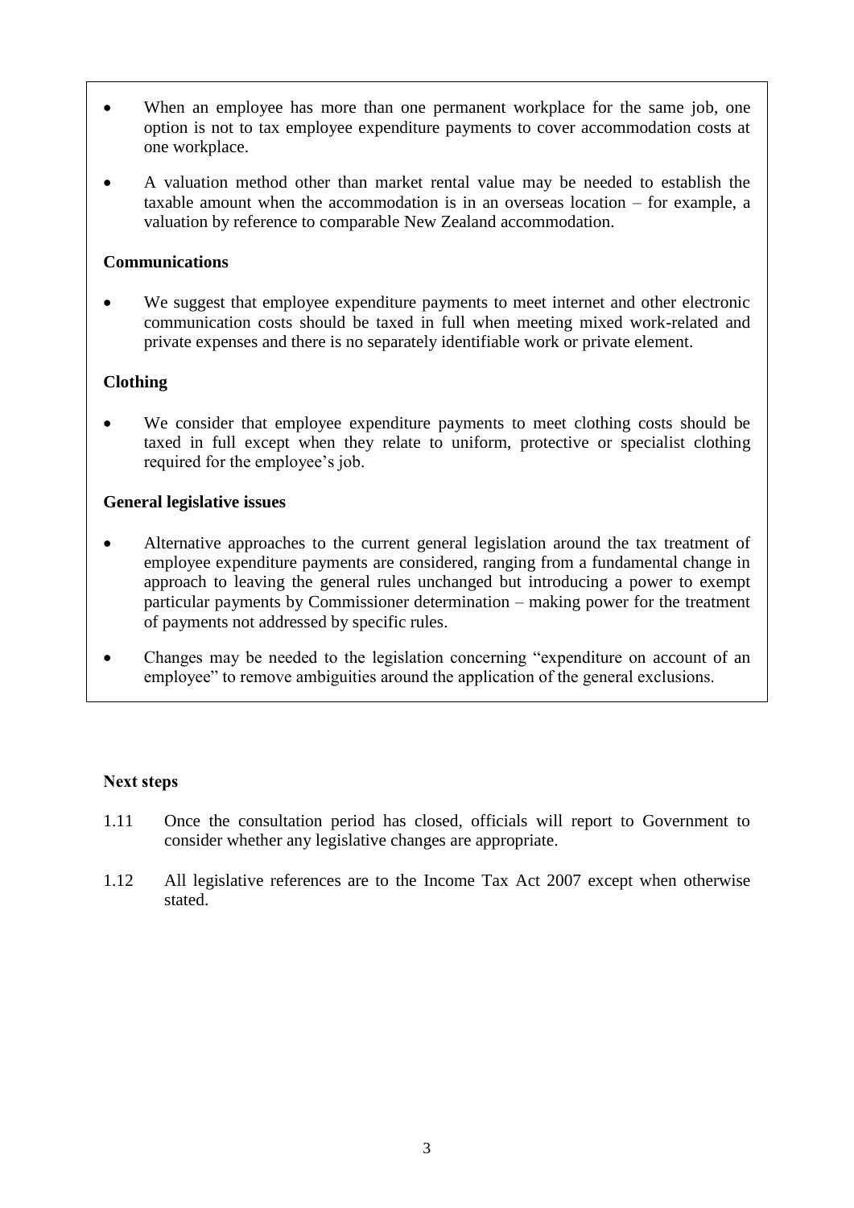- When an employee has more than one permanent workplace for the same job, one option is not to tax employee expenditure payments to cover accommodation costs at one workplace.
- A valuation method other than market rental value may be needed to establish the taxable amount when the accommodation is in an overseas location – for example, a valuation by reference to comparable New Zealand accommodation.

**Communications**

- We suggest that employee expenditure payments to meet internet and other electronic communication costs should be taxed in full when meeting mixed work-related and private expenses and there is no separately identifiable work or private element.

**Clothing**

- We consider that employee expenditure payments to meet clothing costs should be taxed in full except when they relate to uniform, protective or specialist clothing required for the employee's job.

**General legislative issues**

- Alternative approaches to the current general legislation around the tax treatment of employee expenditure payments are considered, ranging from a fundamental change in approach to leaving the general rules unchanged but introducing a power to exempt particular payments by Commissioner determination – making power for the treatment of payments not addressed by specific rules.
- Changes may be needed to the legislation concerning "expenditure on account of an employee" to remove ambiguities around the application of the general exclusions.

### Next steps

1.11 Once the consultation period has closed, officials will report to Government to consider whether any legislative changes are appropriate.

1.12 All legislative references are to the Income Tax Act 2007 except when otherwise stated.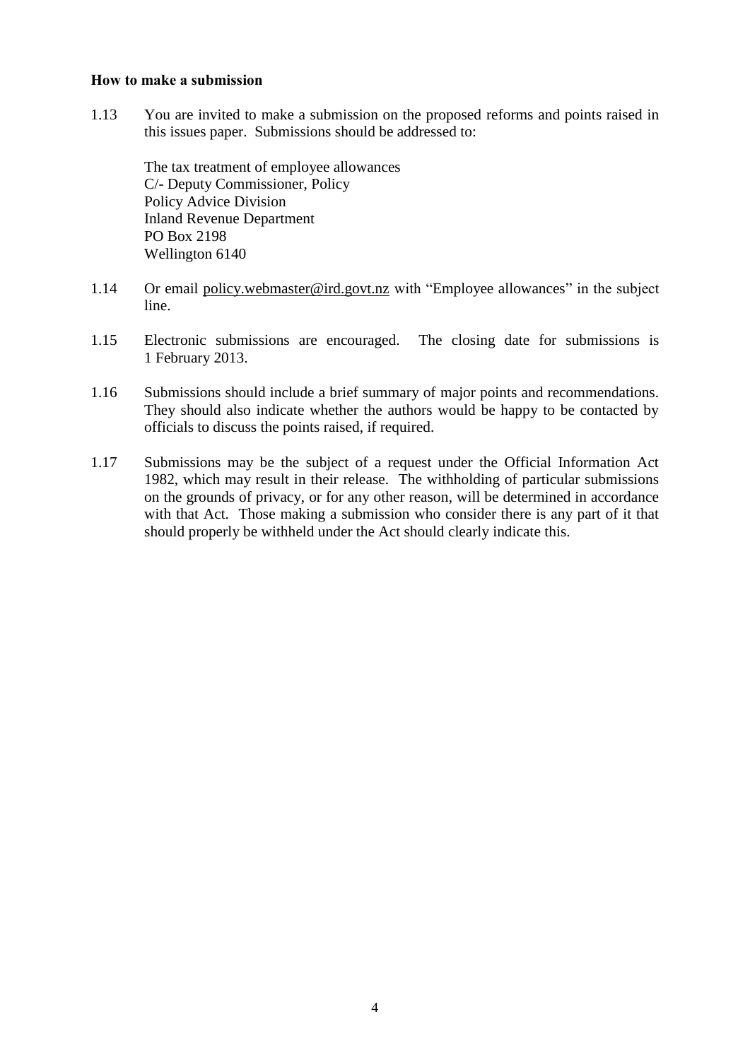**How to make a submission**

1.13 You are invited to make a submission on the proposed reforms and points raised in this issues paper. Submissions should be addressed to:

The tax treatment of employee allowances  
C/- Deputy Commissioner, Policy  
Policy Advice Division  
Inland Revenue Department  
PO Box 2198  
Wellington 6140

1.14 Or email policy.webmaster@ird.govt.nz with "Employee allowances" in the subject line.

1.15 Electronic submissions are encouraged. The closing date for submissions is 1 February 2013.

1.16 Submissions should include a brief summary of major points and recommendations. They should also indicate whether the authors would be happy to be contacted by officials to discuss the points raised, if required.

1.17 Submissions may be the subject of a request under the Official Information Act 1982, which may result in their release. The withholding of particular submissions on the grounds of privacy, or for any other reason, will be determined in accordance with that Act. Those making a submission who consider there is any part of it that should properly be withheld under the Act should clearly indicate this.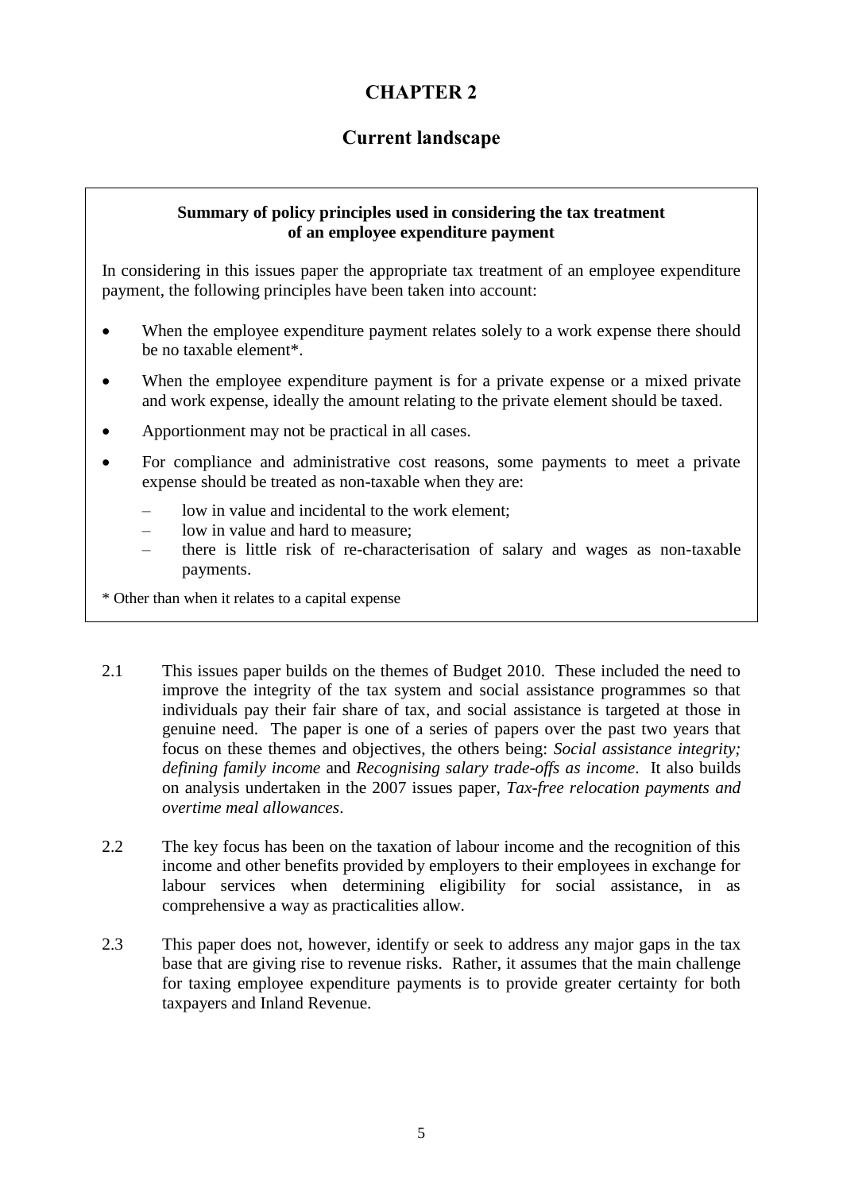# CHAPTER 2

## Current landscape

> **Summary of policy principles used in considering the tax treatment of an employee expenditure payment**
>
> In considering in this issues paper the appropriate tax treatment of an employee expenditure payment, the following principles have been taken into account:
>
> - When the employee expenditure payment relates solely to a work expense there should be no taxable element*.
> - When the employee expenditure payment is for a private expense or a mixed private and work expense, ideally the amount relating to the private element should be taxed.
> - Apportionment may not be practical in all cases.
> - For compliance and administrative cost reasons, some payments to meet a private expense should be treated as non-taxable when they are:
>   - low in value and incidental to the work element;
>   - low in value and hard to measure;
>   - there is little risk of re-characterisation of salary and wages as non-taxable payments.
>
> * Other than when it relates to a capital expense

2.1 This issues paper builds on the themes of Budget 2010. These included the need to improve the integrity of the tax system and social assistance programmes so that individuals pay their fair share of tax, and social assistance is targeted at those in genuine need. The paper is one of a series of papers over the past two years that focus on these themes and objectives, the others being: *Social assistance integrity; defining family income* and *Recognising salary trade-offs as income*. It also builds on analysis undertaken in the 2007 issues paper, *Tax-free relocation payments and overtime meal allowances*.

2.2 The key focus has been on the taxation of labour income and the recognition of this income and other benefits provided by employers to their employees in exchange for labour services when determining eligibility for social assistance, in as comprehensive a way as practicalities allow.

2.3 This paper does not, however, identify or seek to address any major gaps in the tax base that are giving rise to revenue risks. Rather, it assumes that the main challenge for taxing employee expenditure payments is to provide greater certainty for both taxpayers and Inland Revenue.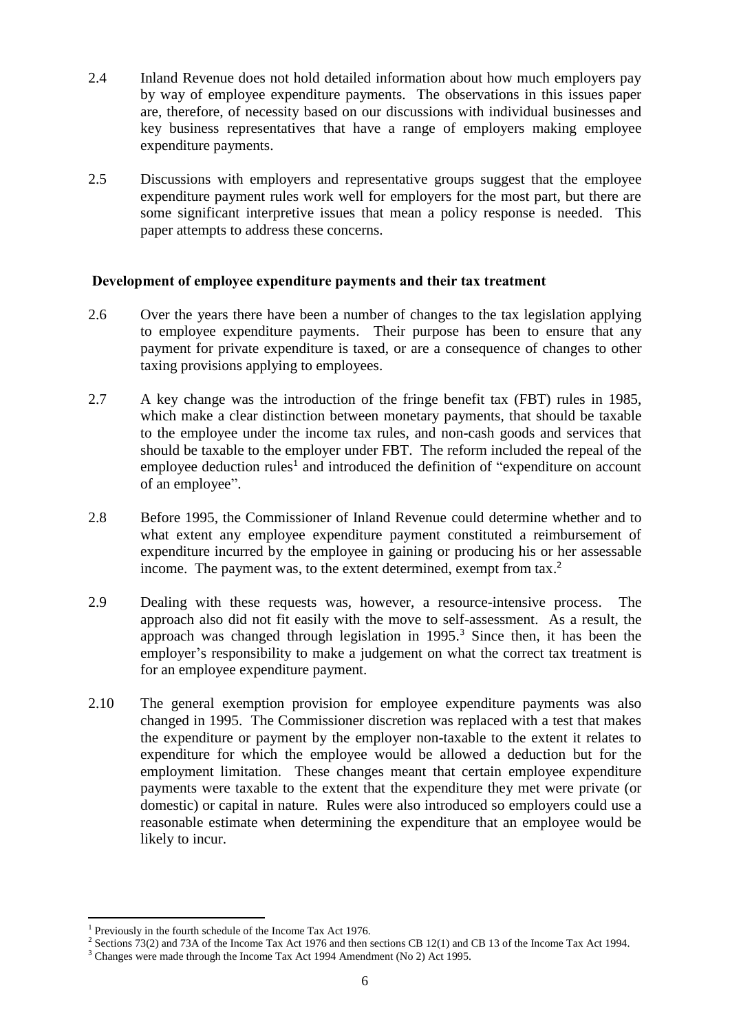2.4 Inland Revenue does not hold detailed information about how much employers pay by way of employee expenditure payments. The observations in this issues paper are, therefore, of necessity based on our discussions with individual businesses and key business representatives that have a range of employers making employee expenditure payments.

2.5 Discussions with employers and representative groups suggest that the employee expenditure payment rules work well for employers for the most part, but there are some significant interpretive issues that mean a policy response is needed. This paper attempts to address these concerns.

**Development of employee expenditure payments and their tax treatment**

2.6 Over the years there have been a number of changes to the tax legislation applying to employee expenditure payments. Their purpose has been to ensure that any payment for private expenditure is taxed, or are a consequence of changes to other taxing provisions applying to employees.

2.7 A key change was the introduction of the fringe benefit tax (FBT) rules in 1985, which make a clear distinction between monetary payments, that should be taxable to the employee under the income tax rules, and non-cash goods and services that should be taxable to the employer under FBT. The reform included the repeal of the employee deduction rules[1] and introduced the definition of "expenditure on account of an employee".

2.8 Before 1995, the Commissioner of Inland Revenue could determine whether and to what extent any employee expenditure payment constituted a reimbursement of expenditure incurred by the employee in gaining or producing his or her assessable income. The payment was, to the extent determined, exempt from tax.[2]

2.9 Dealing with these requests was, however, a resource-intensive process. The approach also did not fit easily with the move to self-assessment. As a result, the approach was changed through legislation in 1995.[3] Since then, it has been the employer's responsibility to make a judgement on what the correct tax treatment is for an employee expenditure payment.

2.10 The general exemption provision for employee expenditure payments was also changed in 1995. The Commissioner discretion was replaced with a test that makes the expenditure or payment by the employer non-taxable to the extent it relates to expenditure for which the employee would be allowed a deduction but for the employment limitation. These changes meant that certain employee expenditure payments were taxable to the extent that the expenditure they met were private (or domestic) or capital in nature. Rules were also introduced so employers could use a reasonable estimate when determining the expenditure that an employee would be likely to incur.

---

[1] Previously in the fourth schedule of the Income Tax Act 1976.

[2] Sections 73(2) and 73A of the Income Tax Act 1976 and then sections CB 12(1) and CB 13 of the Income Tax Act 1994.

[3] Changes were made through the Income Tax Act 1994 Amendment (No 2) Act 1995.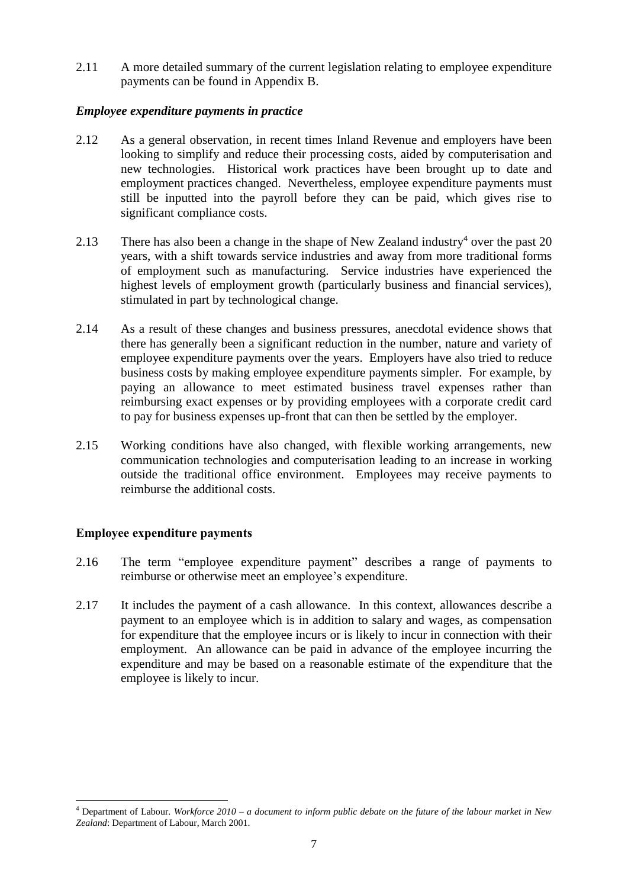2.11 A more detailed summary of the current legislation relating to employee expenditure payments can be found in Appendix B.

### *Employee expenditure payments in practice*

2.12 As a general observation, in recent times Inland Revenue and employers have been looking to simplify and reduce their processing costs, aided by computerisation and new technologies. Historical work practices have been brought up to date and employment practices changed. Nevertheless, employee expenditure payments must still be inputted into the payroll before they can be paid, which gives rise to significant compliance costs.

2.13 There has also been a change in the shape of New Zealand industry[4] over the past 20 years, with a shift towards service industries and away from more traditional forms of employment such as manufacturing. Service industries have experienced the highest levels of employment growth (particularly business and financial services), stimulated in part by technological change.

2.14 As a result of these changes and business pressures, anecdotal evidence shows that there has generally been a significant reduction in the number, nature and variety of employee expenditure payments over the years. Employers have also tried to reduce business costs by making employee expenditure payments simpler. For example, by paying an allowance to meet estimated business travel expenses rather than reimbursing exact expenses or by providing employees with a corporate credit card to pay for business expenses up-front that can then be settled by the employer.

2.15 Working conditions have also changed, with flexible working arrangements, new communication technologies and computerisation leading to an increase in working outside the traditional office environment. Employees may receive payments to reimburse the additional costs.

## **Employee expenditure payments**

2.16 The term "employee expenditure payment" describes a range of payments to reimburse or otherwise meet an employee's expenditure.

2.17 It includes the payment of a cash allowance. In this context, allowances describe a payment to an employee which is in addition to salary and wages, as compensation for expenditure that the employee incurs or is likely to incur in connection with their employment. An allowance can be paid in advance of the employee incurring the expenditure and may be based on a reasonable estimate of the expenditure that the employee is likely to incur.

---

[4] Department of Labour. *Workforce 2010 – a document to inform public debate on the future of the labour market in New Zealand*: Department of Labour, March 2001.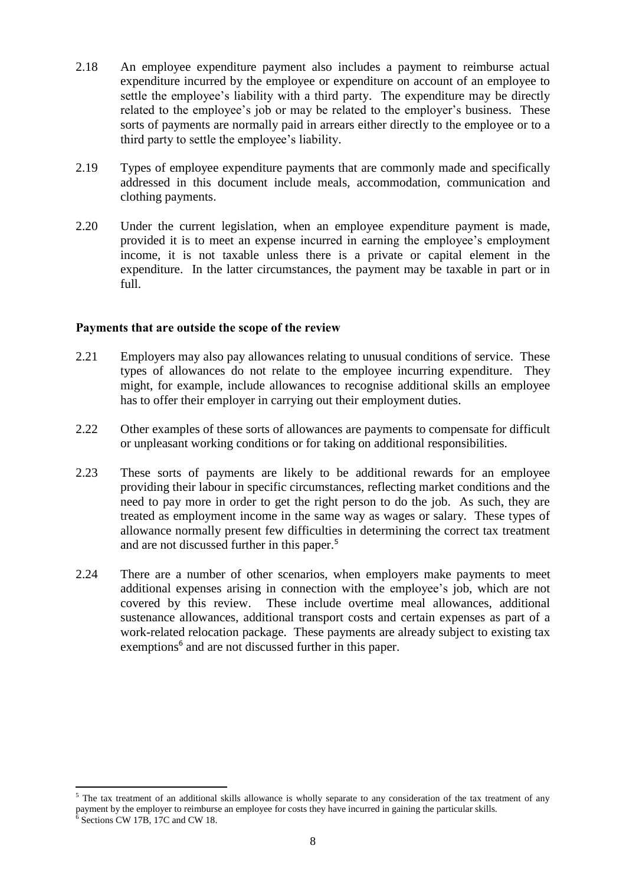2.18 An employee expenditure payment also includes a payment to reimburse actual expenditure incurred by the employee or expenditure on account of an employee to settle the employee's liability with a third party. The expenditure may be directly related to the employee's job or may be related to the employer's business. These sorts of payments are normally paid in arrears either directly to the employee or to a third party to settle the employee's liability.

2.19 Types of employee expenditure payments that are commonly made and specifically addressed in this document include meals, accommodation, communication and clothing payments.

2.20 Under the current legislation, when an employee expenditure payment is made, provided it is to meet an expense incurred in earning the employee's employment income, it is not taxable unless there is a private or capital element in the expenditure. In the latter circumstances, the payment may be taxable in part or in full.

**Payments that are outside the scope of the review**

2.21 Employers may also pay allowances relating to unusual conditions of service. These types of allowances do not relate to the employee incurring expenditure. They might, for example, include allowances to recognise additional skills an employee has to offer their employer in carrying out their employment duties.

2.22 Other examples of these sorts of allowances are payments to compensate for difficult or unpleasant working conditions or for taking on additional responsibilities.

2.23 These sorts of payments are likely to be additional rewards for an employee providing their labour in specific circumstances, reflecting market conditions and the need to pay more in order to get the right person to do the job. As such, they are treated as employment income in the same way as wages or salary. These types of allowance normally present few difficulties in determining the correct tax treatment and are not discussed further in this paper.[5]

2.24 There are a number of other scenarios, when employers make payments to meet additional expenses arising in connection with the employee's job, which are not covered by this review. These include overtime meal allowances, additional sustenance allowances, additional transport costs and certain expenses as part of a work-related relocation package. These payments are already subject to existing tax exemptions[6] and are not discussed further in this paper.

---

[5] The tax treatment of an additional skills allowance is wholly separate to any consideration of the tax treatment of any payment by the employer to reimburse an employee for costs they have incurred in gaining the particular skills.

[6] Sections CW 17B, 17C and CW 18.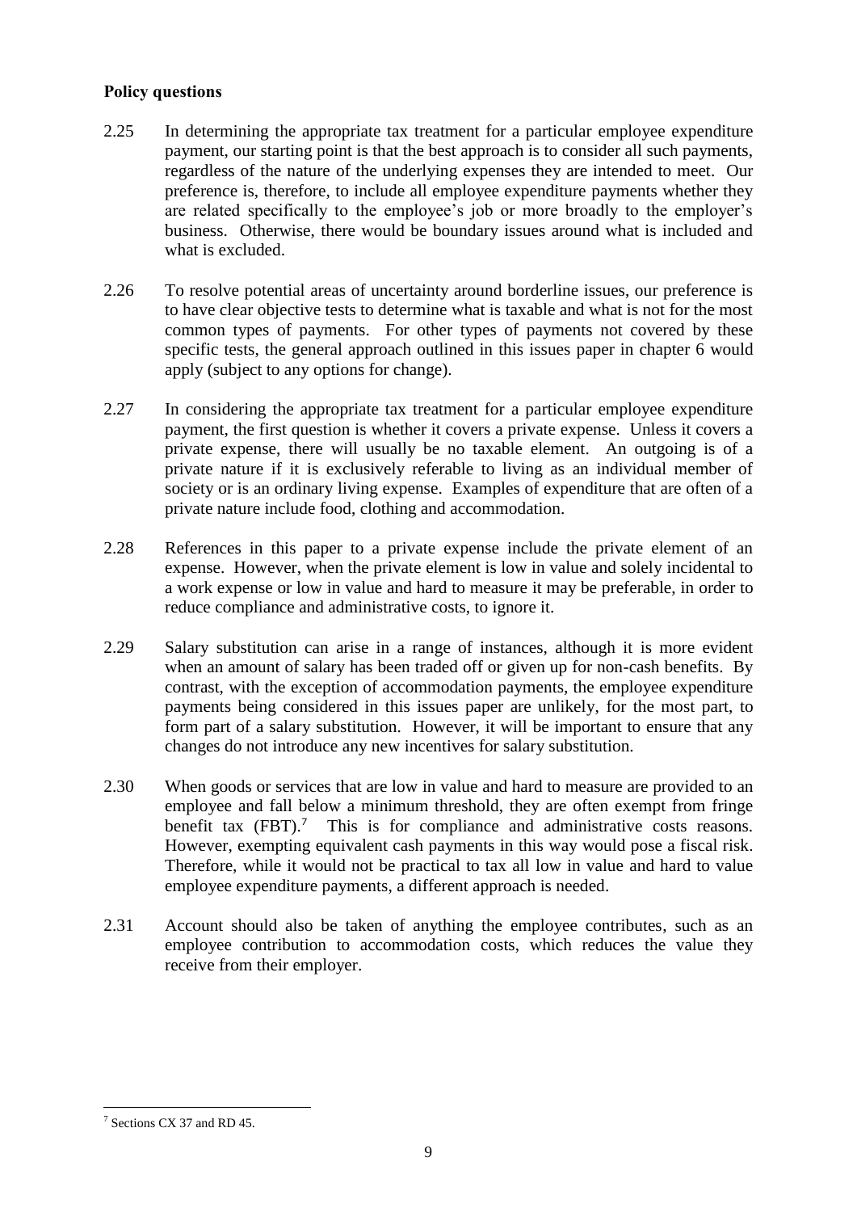**Policy questions**

2.25 In determining the appropriate tax treatment for a particular employee expenditure payment, our starting point is that the best approach is to consider all such payments, regardless of the nature of the underlying expenses they are intended to meet. Our preference is, therefore, to include all employee expenditure payments whether they are related specifically to the employee's job or more broadly to the employer's business. Otherwise, there would be boundary issues around what is included and what is excluded.

2.26 To resolve potential areas of uncertainty around borderline issues, our preference is to have clear objective tests to determine what is taxable and what is not for the most common types of payments. For other types of payments not covered by these specific tests, the general approach outlined in this issues paper in chapter 6 would apply (subject to any options for change).

2.27 In considering the appropriate tax treatment for a particular employee expenditure payment, the first question is whether it covers a private expense. Unless it covers a private expense, there will usually be no taxable element. An outgoing is of a private nature if it is exclusively referable to living as an individual member of society or is an ordinary living expense. Examples of expenditure that are often of a private nature include food, clothing and accommodation.

2.28 References in this paper to a private expense include the private element of an expense. However, when the private element is low in value and solely incidental to a work expense or low in value and hard to measure it may be preferable, in order to reduce compliance and administrative costs, to ignore it.

2.29 Salary substitution can arise in a range of instances, although it is more evident when an amount of salary has been traded off or given up for non-cash benefits. By contrast, with the exception of accommodation payments, the employee expenditure payments being considered in this issues paper are unlikely, for the most part, to form part of a salary substitution. However, it will be important to ensure that any changes do not introduce any new incentives for salary substitution.

2.30 When goods or services that are low in value and hard to measure are provided to an employee and fall below a minimum threshold, they are often exempt from fringe benefit tax (FBT).[7] This is for compliance and administrative costs reasons. However, exempting equivalent cash payments in this way would pose a fiscal risk. Therefore, while it would not be practical to tax all low in value and hard to value employee expenditure payments, a different approach is needed.

2.31 Account should also be taken of anything the employee contributes, such as an employee contribution to accommodation costs, which reduces the value they receive from their employer.

---

[7] Sections CX 37 and RD 45.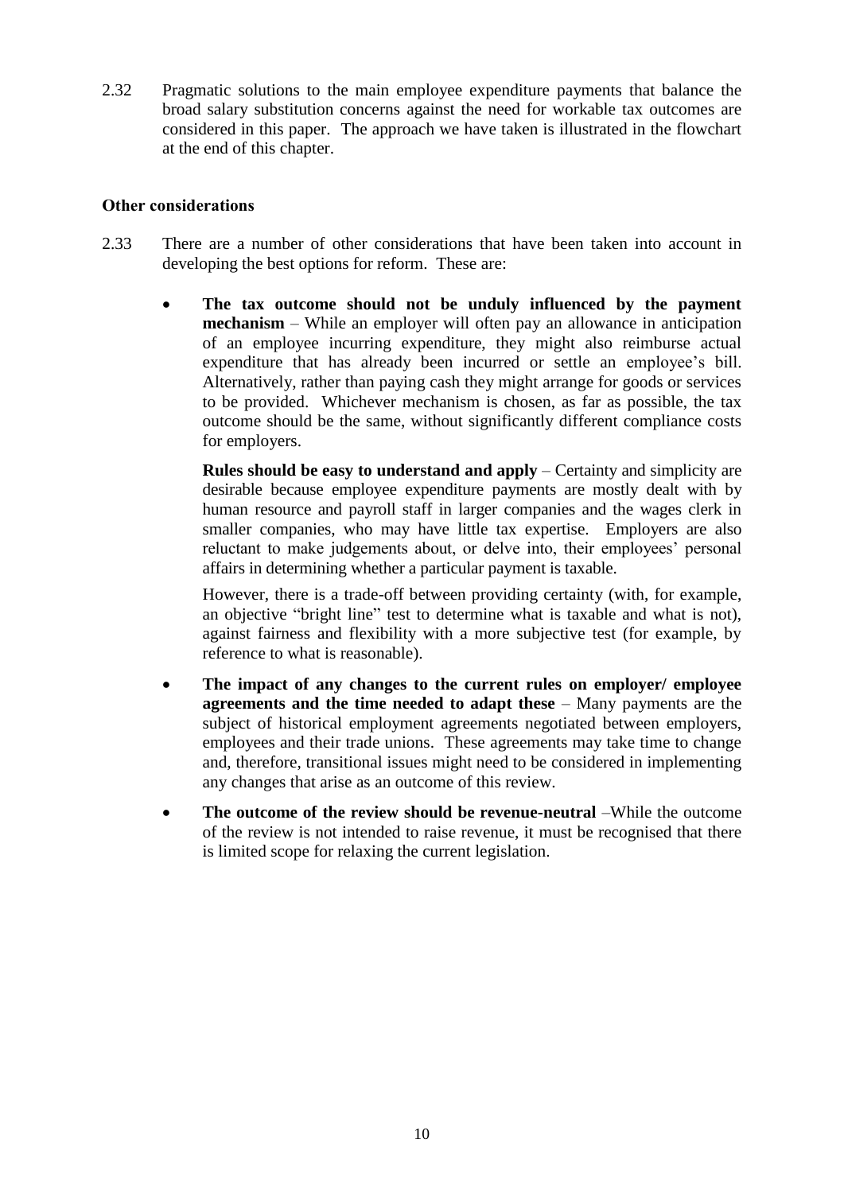2.32 Pragmatic solutions to the main employee expenditure payments that balance the broad salary substitution concerns against the need for workable tax outcomes are considered in this paper. The approach we have taken is illustrated in the flowchart at the end of this chapter.

### Other considerations

2.33 There are a number of other considerations that have been taken into account in developing the best options for reform. These are:

- **The tax outcome should not be unduly influenced by the payment mechanism** – While an employer will often pay an allowance in anticipation of an employee incurring expenditure, they might also reimburse actual expenditure that has already been incurred or settle an employee's bill. Alternatively, rather than paying cash they might arrange for goods or services to be provided. Whichever mechanism is chosen, as far as possible, the tax outcome should be the same, without significantly different compliance costs for employers.

  **Rules should be easy to understand and apply** – Certainty and simplicity are desirable because employee expenditure payments are mostly dealt with by human resource and payroll staff in larger companies and the wages clerk in smaller companies, who may have little tax expertise. Employers are also reluctant to make judgements about, or delve into, their employees' personal affairs in determining whether a particular payment is taxable.

  However, there is a trade-off between providing certainty (with, for example, an objective "bright line" test to determine what is taxable and what is not), against fairness and flexibility with a more subjective test (for example, by reference to what is reasonable).

- **The impact of any changes to the current rules on employer/ employee agreements and the time needed to adapt these** – Many payments are the subject of historical employment agreements negotiated between employers, employees and their trade unions. These agreements may take time to change and, therefore, transitional issues might need to be considered in implementing any changes that arise as an outcome of this review.

- **The outcome of the review should be revenue-neutral** –While the outcome of the review is not intended to raise revenue, it must be recognised that there is limited scope for relaxing the current legislation.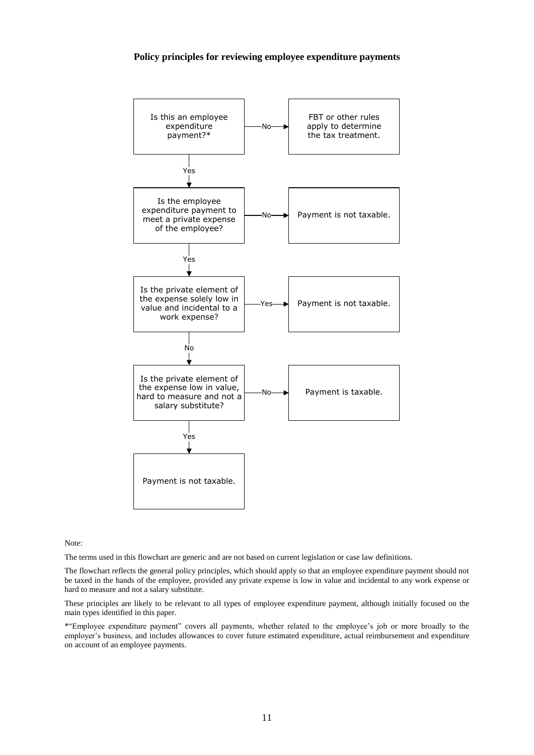**Policy principles for reviewing employee expenditure payments**

Is this an employee expenditure payment?*
- No → FBT or other rules apply to determine the tax treatment.
- Yes ↓

Is the employee expenditure payment to meet a private expense of the employee?
- No → Payment is not taxable.
- Yes ↓

Is the private element of the expense solely low in value and incidental to a work expense?
- Yes → Payment is not taxable.
- No ↓

Is the private element of the expense low in value, hard to measure and not a salary substitute?
- No → Payment is taxable.
- Yes ↓

Payment is not taxable.

Note:

The terms used in this flowchart are generic and are not based on current legislation or case law definitions.

The flowchart reflects the general policy principles, which should apply so that an employee expenditure payment should not be taxed in the hands of the employee, provided any private expense is low in value and incidental to any work expense or hard to measure and not a salary substitute.

These principles are likely to be relevant to all types of employee expenditure payment, although initially focused on the main types identified in this paper.

*"Employee expenditure payment" covers all payments, whether related to the employee's job or more broadly to the employer's business, and includes allowances to cover future estimated expenditure, actual reimbursement and expenditure on account of an employee payments.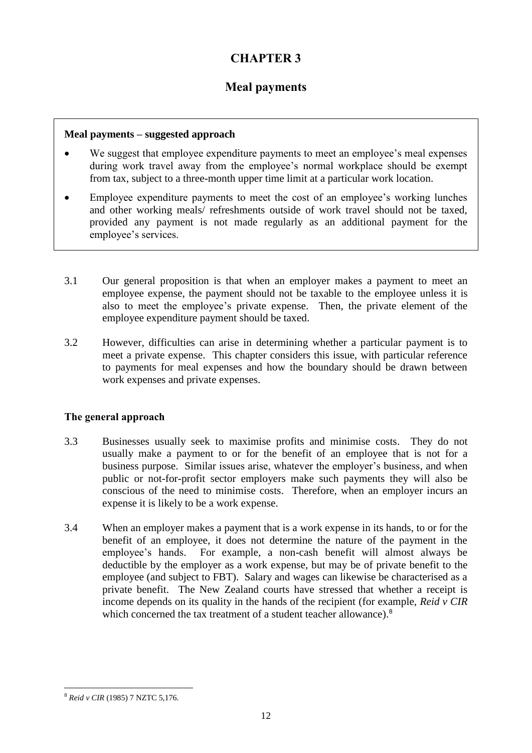# CHAPTER 3

## Meal payments

**Meal payments – suggested approach**

- We suggest that employee expenditure payments to meet an employee's meal expenses during work travel away from the employee's normal workplace should be exempt from tax, subject to a three-month upper time limit at a particular work location.
- Employee expenditure payments to meet the cost of an employee's working lunches and other working meals/ refreshments outside of work travel should not be taxed, provided any payment is not made regularly as an additional payment for the employee's services.

3.1 Our general proposition is that when an employer makes a payment to meet an employee expense, the payment should not be taxable to the employee unless it is also to meet the employee's private expense. Then, the private element of the employee expenditure payment should be taxed.

3.2 However, difficulties can arise in determining whether a particular payment is to meet a private expense. This chapter considers this issue, with particular reference to payments for meal expenses and how the boundary should be drawn between work expenses and private expenses.

### The general approach

3.3 Businesses usually seek to maximise profits and minimise costs. They do not usually make a payment to or for the benefit of an employee that is not for a business purpose. Similar issues arise, whatever the employer's business, and when public or not-for-profit sector employers make such payments they will also be conscious of the need to minimise costs. Therefore, when an employer incurs an expense it is likely to be a work expense.

3.4 When an employer makes a payment that is a work expense in its hands, to or for the benefit of an employee, it does not determine the nature of the payment in the employee's hands. For example, a non-cash benefit will almost always be deductible by the employer as a work expense, but may be of private benefit to the employee (and subject to FBT). Salary and wages can likewise be characterised as a private benefit. The New Zealand courts have stressed that whether a receipt is income depends on its quality in the hands of the recipient (for example, *Reid v CIR* which concerned the tax treatment of a student teacher allowance).[8]

[8] *Reid v CIR* (1985) 7 NZTC 5,176.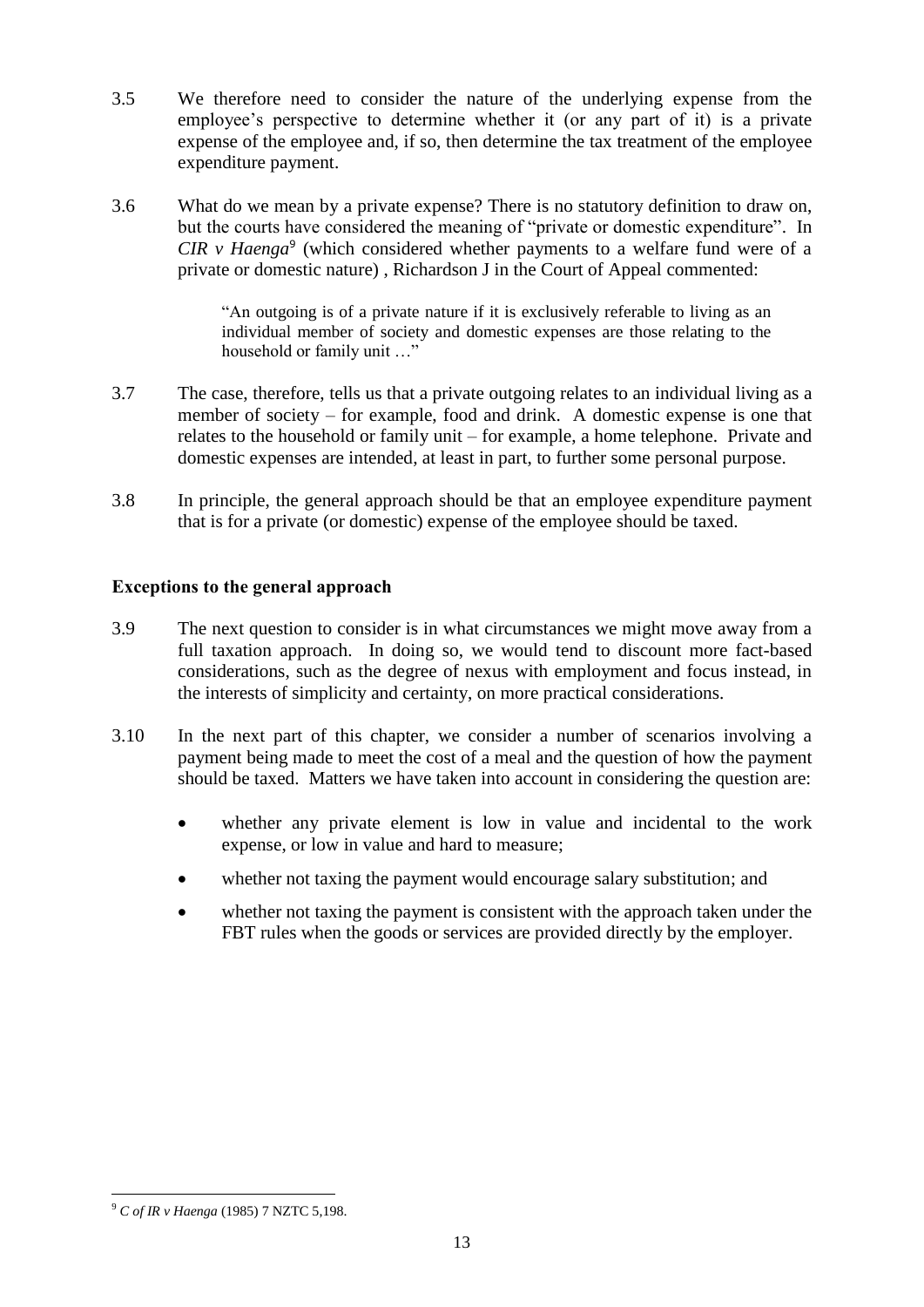3.5 We therefore need to consider the nature of the underlying expense from the employee's perspective to determine whether it (or any part of it) is a private expense of the employee and, if so, then determine the tax treatment of the employee expenditure payment.

3.6 What do we mean by a private expense? There is no statutory definition to draw on, but the courts have considered the meaning of "private or domestic expenditure". In *CIR v Haenga*[9] (which considered whether payments to a welfare fund were of a private or domestic nature) , Richardson J in the Court of Appeal commented:

> "An outgoing is of a private nature if it is exclusively referable to living as an individual member of society and domestic expenses are those relating to the household or family unit …"

3.7 The case, therefore, tells us that a private outgoing relates to an individual living as a member of society – for example, food and drink. A domestic expense is one that relates to the household or family unit – for example, a home telephone. Private and domestic expenses are intended, at least in part, to further some personal purpose.

3.8 In principle, the general approach should be that an employee expenditure payment that is for a private (or domestic) expense of the employee should be taxed.

**Exceptions to the general approach**

3.9 The next question to consider is in what circumstances we might move away from a full taxation approach. In doing so, we would tend to discount more fact-based considerations, such as the degree of nexus with employment and focus instead, in the interests of simplicity and certainty, on more practical considerations.

3.10 In the next part of this chapter, we consider a number of scenarios involving a payment being made to meet the cost of a meal and the question of how the payment should be taxed. Matters we have taken into account in considering the question are:

- whether any private element is low in value and incidental to the work expense, or low in value and hard to measure;
- whether not taxing the payment would encourage salary substitution; and
- whether not taxing the payment is consistent with the approach taken under the FBT rules when the goods or services are provided directly by the employer.

[9] *C of IR v Haenga* (1985) 7 NZTC 5,198.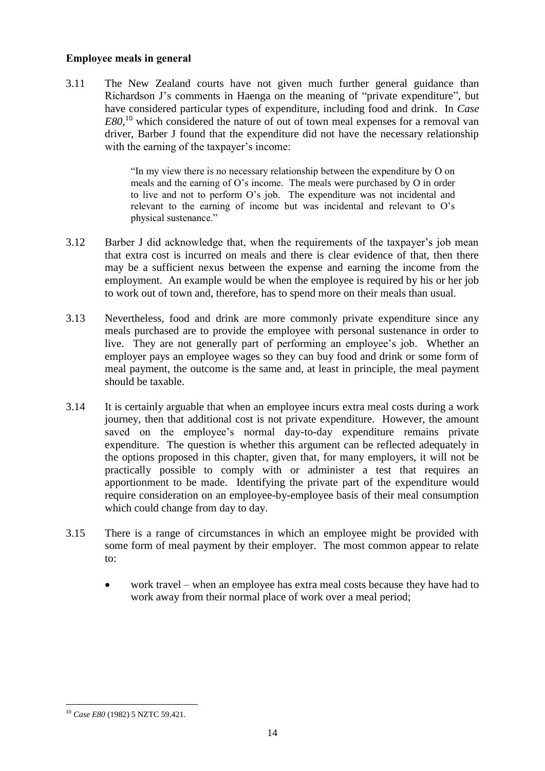**Employee meals in general**

3.11 The New Zealand courts have not given much further general guidance than Richardson J's comments in Haenga on the meaning of "private expenditure", but have considered particular types of expenditure, including food and drink. In *Case E80*,[10] which considered the nature of out of town meal expenses for a removal van driver, Barber J found that the expenditure did not have the necessary relationship with the earning of the taxpayer's income:

> "In my view there is no necessary relationship between the expenditure by O on meals and the earning of O's income. The meals were purchased by O in order to live and not to perform O's job. The expenditure was not incidental and relevant to the earning of income but was incidental and relevant to O's physical sustenance."

3.12 Barber J did acknowledge that, when the requirements of the taxpayer's job mean that extra cost is incurred on meals and there is clear evidence of that, then there may be a sufficient nexus between the expense and earning the income from the employment. An example would be when the employee is required by his or her job to work out of town and, therefore, has to spend more on their meals than usual.

3.13 Nevertheless, food and drink are more commonly private expenditure since any meals purchased are to provide the employee with personal sustenance in order to live. They are not generally part of performing an employee's job. Whether an employer pays an employee wages so they can buy food and drink or some form of meal payment, the outcome is the same and, at least in principle, the meal payment should be taxable.

3.14 It is certainly arguable that when an employee incurs extra meal costs during a work journey, then that additional cost is not private expenditure. However, the amount saved on the employee's normal day-to-day expenditure remains private expenditure. The question is whether this argument can be reflected adequately in the options proposed in this chapter, given that, for many employers, it will not be practically possible to comply with or administer a test that requires an apportionment to be made. Identifying the private part of the expenditure would require consideration on an employee-by-employee basis of their meal consumption which could change from day to day.

3.15 There is a range of circumstances in which an employee might be provided with some form of meal payment by their employer. The most common appear to relate to:

- work travel – when an employee has extra meal costs because they have had to work away from their normal place of work over a meal period;

---

[10] *Case E80* (1982) 5 NZTC 59,421.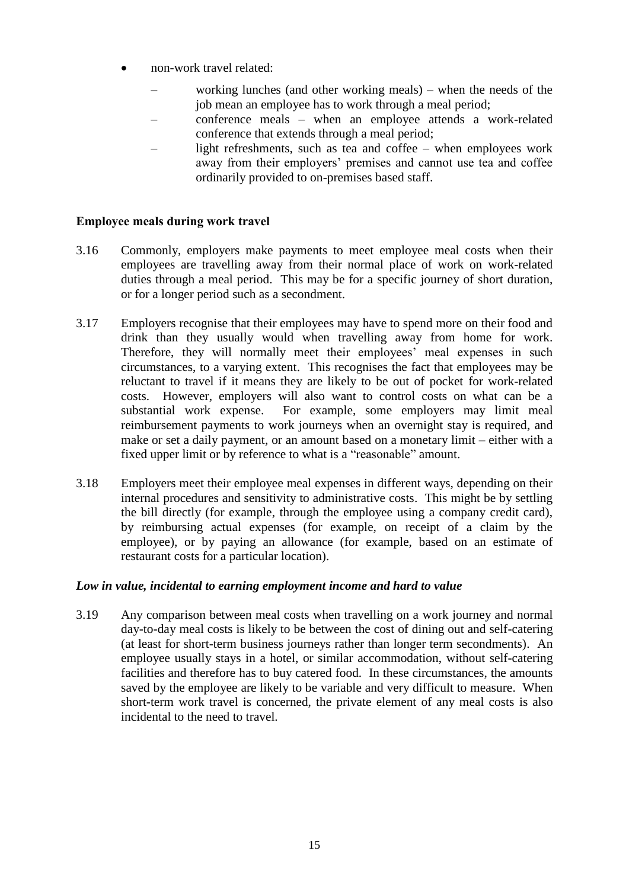- non-work travel related:
  - working lunches (and other working meals) – when the needs of the job mean an employee has to work through a meal period;
  - conference meals – when an employee attends a work-related conference that extends through a meal period;
  - light refreshments, such as tea and coffee – when employees work away from their employers' premises and cannot use tea and coffee ordinarily provided to on-premises based staff.

### Employee meals during work travel

3.16 Commonly, employers make payments to meet employee meal costs when their employees are travelling away from their normal place of work on work-related duties through a meal period. This may be for a specific journey of short duration, or for a longer period such as a secondment.

3.17 Employers recognise that their employees may have to spend more on their food and drink than they usually would when travelling away from home for work. Therefore, they will normally meet their employees' meal expenses in such circumstances, to a varying extent. This recognises the fact that employees may be reluctant to travel if it means they are likely to be out of pocket for work-related costs. However, employers will also want to control costs on what can be a substantial work expense. For example, some employers may limit meal reimbursement payments to work journeys when an overnight stay is required, and make or set a daily payment, or an amount based on a monetary limit – either with a fixed upper limit or by reference to what is a "reasonable" amount.

3.18 Employers meet their employee meal expenses in different ways, depending on their internal procedures and sensitivity to administrative costs. This might be by settling the bill directly (for example, through the employee using a company credit card), by reimbursing actual expenses (for example, on receipt of a claim by the employee), or by paying an allowance (for example, based on an estimate of restaurant costs for a particular location).

#### *Low in value, incidental to earning employment income and hard to value*

3.19 Any comparison between meal costs when travelling on a work journey and normal day-to-day meal costs is likely to be between the cost of dining out and self-catering (at least for short-term business journeys rather than longer term secondments). An employee usually stays in a hotel, or similar accommodation, without self-catering facilities and therefore has to buy catered food. In these circumstances, the amounts saved by the employee are likely to be variable and very difficult to measure. When short-term work travel is concerned, the private element of any meal costs is also incidental to the need to travel.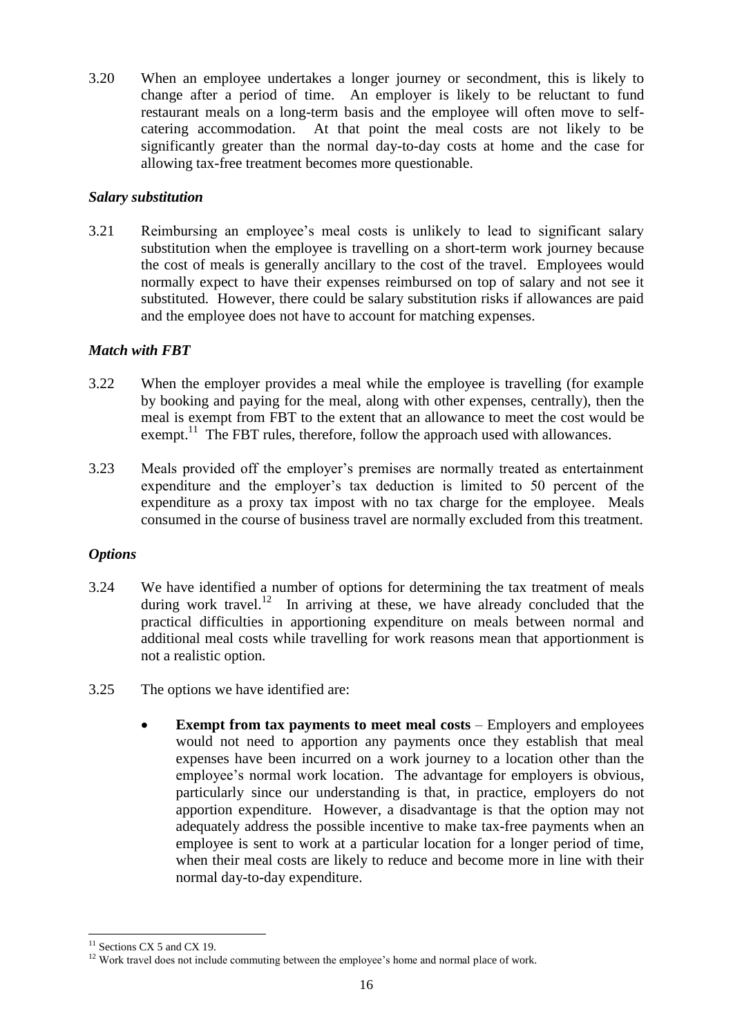3.20 When an employee undertakes a longer journey or secondment, this is likely to change after a period of time. An employer is likely to be reluctant to fund restaurant meals on a long-term basis and the employee will often move to self-catering accommodation. At that point the meal costs are not likely to be significantly greater than the normal day-to-day costs at home and the case for allowing tax-free treatment becomes more questionable.

### *Salary substitution*

3.21 Reimbursing an employee's meal costs is unlikely to lead to significant salary substitution when the employee is travelling on a short-term work journey because the cost of meals is generally ancillary to the cost of the travel. Employees would normally expect to have their expenses reimbursed on top of salary and not see it substituted. However, there could be salary substitution risks if allowances are paid and the employee does not have to account for matching expenses.

### *Match with FBT*

3.22 When the employer provides a meal while the employee is travelling (for example by booking and paying for the meal, along with other expenses, centrally), then the meal is exempt from FBT to the extent that an allowance to meet the cost would be exempt.[11] The FBT rules, therefore, follow the approach used with allowances.

3.23 Meals provided off the employer's premises are normally treated as entertainment expenditure and the employer's tax deduction is limited to 50 percent of the expenditure as a proxy tax impost with no tax charge for the employee. Meals consumed in the course of business travel are normally excluded from this treatment.

### *Options*

3.24 We have identified a number of options for determining the tax treatment of meals during work travel.[12] In arriving at these, we have already concluded that the practical difficulties in apportioning expenditure on meals between normal and additional meal costs while travelling for work reasons mean that apportionment is not a realistic option.

3.25 The options we have identified are:

- **Exempt from tax payments to meet meal costs** – Employers and employees would not need to apportion any payments once they establish that meal expenses have been incurred on a work journey to a location other than the employee's normal work location. The advantage for employers is obvious, particularly since our understanding is that, in practice, employers do not apportion expenditure. However, a disadvantage is that the option may not adequately address the possible incentive to make tax-free payments when an employee is sent to work at a particular location for a longer period of time, when their meal costs are likely to reduce and become more in line with their normal day-to-day expenditure.

---

[11] Sections CX 5 and CX 19.

[12] Work travel does not include commuting between the employee's home and normal place of work.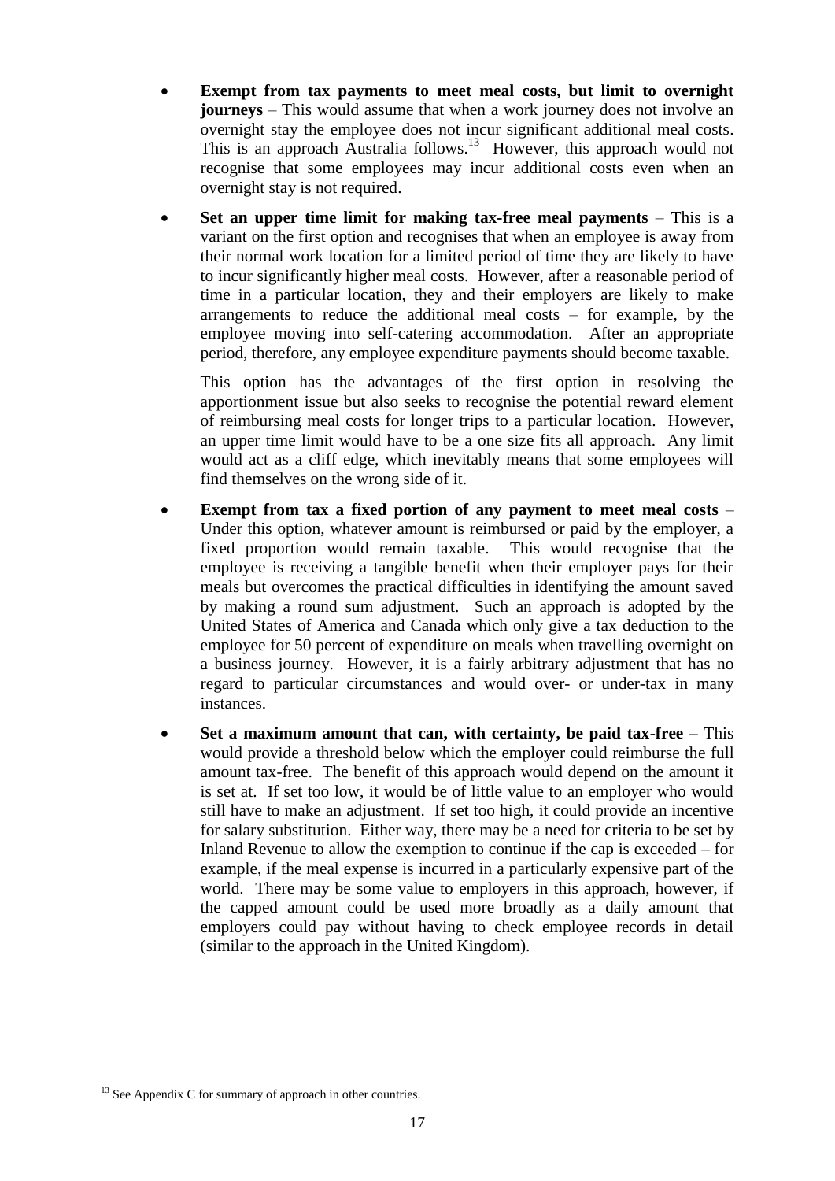- **Exempt from tax payments to meet meal costs, but limit to overnight journeys** – This would assume that when a work journey does not involve an overnight stay the employee does not incur significant additional meal costs. This is an approach Australia follows.[13] However, this approach would not recognise that some employees may incur additional costs even when an overnight stay is not required.

- **Set an upper time limit for making tax-free meal payments** – This is a variant on the first option and recognises that when an employee is away from their normal work location for a limited period of time they are likely to have to incur significantly higher meal costs. However, after a reasonable period of time in a particular location, they and their employers are likely to make arrangements to reduce the additional meal costs – for example, by the employee moving into self-catering accommodation. After an appropriate period, therefore, any employee expenditure payments should become taxable.

  This option has the advantages of the first option in resolving the apportionment issue but also seeks to recognise the potential reward element of reimbursing meal costs for longer trips to a particular location. However, an upper time limit would have to be a one size fits all approach. Any limit would act as a cliff edge, which inevitably means that some employees will find themselves on the wrong side of it.

- **Exempt from tax a fixed portion of any payment to meet meal costs** – Under this option, whatever amount is reimbursed or paid by the employer, a fixed proportion would remain taxable. This would recognise that the employee is receiving a tangible benefit when their employer pays for their meals but overcomes the practical difficulties in identifying the amount saved by making a round sum adjustment. Such an approach is adopted by the United States of America and Canada which only give a tax deduction to the employee for 50 percent of expenditure on meals when travelling overnight on a business journey. However, it is a fairly arbitrary adjustment that has no regard to particular circumstances and would over- or under-tax in many instances.

- **Set a maximum amount that can, with certainty, be paid tax-free** – This would provide a threshold below which the employer could reimburse the full amount tax-free. The benefit of this approach would depend on the amount it is set at. If set too low, it would be of little value to an employer who would still have to make an adjustment. If set too high, it could provide an incentive for salary substitution. Either way, there may be a need for criteria to be set by Inland Revenue to allow the exemption to continue if the cap is exceeded – for example, if the meal expense is incurred in a particularly expensive part of the world. There may be some value to employers in this approach, however, if the capped amount could be used more broadly as a daily amount that employers could pay without having to check employee records in detail (similar to the approach in the United Kingdom).

---

[13] See Appendix C for summary of approach in other countries.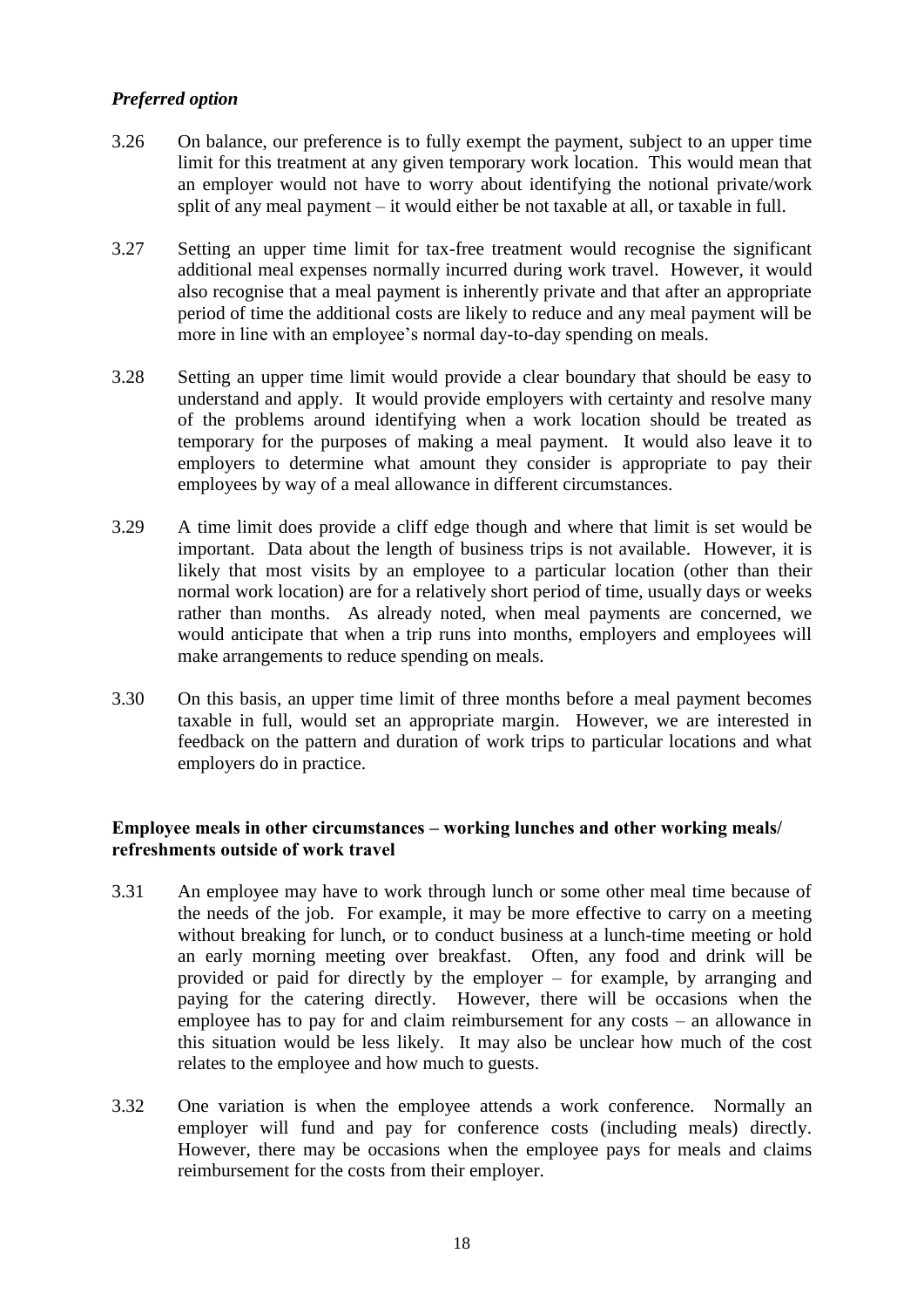### *Preferred option*

3.26 On balance, our preference is to fully exempt the payment, subject to an upper time limit for this treatment at any given temporary work location. This would mean that an employer would not have to worry about identifying the notional private/work split of any meal payment – it would either be not taxable at all, or taxable in full.

3.27 Setting an upper time limit for tax-free treatment would recognise the significant additional meal expenses normally incurred during work travel. However, it would also recognise that a meal payment is inherently private and that after an appropriate period of time the additional costs are likely to reduce and any meal payment will be more in line with an employee's normal day-to-day spending on meals.

3.28 Setting an upper time limit would provide a clear boundary that should be easy to understand and apply. It would provide employers with certainty and resolve many of the problems around identifying when a work location should be treated as temporary for the purposes of making a meal payment. It would also leave it to employers to determine what amount they consider is appropriate to pay their employees by way of a meal allowance in different circumstances.

3.29 A time limit does provide a cliff edge though and where that limit is set would be important. Data about the length of business trips is not available. However, it is likely that most visits by an employee to a particular location (other than their normal work location) are for a relatively short period of time, usually days or weeks rather than months. As already noted, when meal payments are concerned, we would anticipate that when a trip runs into months, employers and employees will make arrangements to reduce spending on meals.

3.30 On this basis, an upper time limit of three months before a meal payment becomes taxable in full, would set an appropriate margin. However, we are interested in feedback on the pattern and duration of work trips to particular locations and what employers do in practice.

### **Employee meals in other circumstances – working lunches and other working meals/ refreshments outside of work travel**

3.31 An employee may have to work through lunch or some other meal time because of the needs of the job. For example, it may be more effective to carry on a meeting without breaking for lunch, or to conduct business at a lunch-time meeting or hold an early morning meeting over breakfast. Often, any food and drink will be provided or paid for directly by the employer – for example, by arranging and paying for the catering directly. However, there will be occasions when the employee has to pay for and claim reimbursement for any costs – an allowance in this situation would be less likely. It may also be unclear how much of the cost relates to the employee and how much to guests.

3.32 One variation is when the employee attends a work conference. Normally an employer will fund and pay for conference costs (including meals) directly. However, there may be occasions when the employee pays for meals and claims reimbursement for the costs from their employer.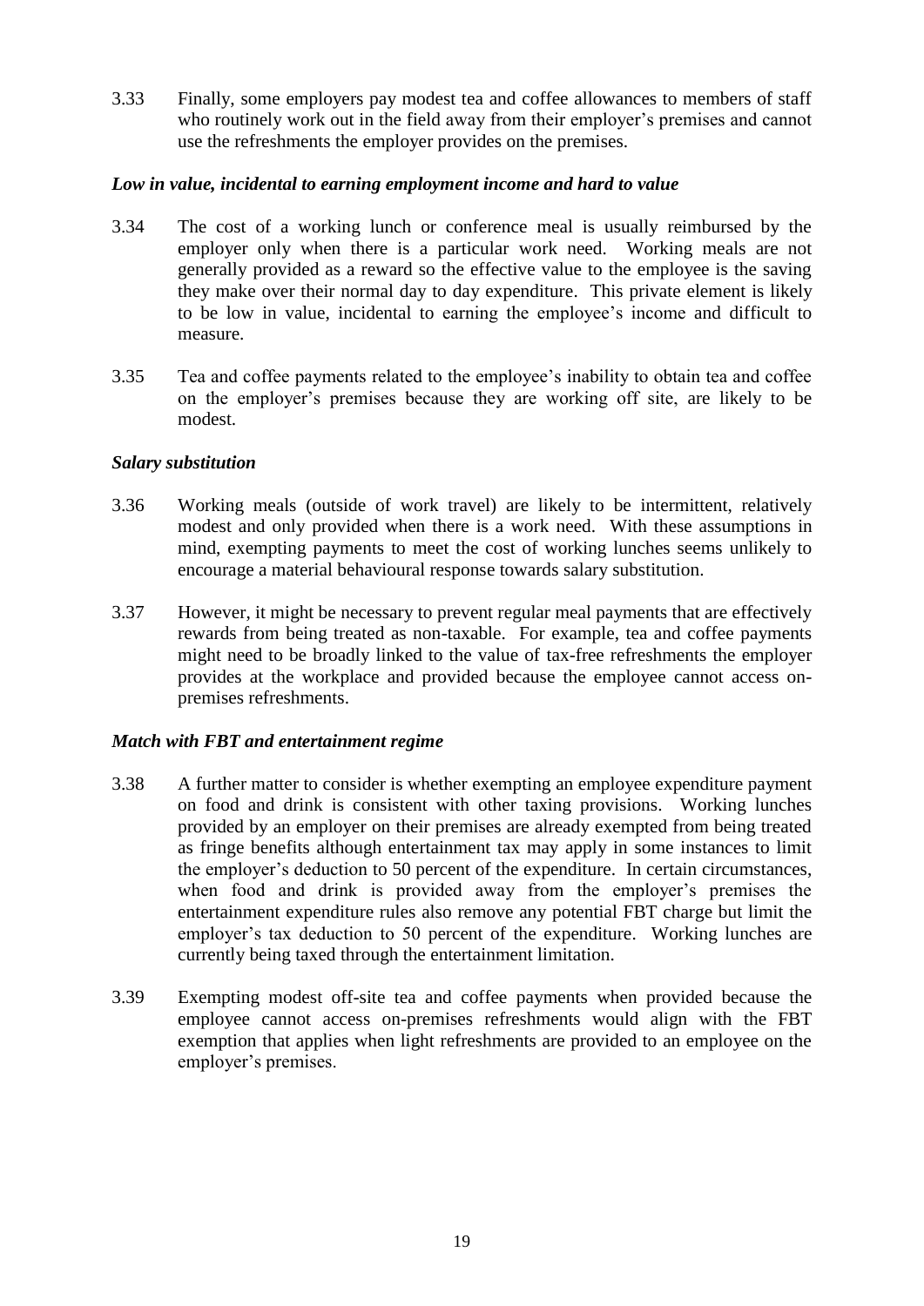3.33 Finally, some employers pay modest tea and coffee allowances to members of staff who routinely work out in the field away from their employer's premises and cannot use the refreshments the employer provides on the premises.

### *Low in value, incidental to earning employment income and hard to value*

3.34 The cost of a working lunch or conference meal is usually reimbursed by the employer only when there is a particular work need. Working meals are not generally provided as a reward so the effective value to the employee is the saving they make over their normal day to day expenditure. This private element is likely to be low in value, incidental to earning the employee's income and difficult to measure.

3.35 Tea and coffee payments related to the employee's inability to obtain tea and coffee on the employer's premises because they are working off site, are likely to be modest.

### *Salary substitution*

3.36 Working meals (outside of work travel) are likely to be intermittent, relatively modest and only provided when there is a work need. With these assumptions in mind, exempting payments to meet the cost of working lunches seems unlikely to encourage a material behavioural response towards salary substitution.

3.37 However, it might be necessary to prevent regular meal payments that are effectively rewards from being treated as non-taxable. For example, tea and coffee payments might need to be broadly linked to the value of tax-free refreshments the employer provides at the workplace and provided because the employee cannot access on-premises refreshments.

### *Match with FBT and entertainment regime*

3.38 A further matter to consider is whether exempting an employee expenditure payment on food and drink is consistent with other taxing provisions. Working lunches provided by an employer on their premises are already exempted from being treated as fringe benefits although entertainment tax may apply in some instances to limit the employer's deduction to 50 percent of the expenditure. In certain circumstances, when food and drink is provided away from the employer's premises the entertainment expenditure rules also remove any potential FBT charge but limit the employer's tax deduction to 50 percent of the expenditure. Working lunches are currently being taxed through the entertainment limitation.

3.39 Exempting modest off-site tea and coffee payments when provided because the employee cannot access on-premises refreshments would align with the FBT exemption that applies when light refreshments are provided to an employee on the employer's premises.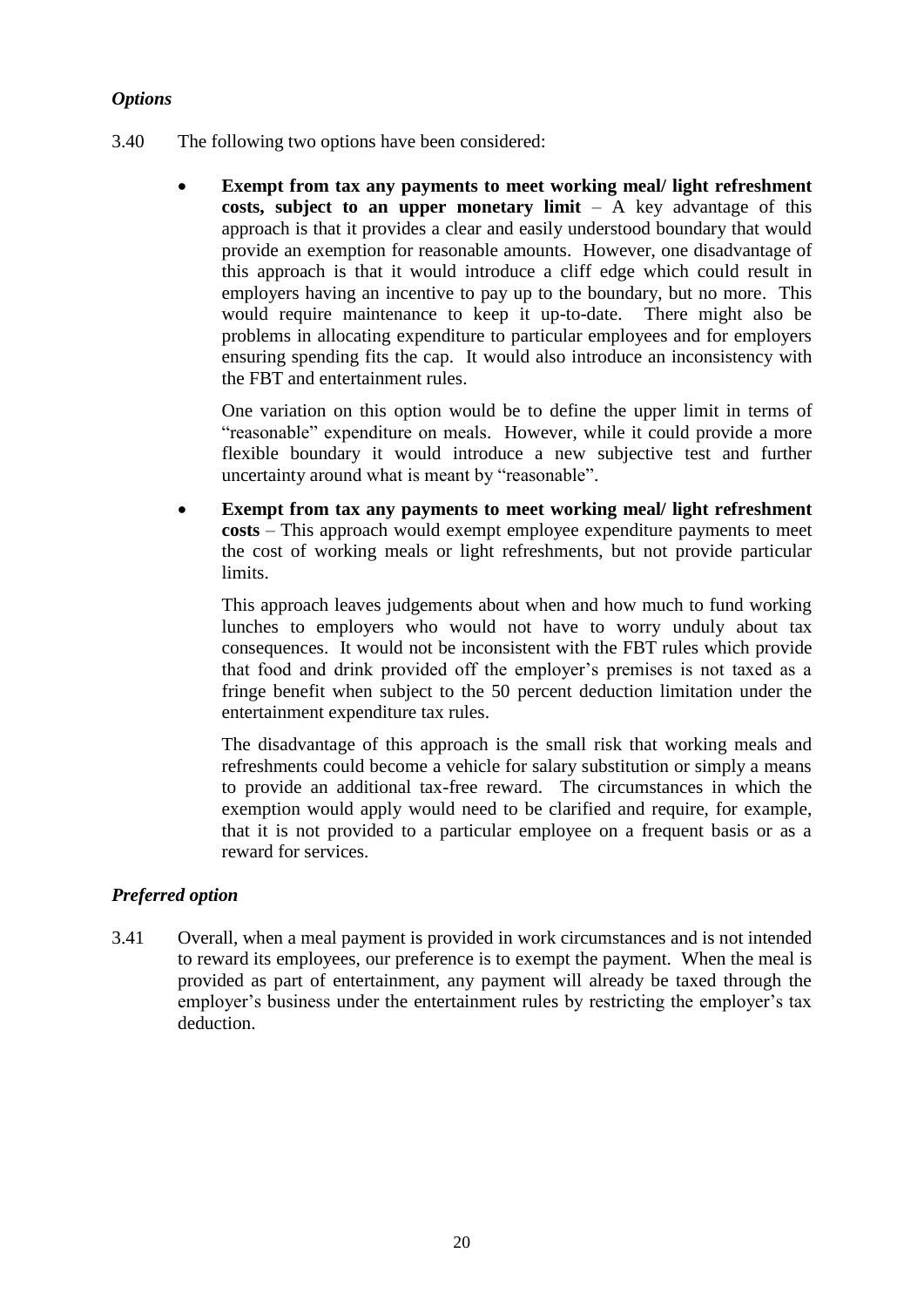### *Options*

3.40 The following two options have been considered:

- **Exempt from tax any payments to meet working meal/ light refreshment costs, subject to an upper monetary limit** – A key advantage of this approach is that it provides a clear and easily understood boundary that would provide an exemption for reasonable amounts. However, one disadvantage of this approach is that it would introduce a cliff edge which could result in employers having an incentive to pay up to the boundary, but no more. This would require maintenance to keep it up-to-date. There might also be problems in allocating expenditure to particular employees and for employers ensuring spending fits the cap. It would also introduce an inconsistency with the FBT and entertainment rules.

  One variation on this option would be to define the upper limit in terms of "reasonable" expenditure on meals. However, while it could provide a more flexible boundary it would introduce a new subjective test and further uncertainty around what is meant by "reasonable".

- **Exempt from tax any payments to meet working meal/ light refreshment costs** – This approach would exempt employee expenditure payments to meet the cost of working meals or light refreshments, but not provide particular limits.

  This approach leaves judgements about when and how much to fund working lunches to employers who would not have to worry unduly about tax consequences. It would not be inconsistent with the FBT rules which provide that food and drink provided off the employer's premises is not taxed as a fringe benefit when subject to the 50 percent deduction limitation under the entertainment expenditure tax rules.

  The disadvantage of this approach is the small risk that working meals and refreshments could become a vehicle for salary substitution or simply a means to provide an additional tax-free reward. The circumstances in which the exemption would apply would need to be clarified and require, for example, that it is not provided to a particular employee on a frequent basis or as a reward for services.

### *Preferred option*

3.41 Overall, when a meal payment is provided in work circumstances and is not intended to reward its employees, our preference is to exempt the payment. When the meal is provided as part of entertainment, any payment will already be taxed through the employer's business under the entertainment rules by restricting the employer's tax deduction.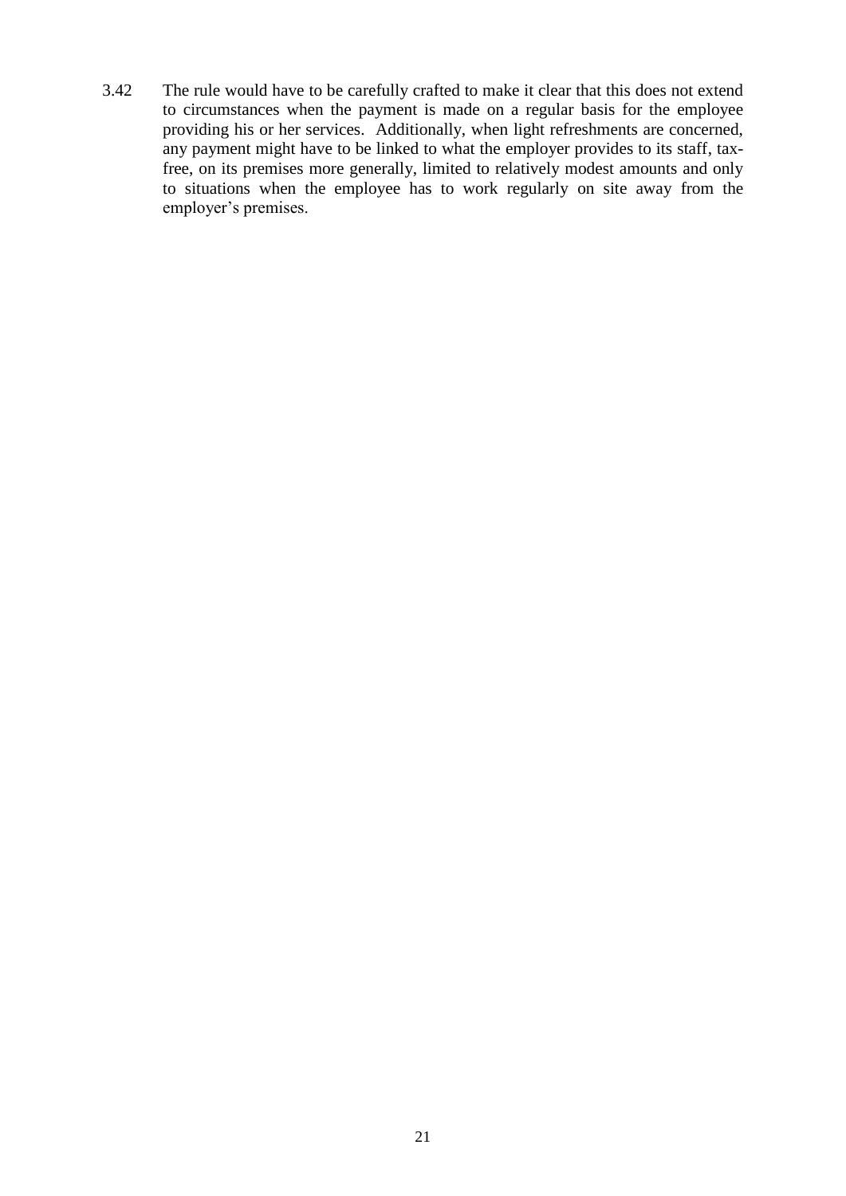3.42 The rule would have to be carefully crafted to make it clear that this does not extend to circumstances when the payment is made on a regular basis for the employee providing his or her services. Additionally, when light refreshments are concerned, any payment might have to be linked to what the employer provides to its staff, tax-free, on its premises more generally, limited to relatively modest amounts and only to situations when the employee has to work regularly on site away from the employer's premises.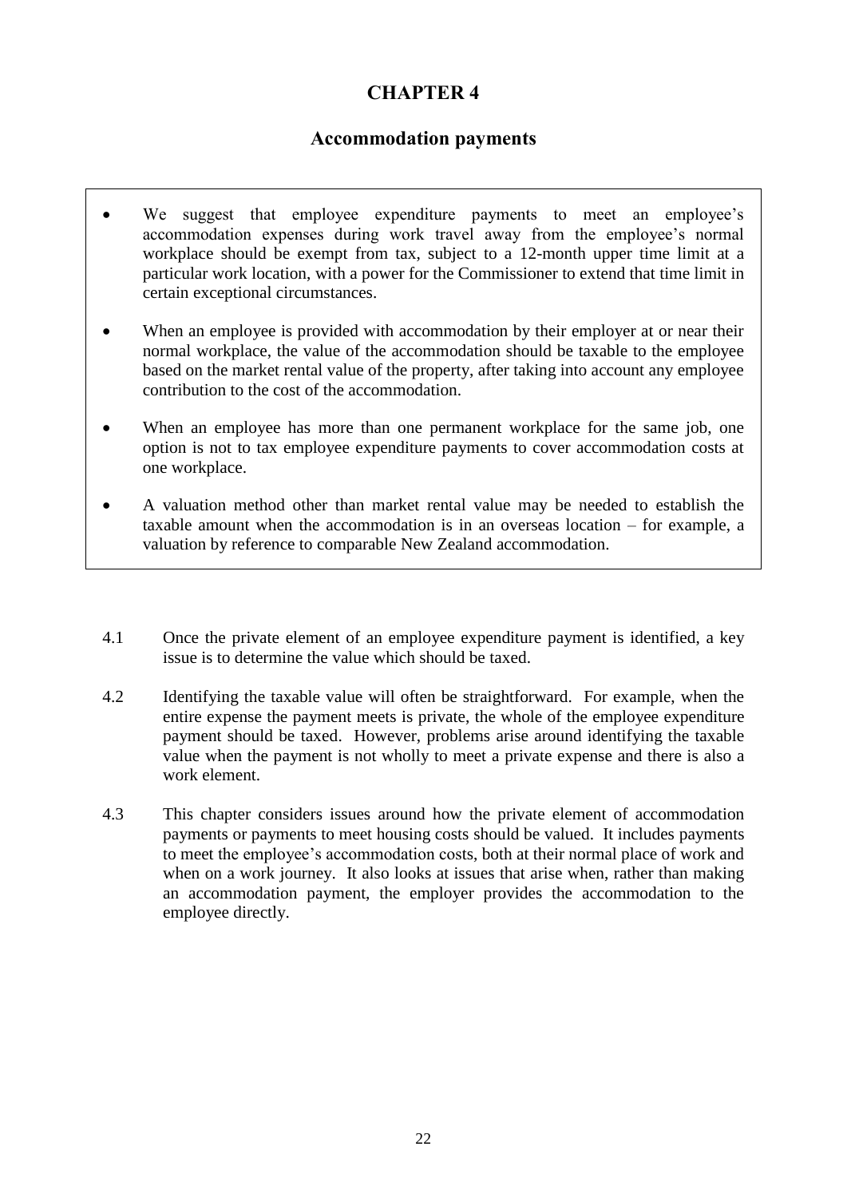# CHAPTER 4

## Accommodation payments

- We suggest that employee expenditure payments to meet an employee's accommodation expenses during work travel away from the employee's normal workplace should be exempt from tax, subject to a 12-month upper time limit at a particular work location, with a power for the Commissioner to extend that time limit in certain exceptional circumstances.
- When an employee is provided with accommodation by their employer at or near their normal workplace, the value of the accommodation should be taxable to the employee based on the market rental value of the property, after taking into account any employee contribution to the cost of the accommodation.
- When an employee has more than one permanent workplace for the same job, one option is not to tax employee expenditure payments to cover accommodation costs at one workplace.
- A valuation method other than market rental value may be needed to establish the taxable amount when the accommodation is in an overseas location – for example, a valuation by reference to comparable New Zealand accommodation.

4.1 Once the private element of an employee expenditure payment is identified, a key issue is to determine the value which should be taxed.

4.2 Identifying the taxable value will often be straightforward. For example, when the entire expense the payment meets is private, the whole of the employee expenditure payment should be taxed. However, problems arise around identifying the taxable value when the payment is not wholly to meet a private expense and there is also a work element.

4.3 This chapter considers issues around how the private element of accommodation payments or payments to meet housing costs should be valued. It includes payments to meet the employee's accommodation costs, both at their normal place of work and when on a work journey. It also looks at issues that arise when, rather than making an accommodation payment, the employer provides the accommodation to the employee directly.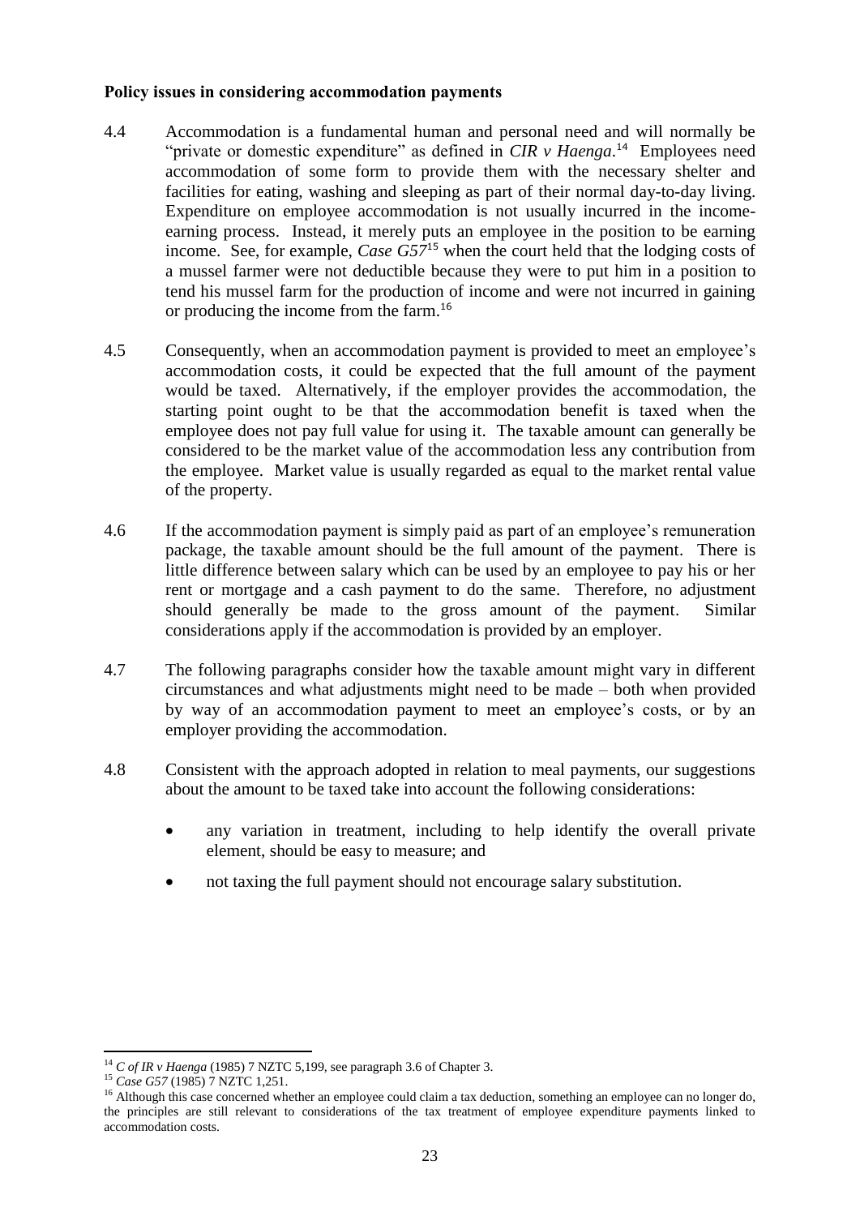**Policy issues in considering accommodation payments**

4.4 Accommodation is a fundamental human and personal need and will normally be "private or domestic expenditure" as defined in *CIR v Haenga*.[14] Employees need accommodation of some form to provide them with the necessary shelter and facilities for eating, washing and sleeping as part of their normal day-to-day living. Expenditure on employee accommodation is not usually incurred in the income-earning process. Instead, it merely puts an employee in the position to be earning income. See, for example, *Case G57*[15] when the court held that the lodging costs of a mussel farmer were not deductible because they were to put him in a position to tend his mussel farm for the production of income and were not incurred in gaining or producing the income from the farm.[16]

4.5 Consequently, when an accommodation payment is provided to meet an employee's accommodation costs, it could be expected that the full amount of the payment would be taxed. Alternatively, if the employer provides the accommodation, the starting point ought to be that the accommodation benefit is taxed when the employee does not pay full value for using it. The taxable amount can generally be considered to be the market value of the accommodation less any contribution from the employee. Market value is usually regarded as equal to the market rental value of the property.

4.6 If the accommodation payment is simply paid as part of an employee's remuneration package, the taxable amount should be the full amount of the payment. There is little difference between salary which can be used by an employee to pay his or her rent or mortgage and a cash payment to do the same. Therefore, no adjustment should generally be made to the gross amount of the payment. Similar considerations apply if the accommodation is provided by an employer.

4.7 The following paragraphs consider how the taxable amount might vary in different circumstances and what adjustments might need to be made – both when provided by way of an accommodation payment to meet an employee's costs, or by an employer providing the accommodation.

4.8 Consistent with the approach adopted in relation to meal payments, our suggestions about the amount to be taxed take into account the following considerations:

- any variation in treatment, including to help identify the overall private element, should be easy to measure; and
- not taxing the full payment should not encourage salary substitution.

---

[14] *C of IR v Haenga* (1985) 7 NZTC 5,199, see paragraph 3.6 of Chapter 3.

[15] *Case G57* (1985) 7 NZTC 1,251.

[16] Although this case concerned whether an employee could claim a tax deduction, something an employee can no longer do, the principles are still relevant to considerations of the tax treatment of employee expenditure payments linked to accommodation costs.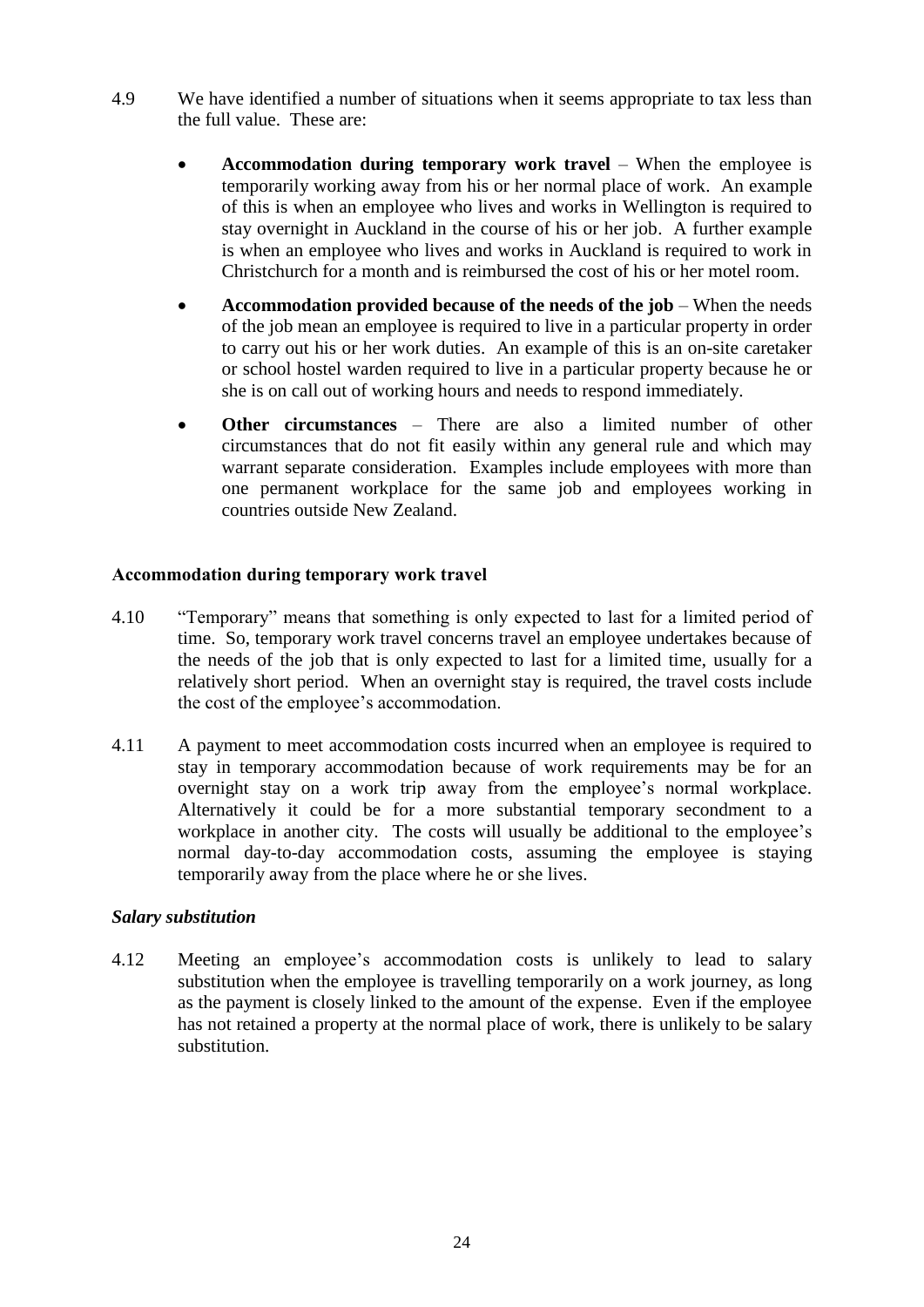4.9 We have identified a number of situations when it seems appropriate to tax less than the full value. These are:

- **Accommodation during temporary work travel** – When the employee is temporarily working away from his or her normal place of work. An example of this is when an employee who lives and works in Wellington is required to stay overnight in Auckland in the course of his or her job. A further example is when an employee who lives and works in Auckland is required to work in Christchurch for a month and is reimbursed the cost of his or her motel room.
- **Accommodation provided because of the needs of the job** – When the needs of the job mean an employee is required to live in a particular property in order to carry out his or her work duties. An example of this is an on-site caretaker or school hostel warden required to live in a particular property because he or she is on call out of working hours and needs to respond immediately.
- **Other circumstances** – There are also a limited number of other circumstances that do not fit easily within any general rule and which may warrant separate consideration. Examples include employees with more than one permanent workplace for the same job and employees working in countries outside New Zealand.

### Accommodation during temporary work travel

4.10 "Temporary" means that something is only expected to last for a limited period of time. So, temporary work travel concerns travel an employee undertakes because of the needs of the job that is only expected to last for a limited time, usually for a relatively short period. When an overnight stay is required, the travel costs include the cost of the employee's accommodation.

4.11 A payment to meet accommodation costs incurred when an employee is required to stay in temporary accommodation because of work requirements may be for an overnight stay on a work trip away from the employee's normal workplace. Alternatively it could be for a more substantial temporary secondment to a workplace in another city. The costs will usually be additional to the employee's normal day-to-day accommodation costs, assuming the employee is staying temporarily away from the place where he or she lives.

#### *Salary substitution*

4.12 Meeting an employee's accommodation costs is unlikely to lead to salary substitution when the employee is travelling temporarily on a work journey, as long as the payment is closely linked to the amount of the expense. Even if the employee has not retained a property at the normal place of work, there is unlikely to be salary substitution.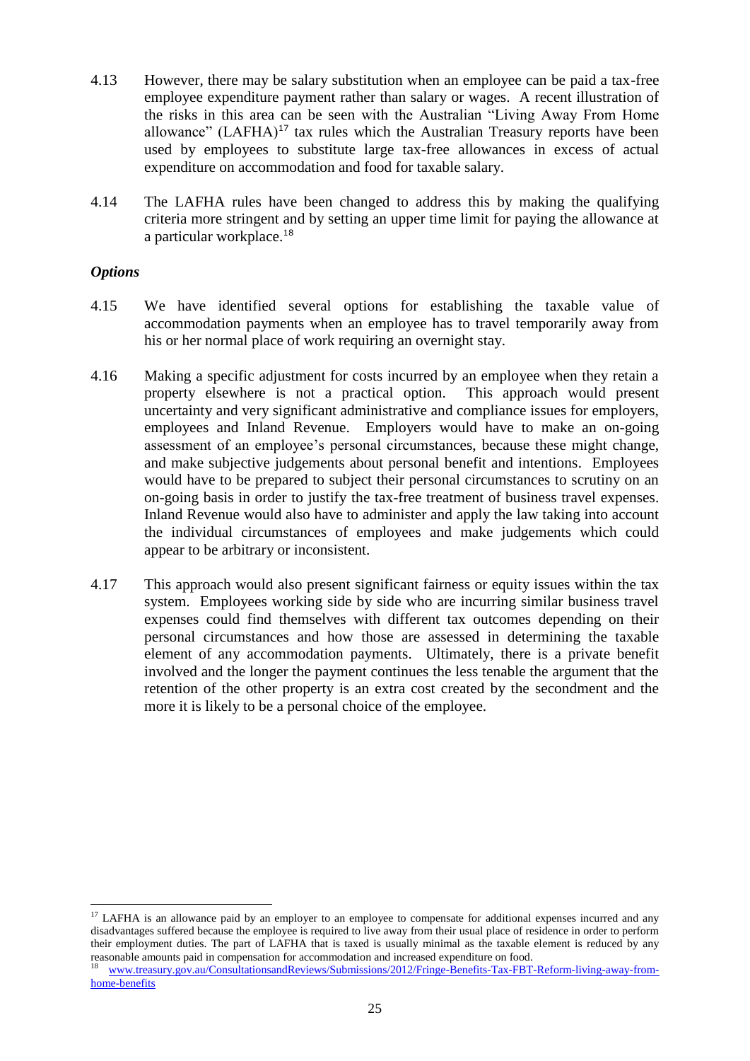4.13 However, there may be salary substitution when an employee can be paid a tax-free employee expenditure payment rather than salary or wages. A recent illustration of the risks in this area can be seen with the Australian "Living Away From Home allowance" (LAFHA)[17] tax rules which the Australian Treasury reports have been used by employees to substitute large tax-free allowances in excess of actual expenditure on accommodation and food for taxable salary.

4.14 The LAFHA rules have been changed to address this by making the qualifying criteria more stringent and by setting an upper time limit for paying the allowance at a particular workplace.[18]

### *Options*

4.15 We have identified several options for establishing the taxable value of accommodation payments when an employee has to travel temporarily away from his or her normal place of work requiring an overnight stay.

4.16 Making a specific adjustment for costs incurred by an employee when they retain a property elsewhere is not a practical option. This approach would present uncertainty and very significant administrative and compliance issues for employers, employees and Inland Revenue. Employers would have to make an on-going assessment of an employee's personal circumstances, because these might change, and make subjective judgements about personal benefit and intentions. Employees would have to be prepared to subject their personal circumstances to scrutiny on an on-going basis in order to justify the tax-free treatment of business travel expenses. Inland Revenue would also have to administer and apply the law taking into account the individual circumstances of employees and make judgements which could appear to be arbitrary or inconsistent.

4.17 This approach would also present significant fairness or equity issues within the tax system. Employees working side by side who are incurring similar business travel expenses could find themselves with different tax outcomes depending on their personal circumstances and how those are assessed in determining the taxable element of any accommodation payments. Ultimately, there is a private benefit involved and the longer the payment continues the less tenable the argument that the retention of the other property is an extra cost created by the secondment and the more it is likely to be a personal choice of the employee.

---

[17] LAFHA is an allowance paid by an employer to an employee to compensate for additional expenses incurred and any disadvantages suffered because the employee is required to live away from their usual place of residence in order to perform their employment duties. The part of LAFHA that is taxed is usually minimal as the taxable element is reduced by any reasonable amounts paid in compensation for accommodation and increased expenditure on food.

[18] www.treasury.gov.au/ConsultationsandReviews/Submissions/2012/Fringe-Benefits-Tax-FBT-Reform-living-away-from-home-benefits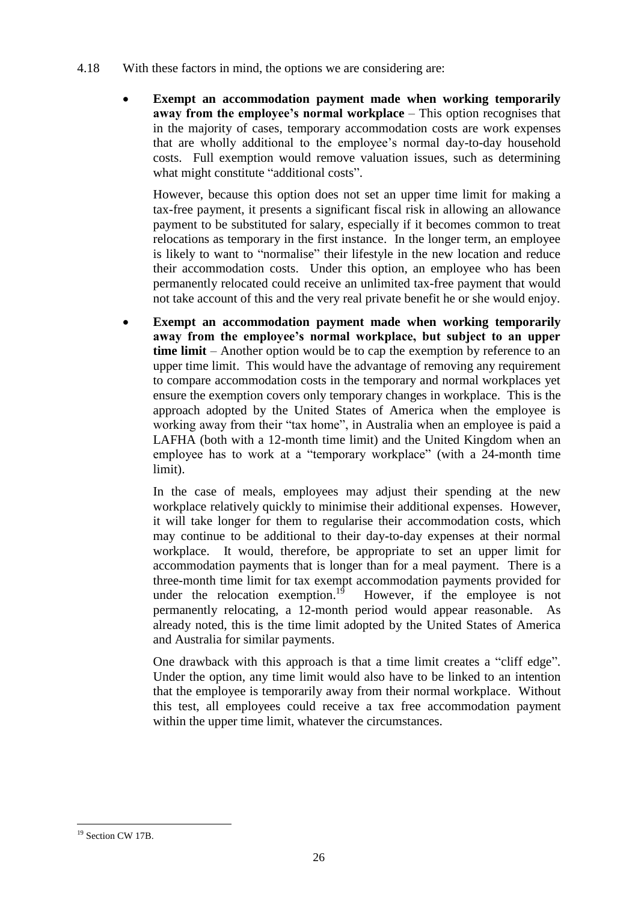4.18 With these factors in mind, the options we are considering are:

- **Exempt an accommodation payment made when working temporarily away from the employee's normal workplace** – This option recognises that in the majority of cases, temporary accommodation costs are work expenses that are wholly additional to the employee's normal day-to-day household costs. Full exemption would remove valuation issues, such as determining what might constitute "additional costs".

  However, because this option does not set an upper time limit for making a tax-free payment, it presents a significant fiscal risk in allowing an allowance payment to be substituted for salary, especially if it becomes common to treat relocations as temporary in the first instance. In the longer term, an employee is likely to want to "normalise" their lifestyle in the new location and reduce their accommodation costs. Under this option, an employee who has been permanently relocated could receive an unlimited tax-free payment that would not take account of this and the very real private benefit he or she would enjoy.

- **Exempt an accommodation payment made when working temporarily away from the employee's normal workplace, but subject to an upper time limit** – Another option would be to cap the exemption by reference to an upper time limit. This would have the advantage of removing any requirement to compare accommodation costs in the temporary and normal workplaces yet ensure the exemption covers only temporary changes in workplace. This is the approach adopted by the United States of America when the employee is working away from their "tax home", in Australia when an employee is paid a LAFHA (both with a 12-month time limit) and the United Kingdom when an employee has to work at a "temporary workplace" (with a 24-month time limit).

  In the case of meals, employees may adjust their spending at the new workplace relatively quickly to minimise their additional expenses. However, it will take longer for them to regularise their accommodation costs, which may continue to be additional to their day-to-day expenses at their normal workplace. It would, therefore, be appropriate to set an upper limit for accommodation payments that is longer than for a meal payment. There is a three-month time limit for tax exempt accommodation payments provided for under the relocation exemption.[19] However, if the employee is not permanently relocating, a 12-month period would appear reasonable. As already noted, this is the time limit adopted by the United States of America and Australia for similar payments.

  One drawback with this approach is that a time limit creates a "cliff edge". Under the option, any time limit would also have to be linked to an intention that the employee is temporarily away from their normal workplace. Without this test, all employees could receive a tax free accommodation payment within the upper time limit, whatever the circumstances.

---

[19] Section CW 17B.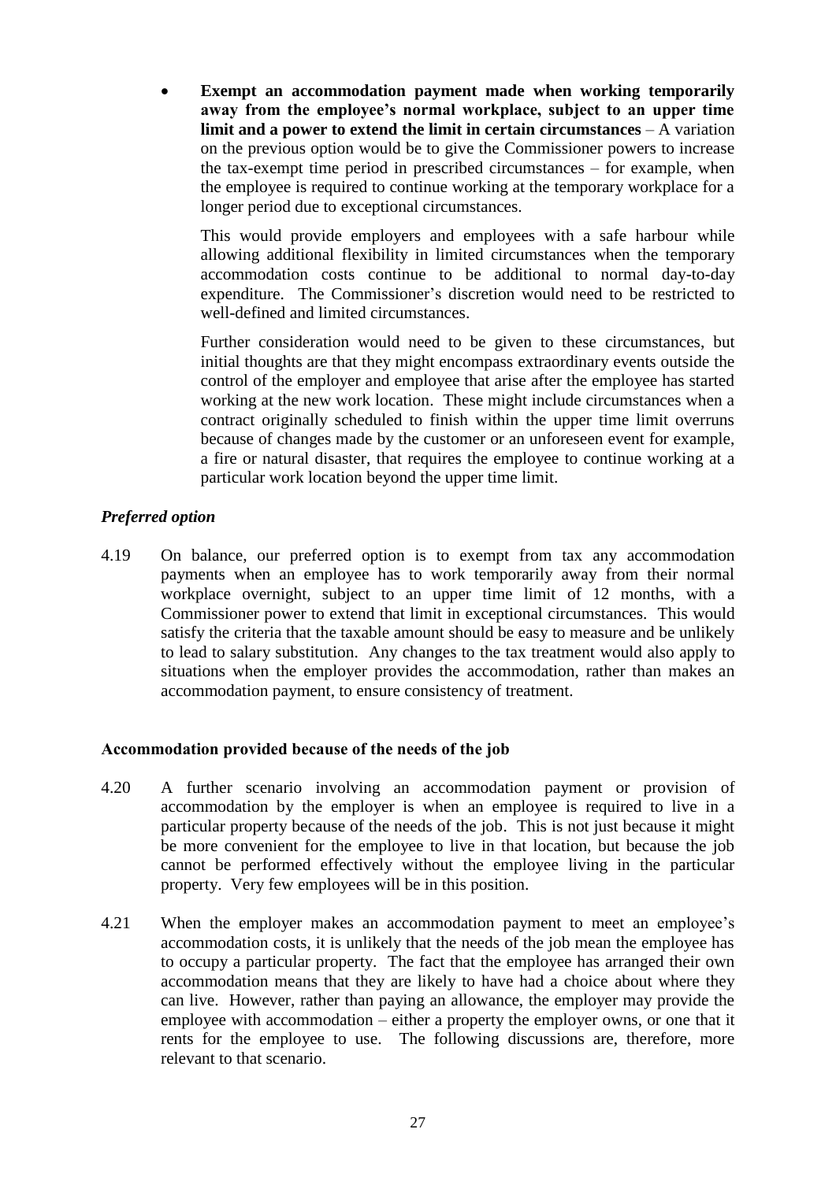- **Exempt an accommodation payment made when working temporarily away from the employee's normal workplace, subject to an upper time limit and a power to extend the limit in certain circumstances** – A variation on the previous option would be to give the Commissioner powers to increase the tax-exempt time period in prescribed circumstances – for example, when the employee is required to continue working at the temporary workplace for a longer period due to exceptional circumstances.

  This would provide employers and employees with a safe harbour while allowing additional flexibility in limited circumstances when the temporary accommodation costs continue to be additional to normal day-to-day expenditure. The Commissioner's discretion would need to be restricted to well-defined and limited circumstances.

  Further consideration would need to be given to these circumstances, but initial thoughts are that they might encompass extraordinary events outside the control of the employer and employee that arise after the employee has started working at the new work location. These might include circumstances when a contract originally scheduled to finish within the upper time limit overruns because of changes made by the customer or an unforeseen event for example, a fire or natural disaster, that requires the employee to continue working at a particular work location beyond the upper time limit.

### *Preferred option*

4.19 On balance, our preferred option is to exempt from tax any accommodation payments when an employee has to work temporarily away from their normal workplace overnight, subject to an upper time limit of 12 months, with a Commissioner power to extend that limit in exceptional circumstances. This would satisfy the criteria that the taxable amount should be easy to measure and be unlikely to lead to salary substitution. Any changes to the tax treatment would also apply to situations when the employer provides the accommodation, rather than makes an accommodation payment, to ensure consistency of treatment.

## Accommodation provided because of the needs of the job

4.20 A further scenario involving an accommodation payment or provision of accommodation by the employer is when an employee is required to live in a particular property because of the needs of the job. This is not just because it might be more convenient for the employee to live in that location, but because the job cannot be performed effectively without the employee living in the particular property. Very few employees will be in this position.

4.21 When the employer makes an accommodation payment to meet an employee's accommodation costs, it is unlikely that the needs of the job mean the employee has to occupy a particular property. The fact that the employee has arranged their own accommodation means that they are likely to have had a choice about where they can live. However, rather than paying an allowance, the employer may provide the employee with accommodation – either a property the employer owns, or one that it rents for the employee to use. The following discussions are, therefore, more relevant to that scenario.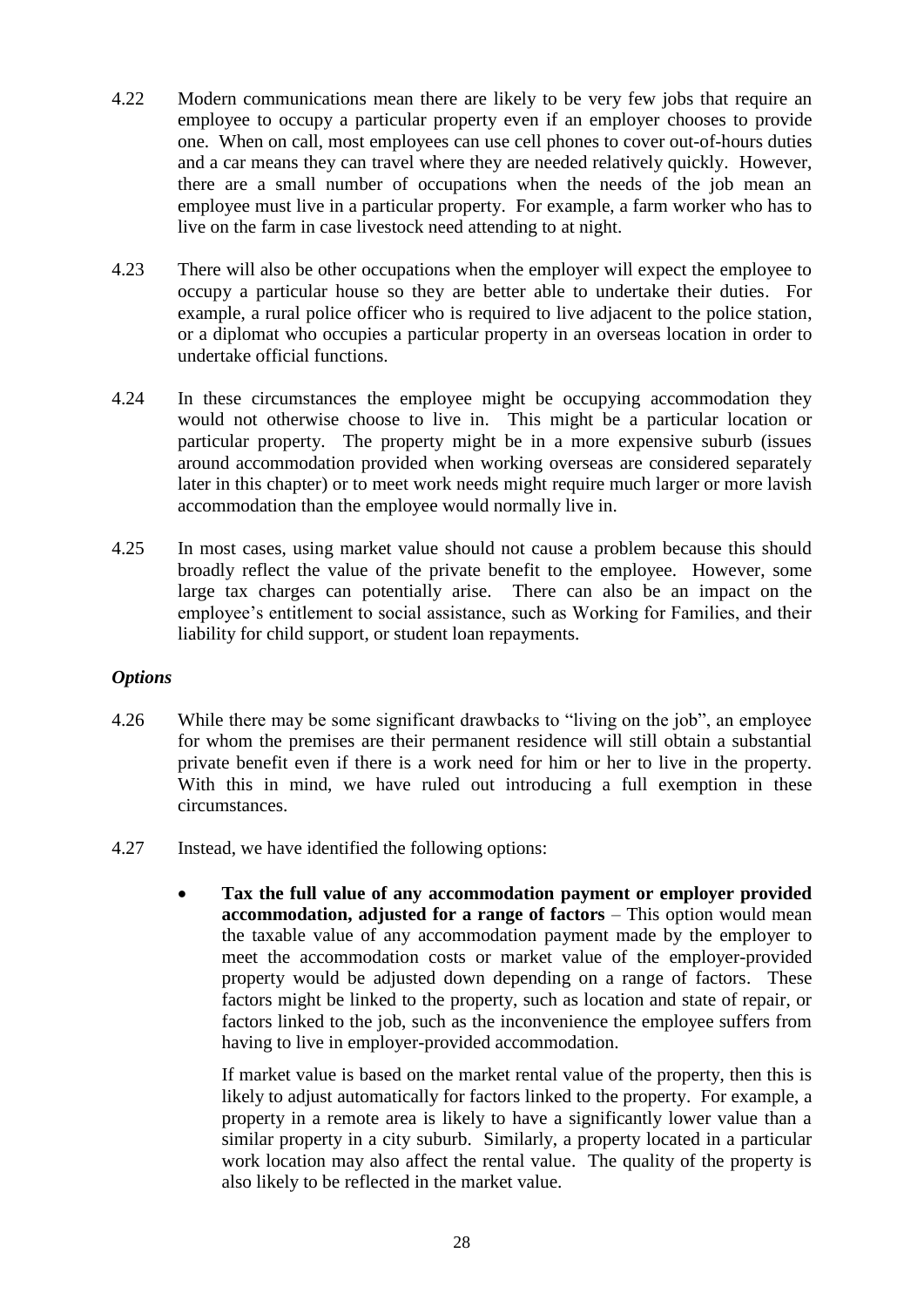4.22 Modern communications mean there are likely to be very few jobs that require an employee to occupy a particular property even if an employer chooses to provide one. When on call, most employees can use cell phones to cover out-of-hours duties and a car means they can travel where they are needed relatively quickly. However, there are a small number of occupations when the needs of the job mean an employee must live in a particular property. For example, a farm worker who has to live on the farm in case livestock need attending to at night.

4.23 There will also be other occupations when the employer will expect the employee to occupy a particular house so they are better able to undertake their duties. For example, a rural police officer who is required to live adjacent to the police station, or a diplomat who occupies a particular property in an overseas location in order to undertake official functions.

4.24 In these circumstances the employee might be occupying accommodation they would not otherwise choose to live in. This might be a particular location or particular property. The property might be in a more expensive suburb (issues around accommodation provided when working overseas are considered separately later in this chapter) or to meet work needs might require much larger or more lavish accommodation than the employee would normally live in.

4.25 In most cases, using market value should not cause a problem because this should broadly reflect the value of the private benefit to the employee. However, some large tax charges can potentially arise. There can also be an impact on the employee's entitlement to social assistance, such as Working for Families, and their liability for child support, or student loan repayments.

### *Options*

4.26 While there may be some significant drawbacks to "living on the job", an employee for whom the premises are their permanent residence will still obtain a substantial private benefit even if there is a work need for him or her to live in the property. With this in mind, we have ruled out introducing a full exemption in these circumstances.

4.27 Instead, we have identified the following options:

- **Tax the full value of any accommodation payment or employer provided accommodation, adjusted for a range of factors** – This option would mean the taxable value of any accommodation payment made by the employer to meet the accommodation costs or market value of the employer-provided property would be adjusted down depending on a range of factors. These factors might be linked to the property, such as location and state of repair, or factors linked to the job, such as the inconvenience the employee suffers from having to live in employer-provided accommodation.

  If market value is based on the market rental value of the property, then this is likely to adjust automatically for factors linked to the property. For example, a property in a remote area is likely to have a significantly lower value than a similar property in a city suburb. Similarly, a property located in a particular work location may also affect the rental value. The quality of the property is also likely to be reflected in the market value.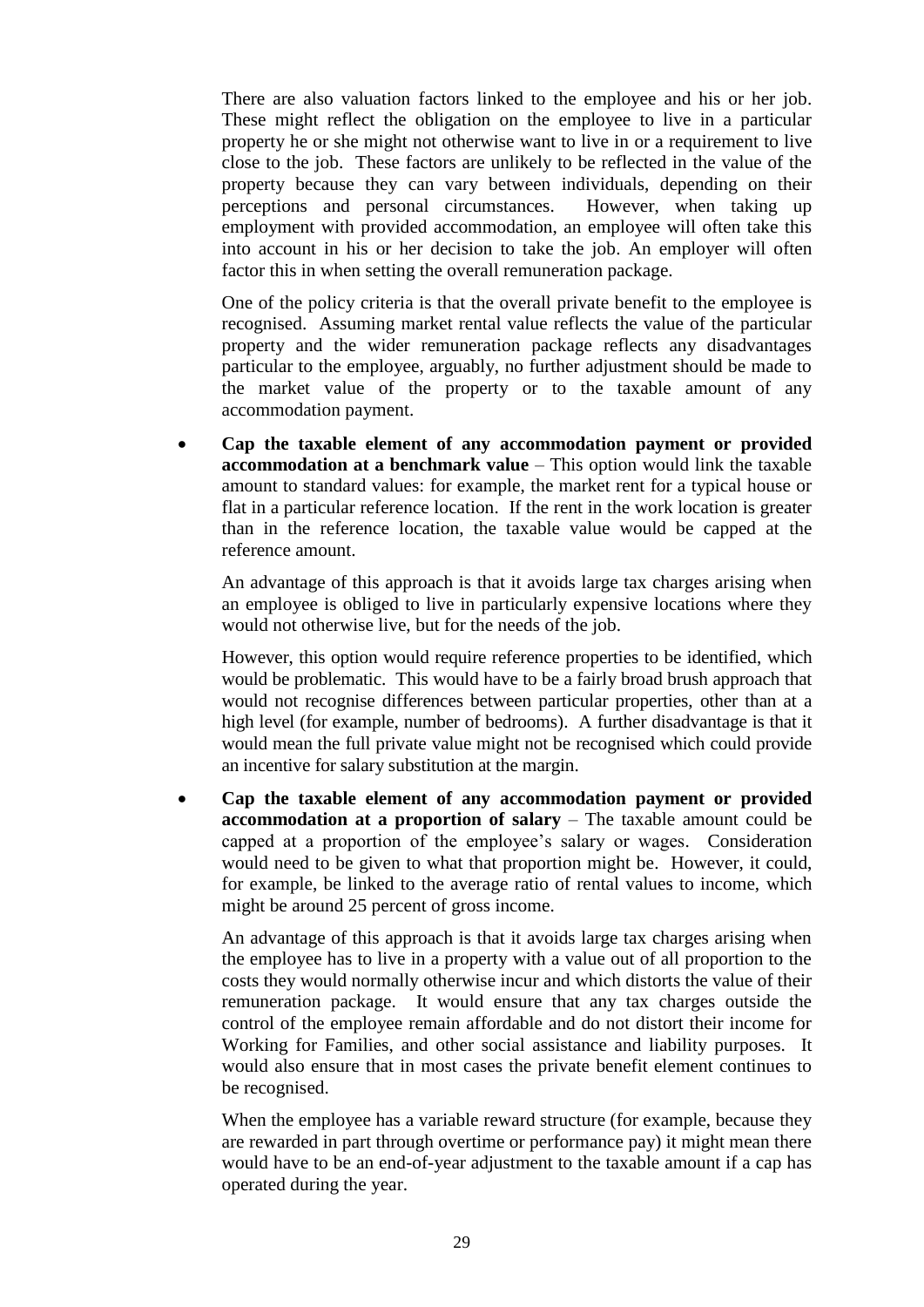There are also valuation factors linked to the employee and his or her job. These might reflect the obligation on the employee to live in a particular property he or she might not otherwise want to live in or a requirement to live close to the job. These factors are unlikely to be reflected in the value of the property because they can vary between individuals, depending on their perceptions and personal circumstances. However, when taking up employment with provided accommodation, an employee will often take this into account in his or her decision to take the job. An employer will often factor this in when setting the overall remuneration package.

One of the policy criteria is that the overall private benefit to the employee is recognised. Assuming market rental value reflects the value of the particular property and the wider remuneration package reflects any disadvantages particular to the employee, arguably, no further adjustment should be made to the market value of the property or to the taxable amount of any accommodation payment.

- **Cap the taxable element of any accommodation payment or provided accommodation at a benchmark value** – This option would link the taxable amount to standard values: for example, the market rent for a typical house or flat in a particular reference location. If the rent in the work location is greater than in the reference location, the taxable value would be capped at the reference amount.

  An advantage of this approach is that it avoids large tax charges arising when an employee is obliged to live in particularly expensive locations where they would not otherwise live, but for the needs of the job.

  However, this option would require reference properties to be identified, which would be problematic. This would have to be a fairly broad brush approach that would not recognise differences between particular properties, other than at a high level (for example, number of bedrooms). A further disadvantage is that it would mean the full private value might not be recognised which could provide an incentive for salary substitution at the margin.

- **Cap the taxable element of any accommodation payment or provided accommodation at a proportion of salary** – The taxable amount could be capped at a proportion of the employee's salary or wages. Consideration would need to be given to what that proportion might be. However, it could, for example, be linked to the average ratio of rental values to income, which might be around 25 percent of gross income.

  An advantage of this approach is that it avoids large tax charges arising when the employee has to live in a property with a value out of all proportion to the costs they would normally otherwise incur and which distorts the value of their remuneration package. It would ensure that any tax charges outside the control of the employee remain affordable and do not distort their income for Working for Families, and other social assistance and liability purposes. It would also ensure that in most cases the private benefit element continues to be recognised.

  When the employee has a variable reward structure (for example, because they are rewarded in part through overtime or performance pay) it might mean there would have to be an end-of-year adjustment to the taxable amount if a cap has operated during the year.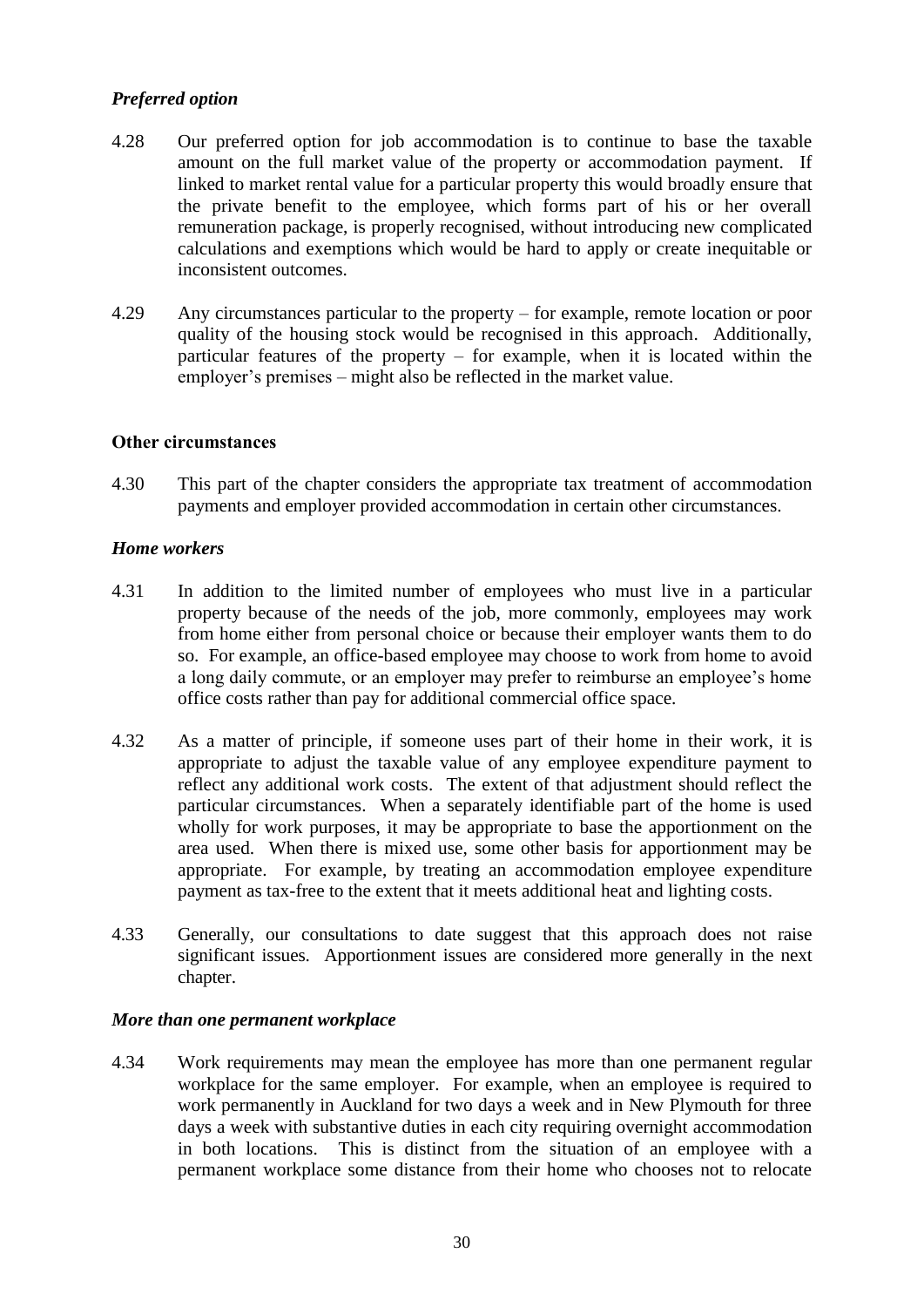### *Preferred option*

4.28 Our preferred option for job accommodation is to continue to base the taxable amount on the full market value of the property or accommodation payment. If linked to market rental value for a particular property this would broadly ensure that the private benefit to the employee, which forms part of his or her overall remuneration package, is properly recognised, without introducing new complicated calculations and exemptions which would be hard to apply or create inequitable or inconsistent outcomes.

4.29 Any circumstances particular to the property – for example, remote location or poor quality of the housing stock would be recognised in this approach. Additionally, particular features of the property – for example, when it is located within the employer's premises – might also be reflected in the market value.

## Other circumstances

4.30 This part of the chapter considers the appropriate tax treatment of accommodation payments and employer provided accommodation in certain other circumstances.

### *Home workers*

4.31 In addition to the limited number of employees who must live in a particular property because of the needs of the job, more commonly, employees may work from home either from personal choice or because their employer wants them to do so. For example, an office-based employee may choose to work from home to avoid a long daily commute, or an employer may prefer to reimburse an employee's home office costs rather than pay for additional commercial office space.

4.32 As a matter of principle, if someone uses part of their home in their work, it is appropriate to adjust the taxable value of any employee expenditure payment to reflect any additional work costs. The extent of that adjustment should reflect the particular circumstances. When a separately identifiable part of the home is used wholly for work purposes, it may be appropriate to base the apportionment on the area used. When there is mixed use, some other basis for apportionment may be appropriate. For example, by treating an accommodation employee expenditure payment as tax-free to the extent that it meets additional heat and lighting costs.

4.33 Generally, our consultations to date suggest that this approach does not raise significant issues. Apportionment issues are considered more generally in the next chapter.

### *More than one permanent workplace*

4.34 Work requirements may mean the employee has more than one permanent regular workplace for the same employer. For example, when an employee is required to work permanently in Auckland for two days a week and in New Plymouth for three days a week with substantive duties in each city requiring overnight accommodation in both locations. This is distinct from the situation of an employee with a permanent workplace some distance from their home who chooses not to relocate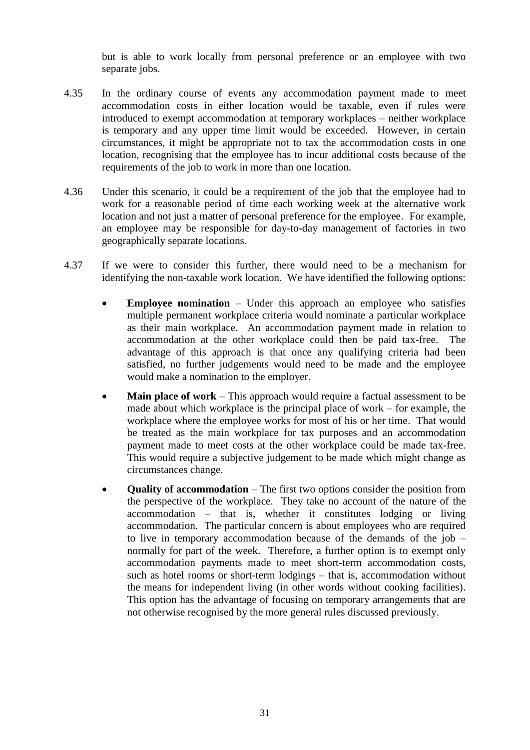but is able to work locally from personal preference or an employee with two separate jobs.

4.35 In the ordinary course of events any accommodation payment made to meet accommodation costs in either location would be taxable, even if rules were introduced to exempt accommodation at temporary workplaces – neither workplace is temporary and any upper time limit would be exceeded. However, in certain circumstances, it might be appropriate not to tax the accommodation costs in one location, recognising that the employee has to incur additional costs because of the requirements of the job to work in more than one location.

4.36 Under this scenario, it could be a requirement of the job that the employee had to work for a reasonable period of time each working week at the alternative work location and not just a matter of personal preference for the employee. For example, an employee may be responsible for day-to-day management of factories in two geographically separate locations.

4.37 If we were to consider this further, there would need to be a mechanism for identifying the non-taxable work location. We have identified the following options:

- **Employee nomination** – Under this approach an employee who satisfies multiple permanent workplace criteria would nominate a particular workplace as their main workplace. An accommodation payment made in relation to accommodation at the other workplace could then be paid tax-free. The advantage of this approach is that once any qualifying criteria had been satisfied, no further judgements would need to be made and the employee would make a nomination to the employer.
- **Main place of work** – This approach would require a factual assessment to be made about which workplace is the principal place of work – for example, the workplace where the employee works for most of his or her time. That would be treated as the main workplace for tax purposes and an accommodation payment made to meet costs at the other workplace could be made tax-free. This would require a subjective judgement to be made which might change as circumstances change.
- **Quality of accommodation** – The first two options consider the position from the perspective of the workplace. They take no account of the nature of the accommodation – that is, whether it constitutes lodging or living accommodation. The particular concern is about employees who are required to live in temporary accommodation because of the demands of the job – normally for part of the week. Therefore, a further option is to exempt only accommodation payments made to meet short-term accommodation costs, such as hotel rooms or short-term lodgings – that is, accommodation without the means for independent living (in other words without cooking facilities). This option has the advantage of focusing on temporary arrangements that are not otherwise recognised by the more general rules discussed previously.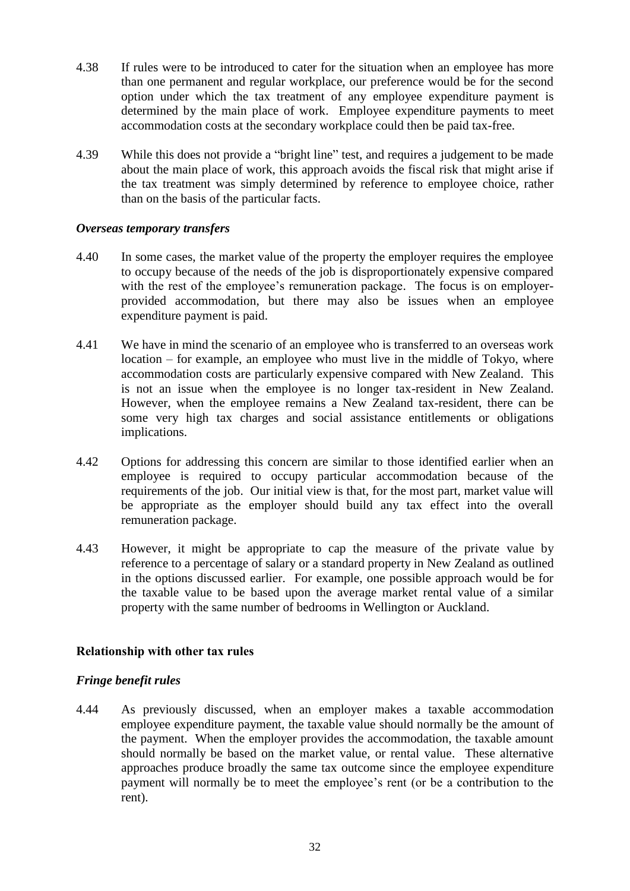4.38 If rules were to be introduced to cater for the situation when an employee has more than one permanent and regular workplace, our preference would be for the second option under which the tax treatment of any employee expenditure payment is determined by the main place of work. Employee expenditure payments to meet accommodation costs at the secondary workplace could then be paid tax-free.

4.39 While this does not provide a "bright line" test, and requires a judgement to be made about the main place of work, this approach avoids the fiscal risk that might arise if the tax treatment was simply determined by reference to employee choice, rather than on the basis of the particular facts.

### *Overseas temporary transfers*

4.40 In some cases, the market value of the property the employer requires the employee to occupy because of the needs of the job is disproportionately expensive compared with the rest of the employee's remuneration package. The focus is on employer-provided accommodation, but there may also be issues when an employee expenditure payment is paid.

4.41 We have in mind the scenario of an employee who is transferred to an overseas work location – for example, an employee who must live in the middle of Tokyo, where accommodation costs are particularly expensive compared with New Zealand. This is not an issue when the employee is no longer tax-resident in New Zealand. However, when the employee remains a New Zealand tax-resident, there can be some very high tax charges and social assistance entitlements or obligations implications.

4.42 Options for addressing this concern are similar to those identified earlier when an employee is required to occupy particular accommodation because of the requirements of the job. Our initial view is that, for the most part, market value will be appropriate as the employer should build any tax effect into the overall remuneration package.

4.43 However, it might be appropriate to cap the measure of the private value by reference to a percentage of salary or a standard property in New Zealand as outlined in the options discussed earlier. For example, one possible approach would be for the taxable value to be based upon the average market rental value of a similar property with the same number of bedrooms in Wellington or Auckland.

## Relationship with other tax rules

### *Fringe benefit rules*

4.44 As previously discussed, when an employer makes a taxable accommodation employee expenditure payment, the taxable value should normally be the amount of the payment. When the employer provides the accommodation, the taxable amount should normally be based on the market value, or rental value. These alternative approaches produce broadly the same tax outcome since the employee expenditure payment will normally be to meet the employee's rent (or be a contribution to the rent).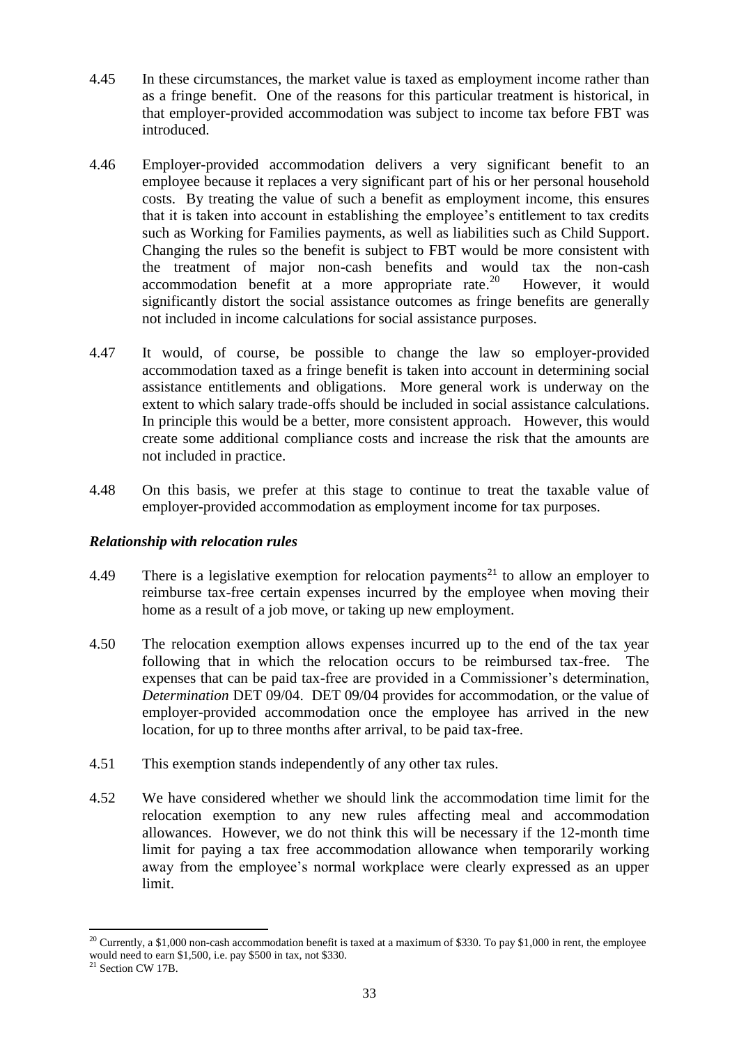4.45 In these circumstances, the market value is taxed as employment income rather than as a fringe benefit. One of the reasons for this particular treatment is historical, in that employer-provided accommodation was subject to income tax before FBT was introduced.

4.46 Employer-provided accommodation delivers a very significant benefit to an employee because it replaces a very significant part of his or her personal household costs. By treating the value of such a benefit as employment income, this ensures that it is taken into account in establishing the employee's entitlement to tax credits such as Working for Families payments, as well as liabilities such as Child Support. Changing the rules so the benefit is subject to FBT would be more consistent with the treatment of major non-cash benefits and would tax the non-cash accommodation benefit at a more appropriate rate.[20] However, it would significantly distort the social assistance outcomes as fringe benefits are generally not included in income calculations for social assistance purposes.

4.47 It would, of course, be possible to change the law so employer-provided accommodation taxed as a fringe benefit is taken into account in determining social assistance entitlements and obligations. More general work is underway on the extent to which salary trade-offs should be included in social assistance calculations. In principle this would be a better, more consistent approach. However, this would create some additional compliance costs and increase the risk that the amounts are not included in practice.

4.48 On this basis, we prefer at this stage to continue to treat the taxable value of employer-provided accommodation as employment income for tax purposes.

### *Relationship with relocation rules*

4.49 There is a legislative exemption for relocation payments[21] to allow an employer to reimburse tax-free certain expenses incurred by the employee when moving their home as a result of a job move, or taking up new employment.

4.50 The relocation exemption allows expenses incurred up to the end of the tax year following that in which the relocation occurs to be reimbursed tax-free. The expenses that can be paid tax-free are provided in a Commissioner's determination, *Determination* DET 09/04. DET 09/04 provides for accommodation, or the value of employer-provided accommodation once the employee has arrived in the new location, for up to three months after arrival, to be paid tax-free.

4.51 This exemption stands independently of any other tax rules.

4.52 We have considered whether we should link the accommodation time limit for the relocation exemption to any new rules affecting meal and accommodation allowances. However, we do not think this will be necessary if the 12-month time limit for paying a tax free accommodation allowance when temporarily working away from the employee's normal workplace were clearly expressed as an upper limit.

---

[20] Currently, a $1,000 non-cash accommodation benefit is taxed at a maximum of $330. To pay $1,000 in rent, the employee would need to earn $1,500, i.e. pay $500 in tax, not $330.

[21] Section CW 17B.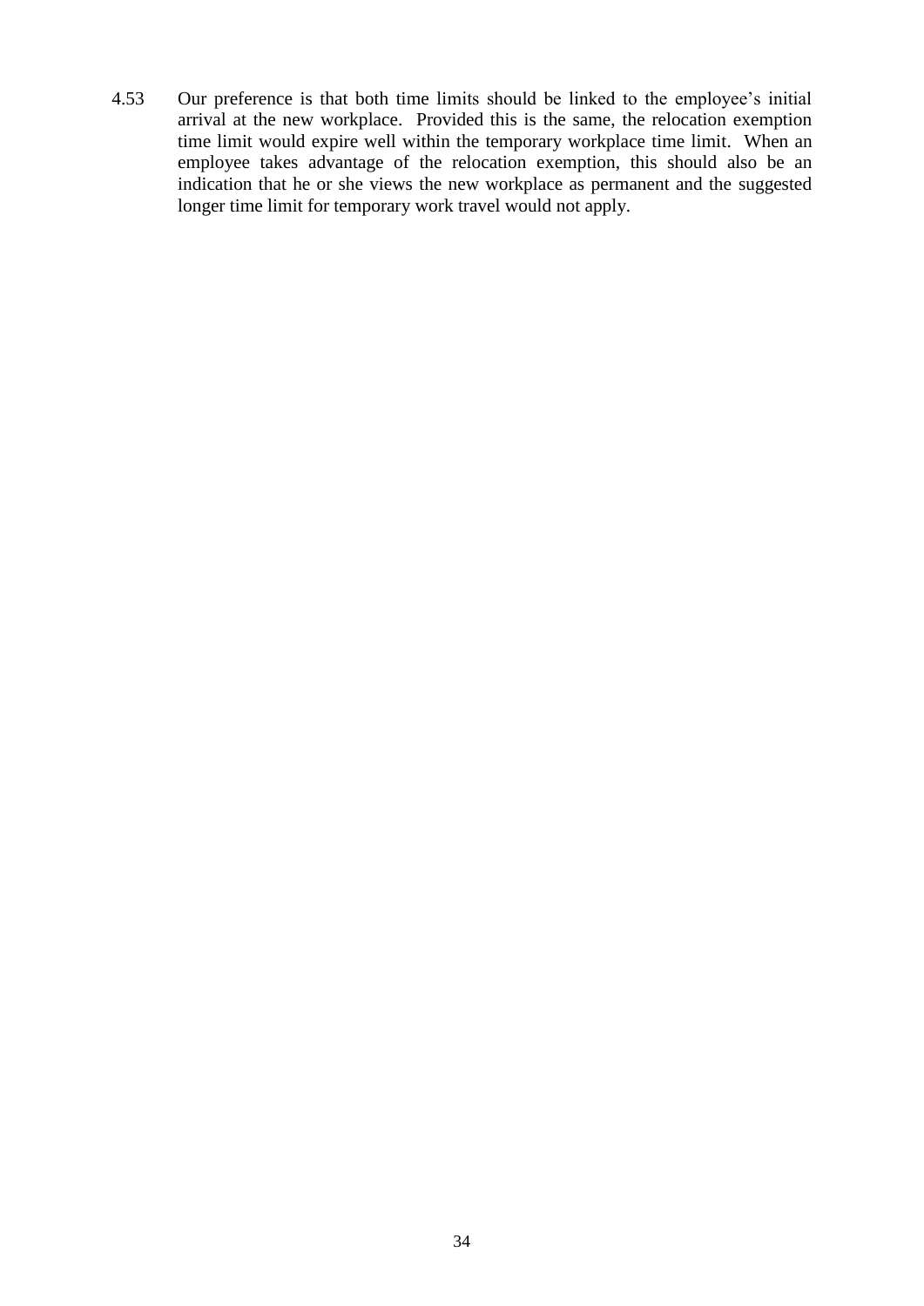4.53 Our preference is that both time limits should be linked to the employee's initial arrival at the new workplace. Provided this is the same, the relocation exemption time limit would expire well within the temporary workplace time limit. When an employee takes advantage of the relocation exemption, this should also be an indication that he or she views the new workplace as permanent and the suggested longer time limit for temporary work travel would not apply.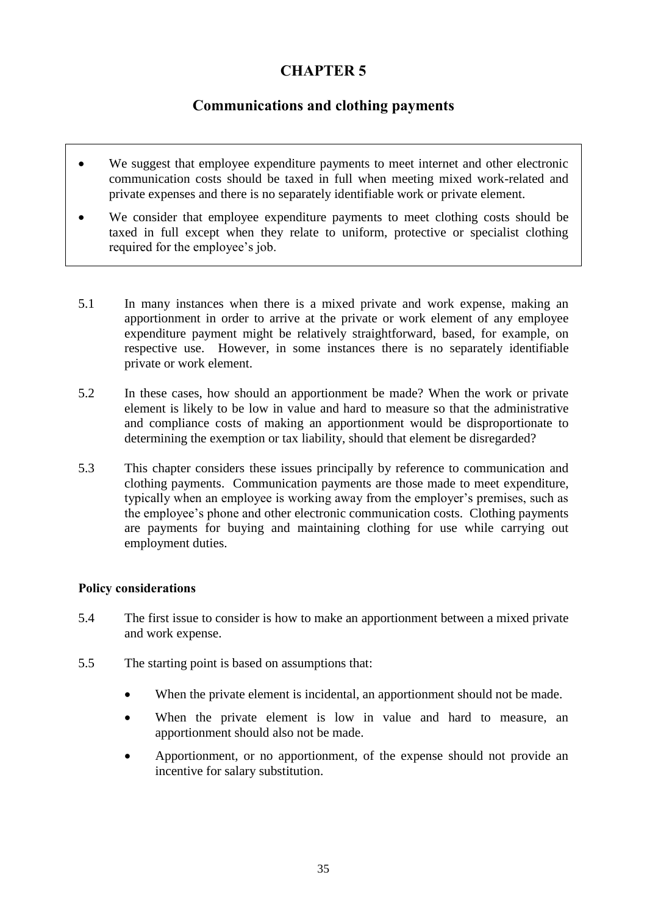# CHAPTER 5

## Communications and clothing payments

- We suggest that employee expenditure payments to meet internet and other electronic communication costs should be taxed in full when meeting mixed work-related and private expenses and there is no separately identifiable work or private element.
- We consider that employee expenditure payments to meet clothing costs should be taxed in full except when they relate to uniform, protective or specialist clothing required for the employee's job.

5.1 In many instances when there is a mixed private and work expense, making an apportionment in order to arrive at the private or work element of any employee expenditure payment might be relatively straightforward, based, for example, on respective use. However, in some instances there is no separately identifiable private or work element.

5.2 In these cases, how should an apportionment be made? When the work or private element is likely to be low in value and hard to measure so that the administrative and compliance costs of making an apportionment would be disproportionate to determining the exemption or tax liability, should that element be disregarded?

5.3 This chapter considers these issues principally by reference to communication and clothing payments. Communication payments are those made to meet expenditure, typically when an employee is working away from the employer's premises, such as the employee's phone and other electronic communication costs. Clothing payments are payments for buying and maintaining clothing for use while carrying out employment duties.

### Policy considerations

5.4 The first issue to consider is how to make an apportionment between a mixed private and work expense.

5.5 The starting point is based on assumptions that:

- When the private element is incidental, an apportionment should not be made.
- When the private element is low in value and hard to measure, an apportionment should also not be made.
- Apportionment, or no apportionment, of the expense should not provide an incentive for salary substitution.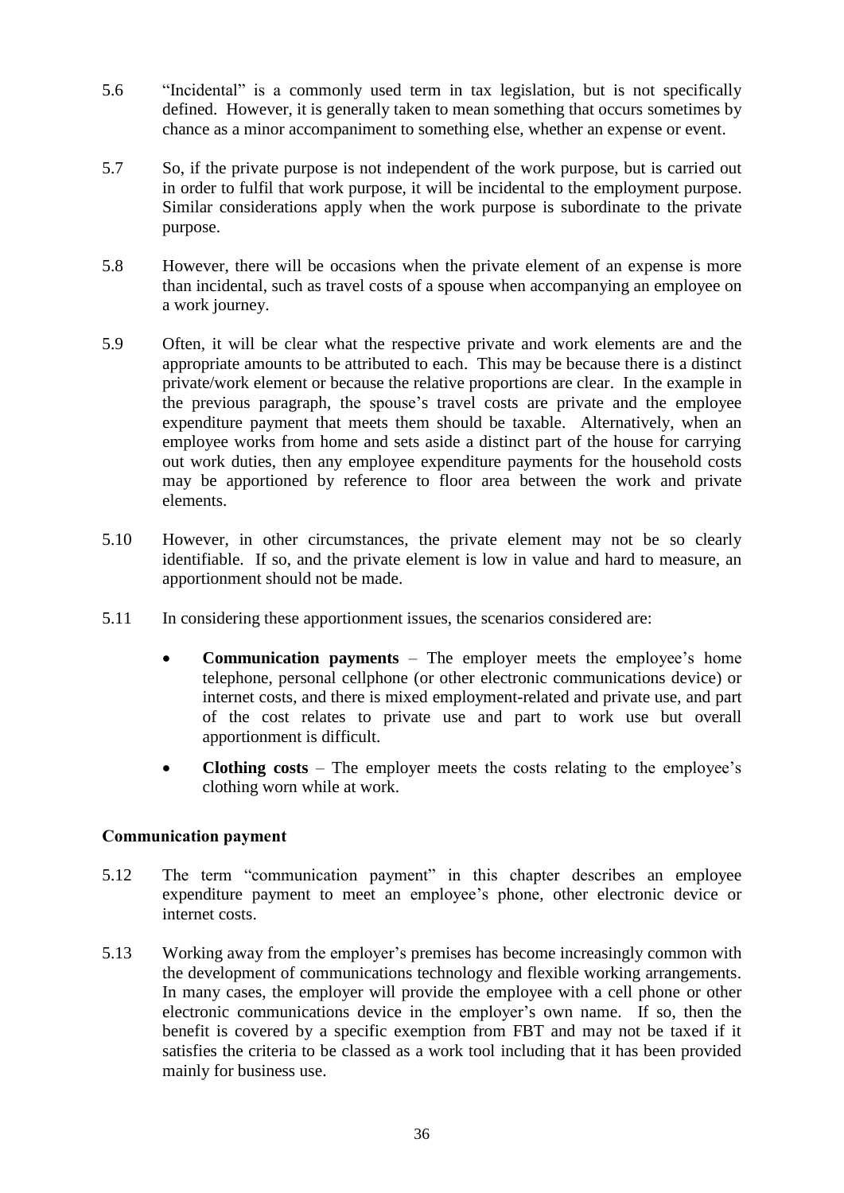5.6 "Incidental" is a commonly used term in tax legislation, but is not specifically defined. However, it is generally taken to mean something that occurs sometimes by chance as a minor accompaniment to something else, whether an expense or event.

5.7 So, if the private purpose is not independent of the work purpose, but is carried out in order to fulfil that work purpose, it will be incidental to the employment purpose. Similar considerations apply when the work purpose is subordinate to the private purpose.

5.8 However, there will be occasions when the private element of an expense is more than incidental, such as travel costs of a spouse when accompanying an employee on a work journey.

5.9 Often, it will be clear what the respective private and work elements are and the appropriate amounts to be attributed to each. This may be because there is a distinct private/work element or because the relative proportions are clear. In the example in the previous paragraph, the spouse's travel costs are private and the employee expenditure payment that meets them should be taxable. Alternatively, when an employee works from home and sets aside a distinct part of the house for carrying out work duties, then any employee expenditure payments for the household costs may be apportioned by reference to floor area between the work and private elements.

5.10 However, in other circumstances, the private element may not be so clearly identifiable. If so, and the private element is low in value and hard to measure, an apportionment should not be made.

5.11 In considering these apportionment issues, the scenarios considered are:

- **Communication payments** – The employer meets the employee's home telephone, personal cellphone (or other electronic communications device) or internet costs, and there is mixed employment-related and private use, and part of the cost relates to private use and part to work use but overall apportionment is difficult.
- **Clothing costs** – The employer meets the costs relating to the employee's clothing worn while at work.

### Communication payment

5.12 The term "communication payment" in this chapter describes an employee expenditure payment to meet an employee's phone, other electronic device or internet costs.

5.13 Working away from the employer's premises has become increasingly common with the development of communications technology and flexible working arrangements. In many cases, the employer will provide the employee with a cell phone or other electronic communications device in the employer's own name. If so, then the benefit is covered by a specific exemption from FBT and may not be taxed if it satisfies the criteria to be classed as a work tool including that it has been provided mainly for business use.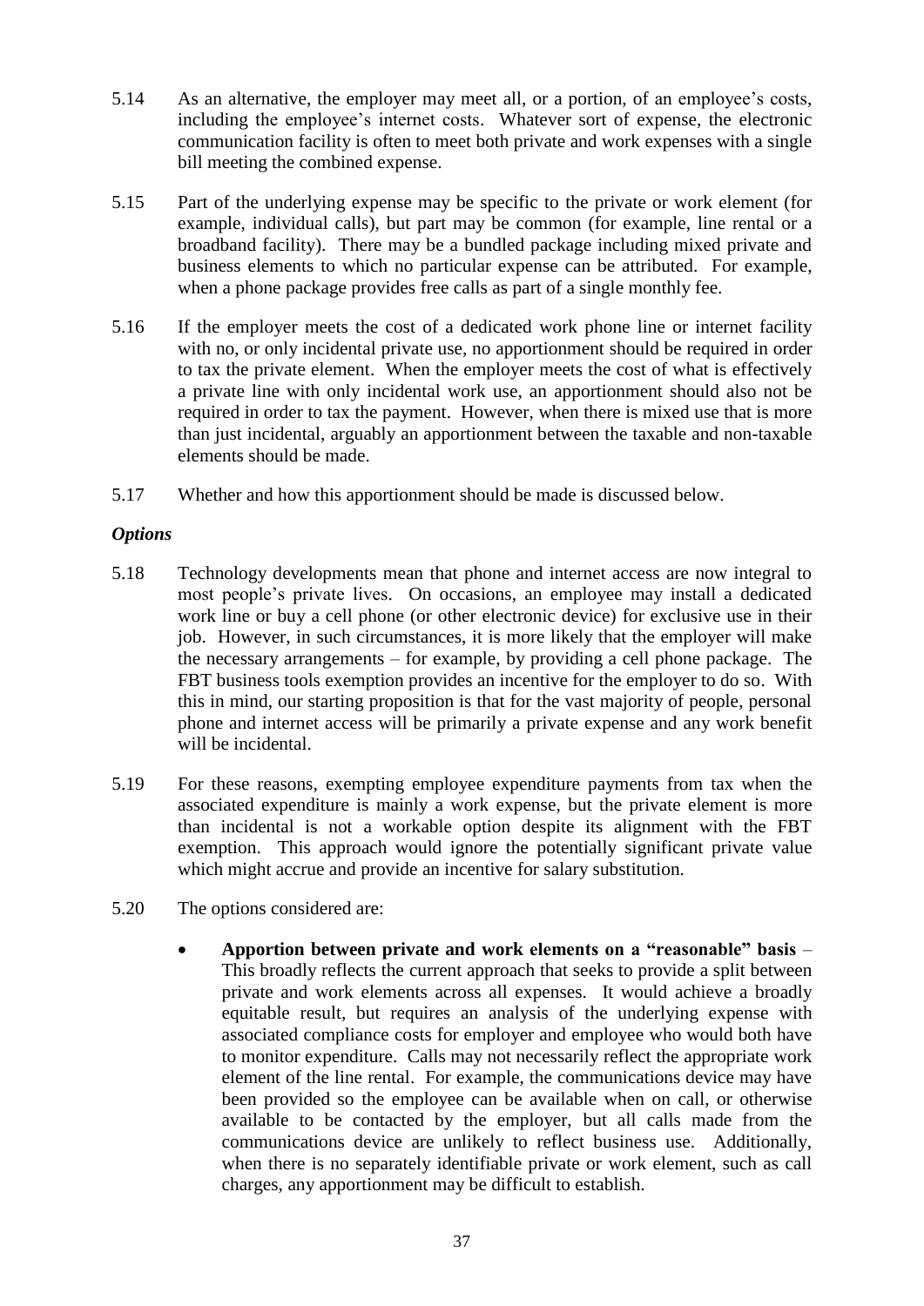5.14 As an alternative, the employer may meet all, or a portion, of an employee's costs, including the employee's internet costs. Whatever sort of expense, the electronic communication facility is often to meet both private and work expenses with a single bill meeting the combined expense.

5.15 Part of the underlying expense may be specific to the private or work element (for example, individual calls), but part may be common (for example, line rental or a broadband facility). There may be a bundled package including mixed private and business elements to which no particular expense can be attributed. For example, when a phone package provides free calls as part of a single monthly fee.

5.16 If the employer meets the cost of a dedicated work phone line or internet facility with no, or only incidental private use, no apportionment should be required in order to tax the private element. When the employer meets the cost of what is effectively a private line with only incidental work use, an apportionment should also not be required in order to tax the payment. However, when there is mixed use that is more than just incidental, arguably an apportionment between the taxable and non-taxable elements should be made.

5.17 Whether and how this apportionment should be made is discussed below.

### *Options*

5.18 Technology developments mean that phone and internet access are now integral to most people's private lives. On occasions, an employee may install a dedicated work line or buy a cell phone (or other electronic device) for exclusive use in their job. However, in such circumstances, it is more likely that the employer will make the necessary arrangements – for example, by providing a cell phone package. The FBT business tools exemption provides an incentive for the employer to do so. With this in mind, our starting proposition is that for the vast majority of people, personal phone and internet access will be primarily a private expense and any work benefit will be incidental.

5.19 For these reasons, exempting employee expenditure payments from tax when the associated expenditure is mainly a work expense, but the private element is more than incidental is not a workable option despite its alignment with the FBT exemption. This approach would ignore the potentially significant private value which might accrue and provide an incentive for salary substitution.

5.20 The options considered are:

- **Apportion between private and work elements on a "reasonable" basis** – This broadly reflects the current approach that seeks to provide a split between private and work elements across all expenses. It would achieve a broadly equitable result, but requires an analysis of the underlying expense with associated compliance costs for employer and employee who would both have to monitor expenditure. Calls may not necessarily reflect the appropriate work element of the line rental. For example, the communications device may have been provided so the employee can be available when on call, or otherwise available to be contacted by the employer, but all calls made from the communications device are unlikely to reflect business use. Additionally, when there is no separately identifiable private or work element, such as call charges, any apportionment may be difficult to establish.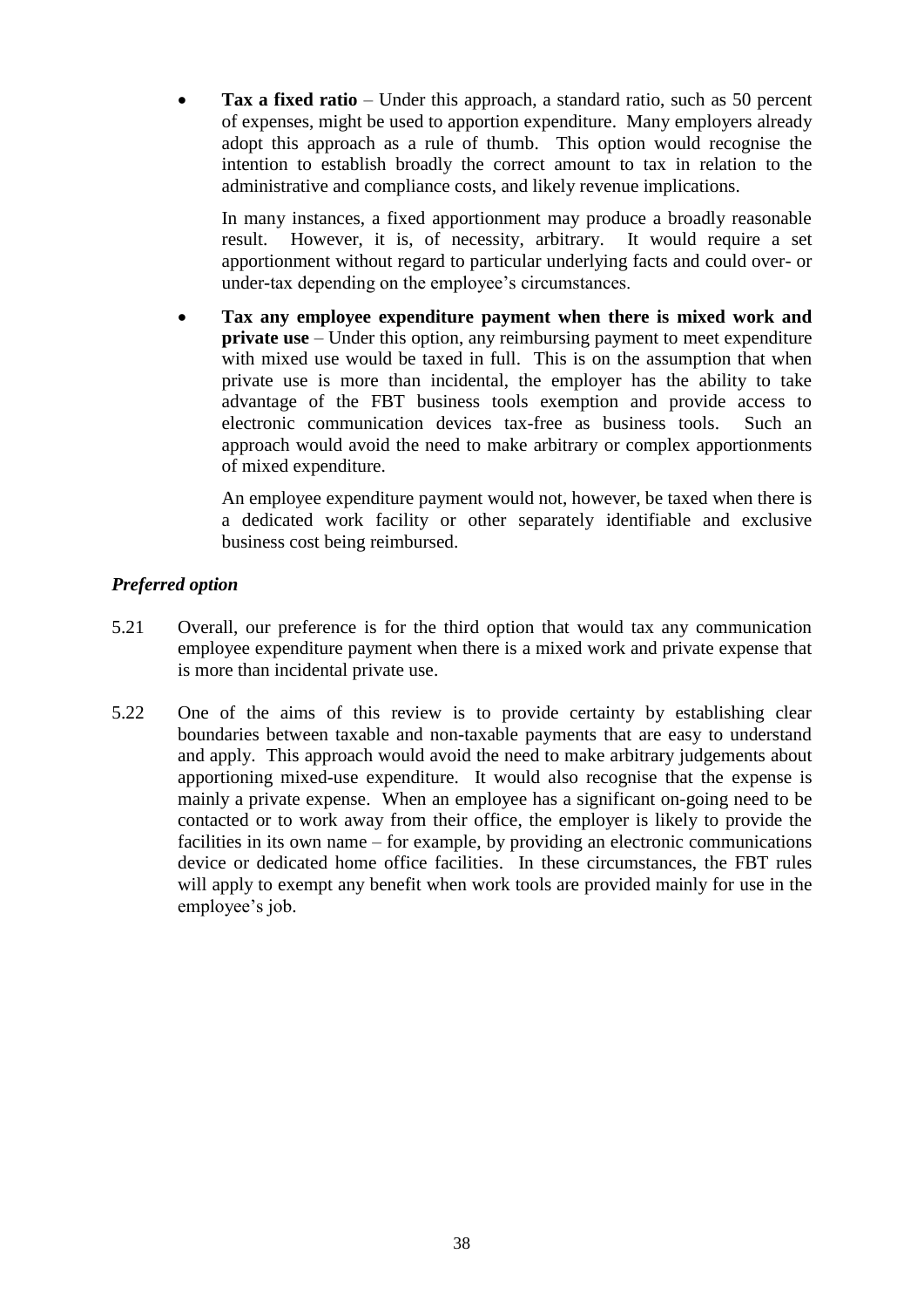- **Tax a fixed ratio** – Under this approach, a standard ratio, such as 50 percent of expenses, might be used to apportion expenditure. Many employers already adopt this approach as a rule of thumb. This option would recognise the intention to establish broadly the correct amount to tax in relation to the administrative and compliance costs, and likely revenue implications.

  In many instances, a fixed apportionment may produce a broadly reasonable result. However, it is, of necessity, arbitrary. It would require a set apportionment without regard to particular underlying facts and could over- or under-tax depending on the employee's circumstances.

- **Tax any employee expenditure payment when there is mixed work and private use** – Under this option, any reimbursing payment to meet expenditure with mixed use would be taxed in full. This is on the assumption that when private use is more than incidental, the employer has the ability to take advantage of the FBT business tools exemption and provide access to electronic communication devices tax-free as business tools. Such an approach would avoid the need to make arbitrary or complex apportionments of mixed expenditure.

  An employee expenditure payment would not, however, be taxed when there is a dedicated work facility or other separately identifiable and exclusive business cost being reimbursed.

### *Preferred option*

5.21 Overall, our preference is for the third option that would tax any communication employee expenditure payment when there is a mixed work and private expense that is more than incidental private use.

5.22 One of the aims of this review is to provide certainty by establishing clear boundaries between taxable and non-taxable payments that are easy to understand and apply. This approach would avoid the need to make arbitrary judgements about apportioning mixed-use expenditure. It would also recognise that the expense is mainly a private expense. When an employee has a significant on-going need to be contacted or to work away from their office, the employer is likely to provide the facilities in its own name – for example, by providing an electronic communications device or dedicated home office facilities. In these circumstances, the FBT rules will apply to exempt any benefit when work tools are provided mainly for use in the employee's job.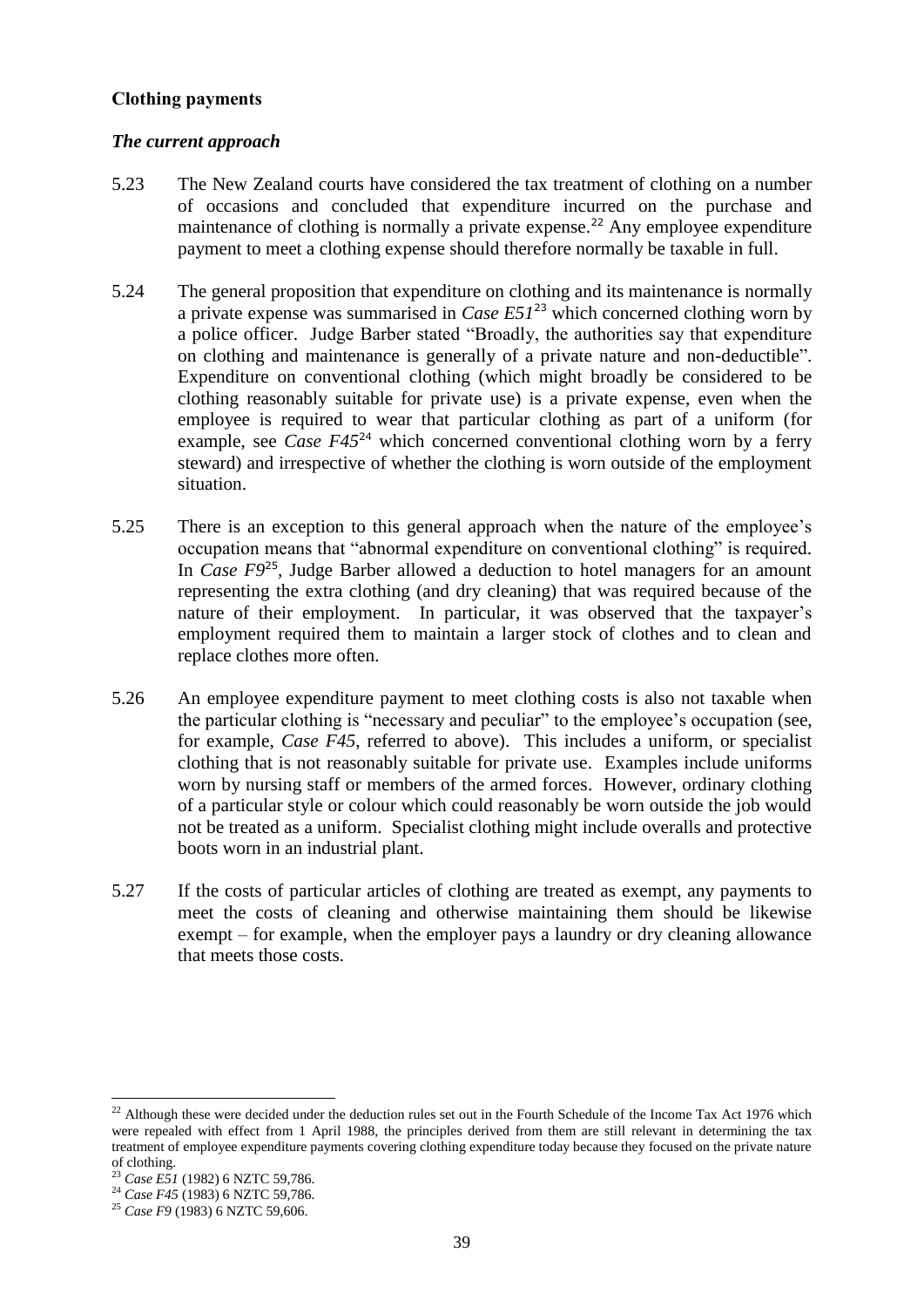**Clothing payments**

***The current approach***

5.23 The New Zealand courts have considered the tax treatment of clothing on a number of occasions and concluded that expenditure incurred on the purchase and maintenance of clothing is normally a private expense.[22] Any employee expenditure payment to meet a clothing expense should therefore normally be taxable in full.

5.24 The general proposition that expenditure on clothing and its maintenance is normally a private expense was summarised in *Case E51*[23] which concerned clothing worn by a police officer. Judge Barber stated "Broadly, the authorities say that expenditure on clothing and maintenance is generally of a private nature and non-deductible". Expenditure on conventional clothing (which might broadly be considered to be clothing reasonably suitable for private use) is a private expense, even when the employee is required to wear that particular clothing as part of a uniform (for example, see *Case F45*[24] which concerned conventional clothing worn by a ferry steward) and irrespective of whether the clothing is worn outside of the employment situation.

5.25 There is an exception to this general approach when the nature of the employee's occupation means that "abnormal expenditure on conventional clothing" is required. In *Case F9*[25], Judge Barber allowed a deduction to hotel managers for an amount representing the extra clothing (and dry cleaning) that was required because of the nature of their employment. In particular, it was observed that the taxpayer's employment required them to maintain a larger stock of clothes and to clean and replace clothes more often.

5.26 An employee expenditure payment to meet clothing costs is also not taxable when the particular clothing is "necessary and peculiar" to the employee's occupation (see, for example, *Case F45*, referred to above). This includes a uniform, or specialist clothing that is not reasonably suitable for private use. Examples include uniforms worn by nursing staff or members of the armed forces. However, ordinary clothing of a particular style or colour which could reasonably be worn outside the job would not be treated as a uniform. Specialist clothing might include overalls and protective boots worn in an industrial plant.

5.27 If the costs of particular articles of clothing are treated as exempt, any payments to meet the costs of cleaning and otherwise maintaining them should be likewise exempt – for example, when the employer pays a laundry or dry cleaning allowance that meets those costs.

---

[22] Although these were decided under the deduction rules set out in the Fourth Schedule of the Income Tax Act 1976 which were repealed with effect from 1 April 1988, the principles derived from them are still relevant in determining the tax treatment of employee expenditure payments covering clothing expenditure today because they focused on the private nature of clothing.

[23] *Case E51* (1982) 6 NZTC 59,786.

[24] *Case F45* (1983) 6 NZTC 59,786.

[25] *Case F9* (1983) 6 NZTC 59,606.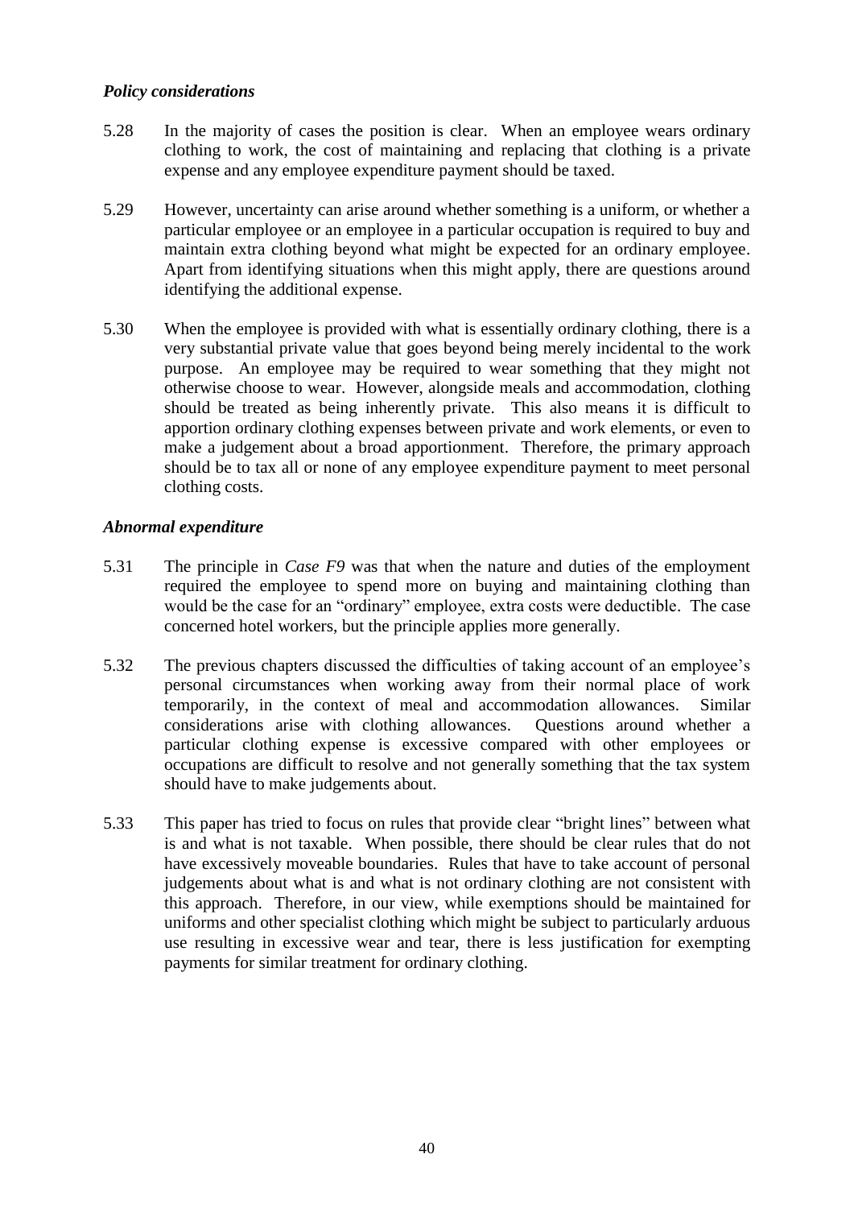### *Policy considerations*

5.28 In the majority of cases the position is clear. When an employee wears ordinary clothing to work, the cost of maintaining and replacing that clothing is a private expense and any employee expenditure payment should be taxed.

5.29 However, uncertainty can arise around whether something is a uniform, or whether a particular employee or an employee in a particular occupation is required to buy and maintain extra clothing beyond what might be expected for an ordinary employee. Apart from identifying situations when this might apply, there are questions around identifying the additional expense.

5.30 When the employee is provided with what is essentially ordinary clothing, there is a very substantial private value that goes beyond being merely incidental to the work purpose. An employee may be required to wear something that they might not otherwise choose to wear. However, alongside meals and accommodation, clothing should be treated as being inherently private. This also means it is difficult to apportion ordinary clothing expenses between private and work elements, or even to make a judgement about a broad apportionment. Therefore, the primary approach should be to tax all or none of any employee expenditure payment to meet personal clothing costs.

### *Abnormal expenditure*

5.31 The principle in *Case F9* was that when the nature and duties of the employment required the employee to spend more on buying and maintaining clothing than would be the case for an "ordinary" employee, extra costs were deductible. The case concerned hotel workers, but the principle applies more generally.

5.32 The previous chapters discussed the difficulties of taking account of an employee's personal circumstances when working away from their normal place of work temporarily, in the context of meal and accommodation allowances. Similar considerations arise with clothing allowances. Questions around whether a particular clothing expense is excessive compared with other employees or occupations are difficult to resolve and not generally something that the tax system should have to make judgements about.

5.33 This paper has tried to focus on rules that provide clear "bright lines" between what is and what is not taxable. When possible, there should be clear rules that do not have excessively moveable boundaries. Rules that have to take account of personal judgements about what is and what is not ordinary clothing are not consistent with this approach. Therefore, in our view, while exemptions should be maintained for uniforms and other specialist clothing which might be subject to particularly arduous use resulting in excessive wear and tear, there is less justification for exempting payments for similar treatment for ordinary clothing.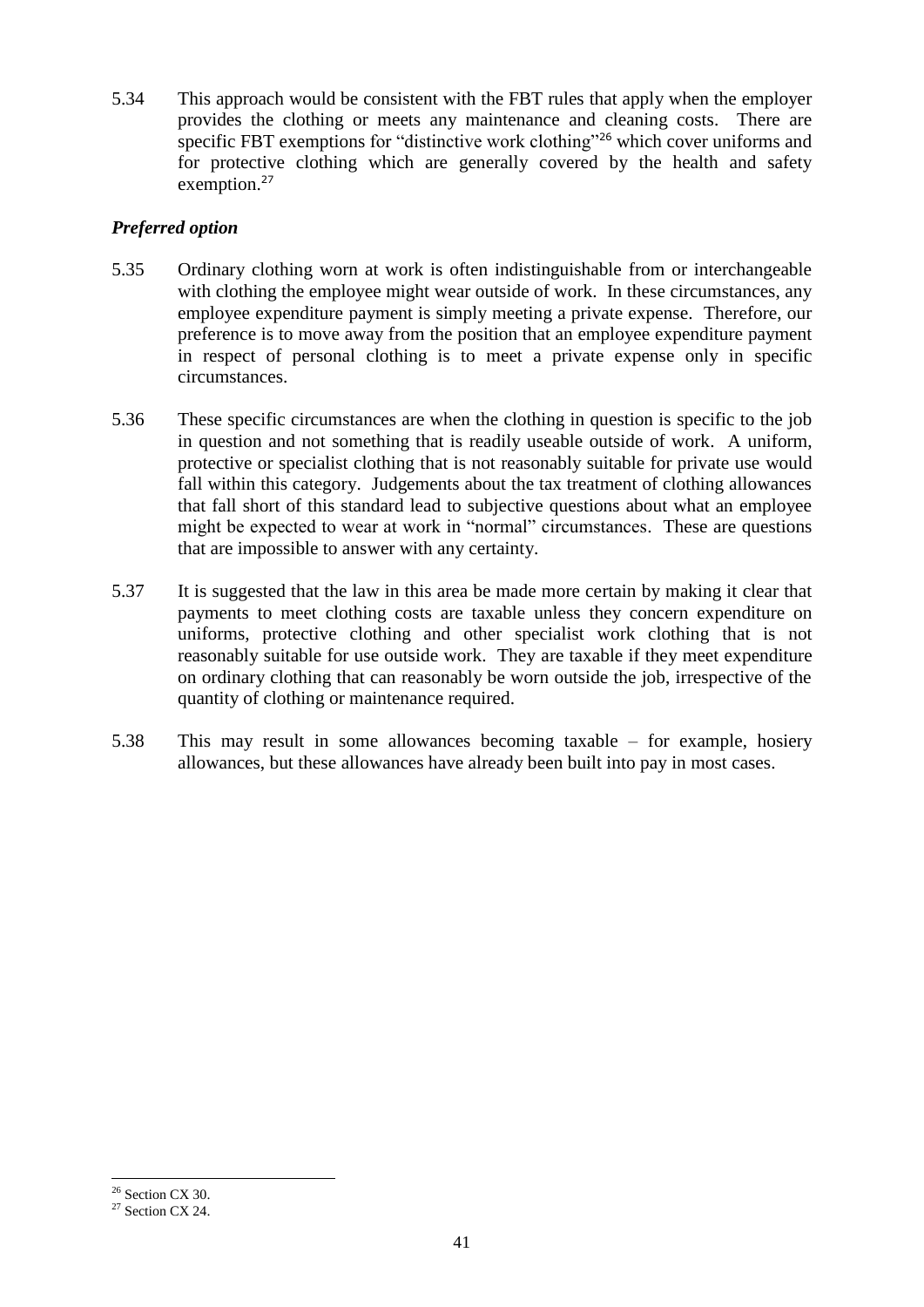5.34 This approach would be consistent with the FBT rules that apply when the employer provides the clothing or meets any maintenance and cleaning costs. There are specific FBT exemptions for "distinctive work clothing"[26] which cover uniforms and for protective clothing which are generally covered by the health and safety exemption.[27]

### *Preferred option*

5.35 Ordinary clothing worn at work is often indistinguishable from or interchangeable with clothing the employee might wear outside of work. In these circumstances, any employee expenditure payment is simply meeting a private expense. Therefore, our preference is to move away from the position that an employee expenditure payment in respect of personal clothing is to meet a private expense only in specific circumstances.

5.36 These specific circumstances are when the clothing in question is specific to the job in question and not something that is readily useable outside of work. A uniform, protective or specialist clothing that is not reasonably suitable for private use would fall within this category. Judgements about the tax treatment of clothing allowances that fall short of this standard lead to subjective questions about what an employee might be expected to wear at work in "normal" circumstances. These are questions that are impossible to answer with any certainty.

5.37 It is suggested that the law in this area be made more certain by making it clear that payments to meet clothing costs are taxable unless they concern expenditure on uniforms, protective clothing and other specialist work clothing that is not reasonably suitable for use outside work. They are taxable if they meet expenditure on ordinary clothing that can reasonably be worn outside the job, irrespective of the quantity of clothing or maintenance required.

5.38 This may result in some allowances becoming taxable – for example, hosiery allowances, but these allowances have already been built into pay in most cases.

---

[26] Section CX 30.

[27] Section CX 24.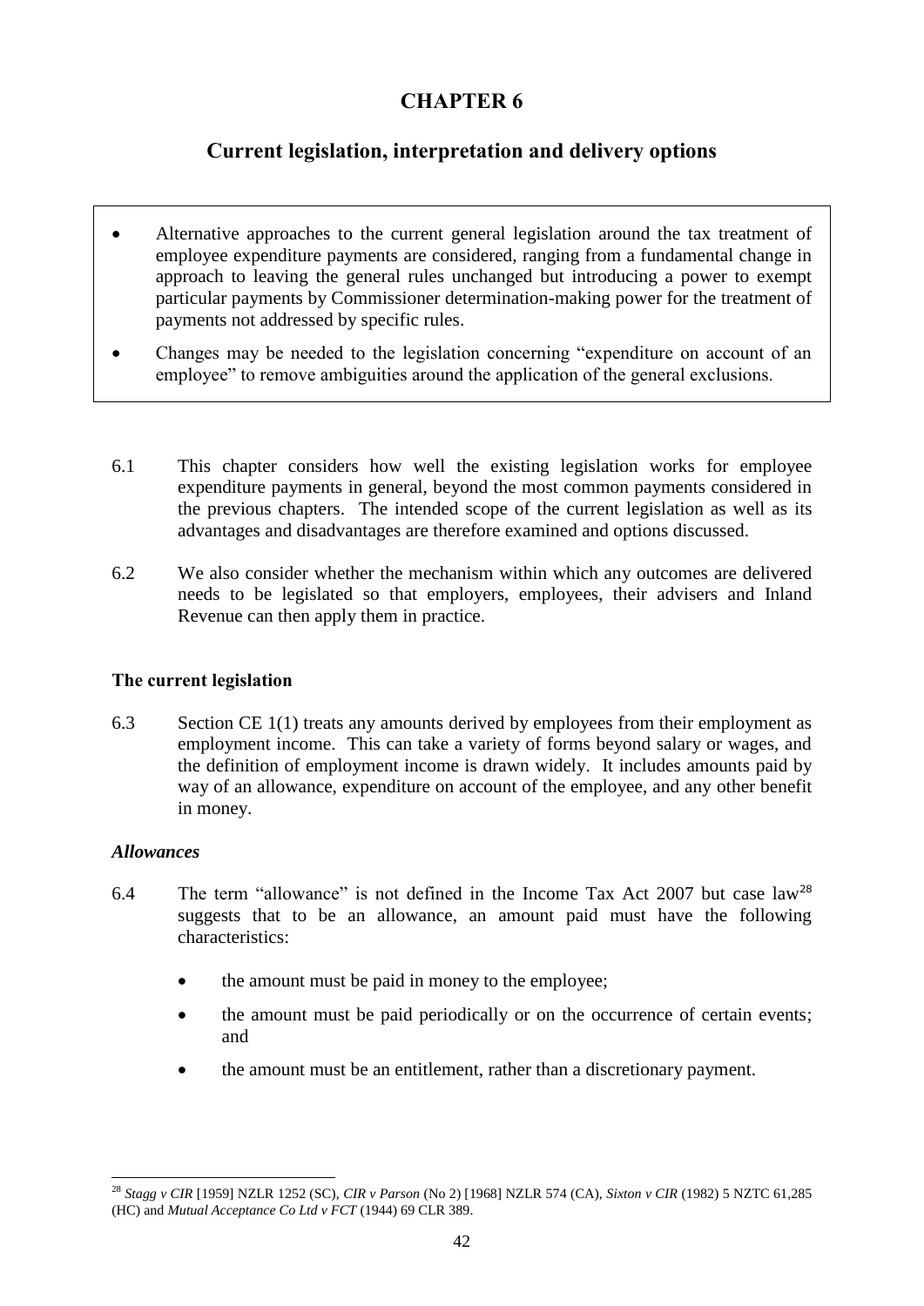# CHAPTER 6

## Current legislation, interpretation and delivery options

> - Alternative approaches to the current general legislation around the tax treatment of employee expenditure payments are considered, ranging from a fundamental change in approach to leaving the general rules unchanged but introducing a power to exempt particular payments by Commissioner determination-making power for the treatment of payments not addressed by specific rules.
> - Changes may be needed to the legislation concerning "expenditure on account of an employee" to remove ambiguities around the application of the general exclusions.

6.1 This chapter considers how well the existing legislation works for employee expenditure payments in general, beyond the most common payments considered in the previous chapters. The intended scope of the current legislation as well as its advantages and disadvantages are therefore examined and options discussed.

6.2 We also consider whether the mechanism within which any outcomes are delivered needs to be legislated so that employers, employees, their advisers and Inland Revenue can then apply them in practice.

### The current legislation

6.3 Section CE 1(1) treats any amounts derived by employees from their employment as employment income. This can take a variety of forms beyond salary or wages, and the definition of employment income is drawn widely. It includes amounts paid by way of an allowance, expenditure on account of the employee, and any other benefit in money.

#### *Allowances*

6.4 The term "allowance" is not defined in the Income Tax Act 2007 but case law[28] suggests that to be an allowance, an amount paid must have the following characteristics:

- the amount must be paid in money to the employee;
- the amount must be paid periodically or on the occurrence of certain events; and
- the amount must be an entitlement, rather than a discretionary payment.

[28] *Stagg v CIR* [1959] NZLR 1252 (SC), *CIR v Parson* (No 2) [1968] NZLR 574 (CA), *Sixton v CIR* (1982) 5 NZTC 61,285 (HC) and *Mutual Acceptance Co Ltd v FCT* (1944) 69 CLR 389.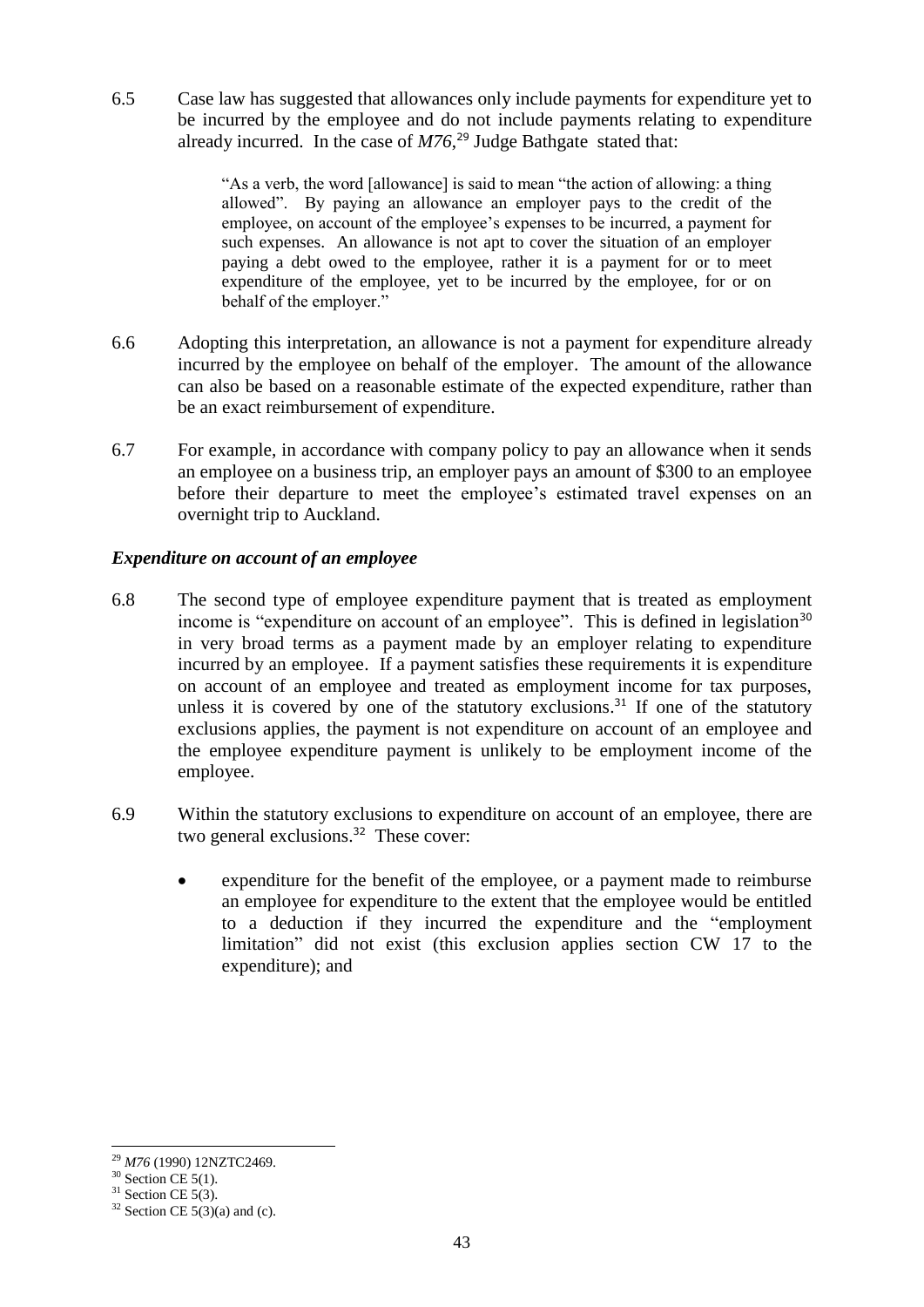6.5 Case law has suggested that allowances only include payments for expenditure yet to be incurred by the employee and do not include payments relating to expenditure already incurred. In the case of *M76*,[29] Judge Bathgate stated that:

> "As a verb, the word [allowance] is said to mean "the action of allowing: a thing allowed". By paying an allowance an employer pays to the credit of the employee, on account of the employee's expenses to be incurred, a payment for such expenses. An allowance is not apt to cover the situation of an employer paying a debt owed to the employee, rather it is a payment for or to meet expenditure of the employee, yet to be incurred by the employee, for or on behalf of the employer."

6.6 Adopting this interpretation, an allowance is not a payment for expenditure already incurred by the employee on behalf of the employer. The amount of the allowance can also be based on a reasonable estimate of the expected expenditure, rather than be an exact reimbursement of expenditure.

6.7 For example, in accordance with company policy to pay an allowance when it sends an employee on a business trip, an employer pays an amount of $300 to an employee before their departure to meet the employee's estimated travel expenses on an overnight trip to Auckland.

### *Expenditure on account of an employee*

6.8 The second type of employee expenditure payment that is treated as employment income is "expenditure on account of an employee". This is defined in legislation[30] in very broad terms as a payment made by an employer relating to expenditure incurred by an employee. If a payment satisfies these requirements it is expenditure on account of an employee and treated as employment income for tax purposes, unless it is covered by one of the statutory exclusions.[31] If one of the statutory exclusions applies, the payment is not expenditure on account of an employee and the employee expenditure payment is unlikely to be employment income of the employee.

6.9 Within the statutory exclusions to expenditure on account of an employee, there are two general exclusions.[32] These cover:

- expenditure for the benefit of the employee, or a payment made to reimburse an employee for expenditure to the extent that the employee would be entitled to a deduction if they incurred the expenditure and the "employment limitation" did not exist (this exclusion applies section CW 17 to the expenditure); and

---

[29] *M76* (1990) 12NZTC2469.

[30] Section CE 5(1).

[31] Section CE 5(3).

[32] Section CE 5(3)(a) and (c).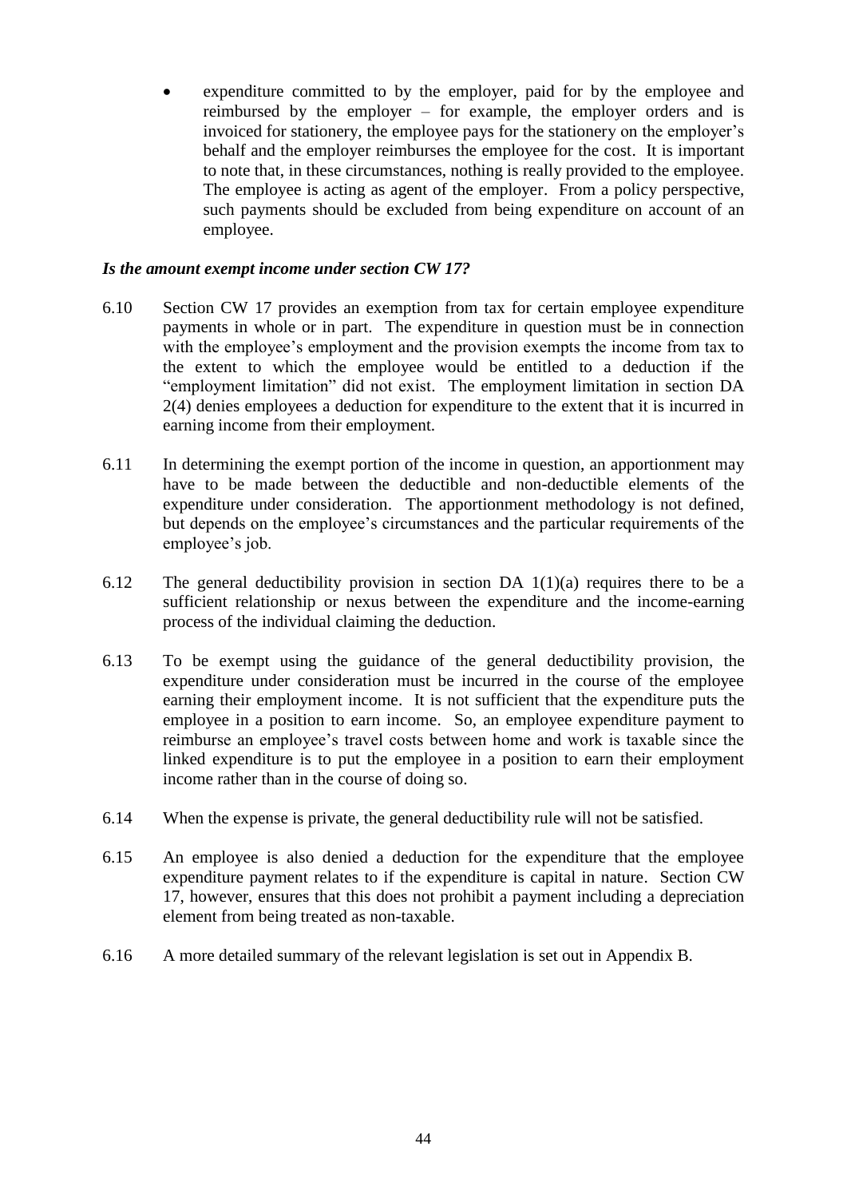- expenditure committed to by the employer, paid for by the employee and reimbursed by the employer – for example, the employer orders and is invoiced for stationery, the employee pays for the stationery on the employer's behalf and the employer reimburses the employee for the cost. It is important to note that, in these circumstances, nothing is really provided to the employee. The employee is acting as agent of the employer. From a policy perspective, such payments should be excluded from being expenditure on account of an employee.

***Is the amount exempt income under section CW 17?***

6.10 Section CW 17 provides an exemption from tax for certain employee expenditure payments in whole or in part. The expenditure in question must be in connection with the employee's employment and the provision exempts the income from tax to the extent to which the employee would be entitled to a deduction if the "employment limitation" did not exist. The employment limitation in section DA 2(4) denies employees a deduction for expenditure to the extent that it is incurred in earning income from their employment.

6.11 In determining the exempt portion of the income in question, an apportionment may have to be made between the deductible and non-deductible elements of the expenditure under consideration. The apportionment methodology is not defined, but depends on the employee's circumstances and the particular requirements of the employee's job.

6.12 The general deductibility provision in section DA 1(1)(a) requires there to be a sufficient relationship or nexus between the expenditure and the income-earning process of the individual claiming the deduction.

6.13 To be exempt using the guidance of the general deductibility provision, the expenditure under consideration must be incurred in the course of the employee earning their employment income. It is not sufficient that the expenditure puts the employee in a position to earn income. So, an employee expenditure payment to reimburse an employee's travel costs between home and work is taxable since the linked expenditure is to put the employee in a position to earn their employment income rather than in the course of doing so.

6.14 When the expense is private, the general deductibility rule will not be satisfied.

6.15 An employee is also denied a deduction for the expenditure that the employee expenditure payment relates to if the expenditure is capital in nature. Section CW 17, however, ensures that this does not prohibit a payment including a depreciation element from being treated as non-taxable.

6.16 A more detailed summary of the relevant legislation is set out in Appendix B.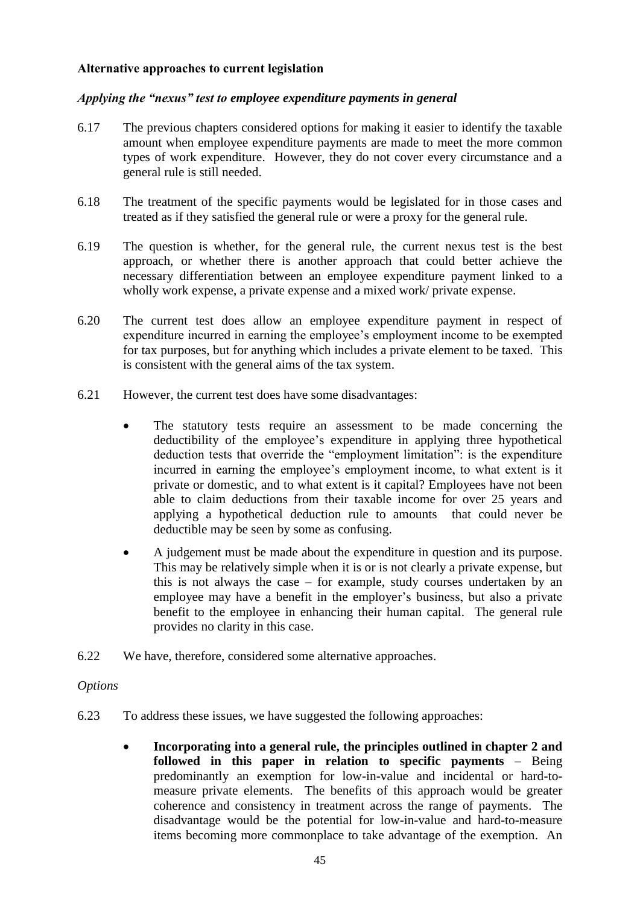**Alternative approaches to current legislation**

***Applying the "nexus" test to employee expenditure payments in general***

6.17 The previous chapters considered options for making it easier to identify the taxable amount when employee expenditure payments are made to meet the more common types of work expenditure. However, they do not cover every circumstance and a general rule is still needed.

6.18 The treatment of the specific payments would be legislated for in those cases and treated as if they satisfied the general rule or were a proxy for the general rule.

6.19 The question is whether, for the general rule, the current nexus test is the best approach, or whether there is another approach that could better achieve the necessary differentiation between an employee expenditure payment linked to a wholly work expense, a private expense and a mixed work/ private expense.

6.20 The current test does allow an employee expenditure payment in respect of expenditure incurred in earning the employee's employment income to be exempted for tax purposes, but for anything which includes a private element to be taxed. This is consistent with the general aims of the tax system.

6.21 However, the current test does have some disadvantages:

- The statutory tests require an assessment to be made concerning the deductibility of the employee's expenditure in applying three hypothetical deduction tests that override the "employment limitation": is the expenditure incurred in earning the employee's employment income, to what extent is it private or domestic, and to what extent is it capital? Employees have not been able to claim deductions from their taxable income for over 25 years and applying a hypothetical deduction rule to amounts that could never be deductible may be seen by some as confusing.
- A judgement must be made about the expenditure in question and its purpose. This may be relatively simple when it is or is not clearly a private expense, but this is not always the case – for example, study courses undertaken by an employee may have a benefit in the employer's business, but also a private benefit to the employee in enhancing their human capital. The general rule provides no clarity in this case.

6.22 We have, therefore, considered some alternative approaches.

*Options*

6.23 To address these issues, we have suggested the following approaches:

- **Incorporating into a general rule, the principles outlined in chapter 2 and followed in this paper in relation to specific payments** – Being predominantly an exemption for low-in-value and incidental or hard-to-measure private elements. The benefits of this approach would be greater coherence and consistency in treatment across the range of payments. The disadvantage would be the potential for low-in-value and hard-to-measure items becoming more commonplace to take advantage of the exemption. An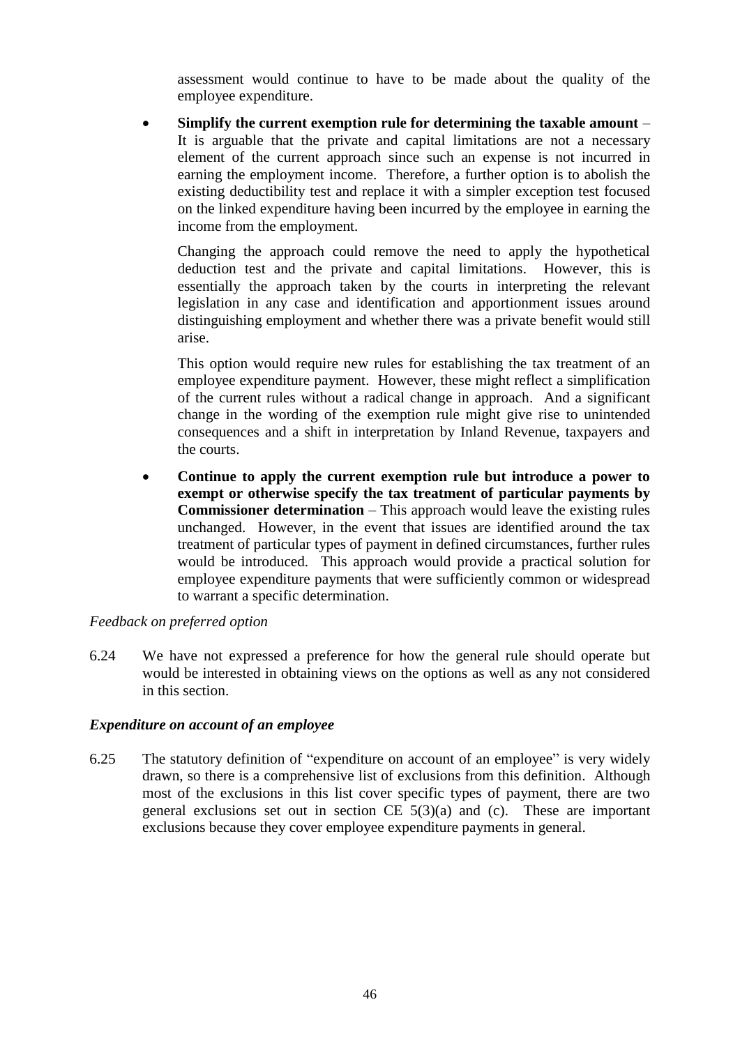assessment would continue to have to be made about the quality of the employee expenditure.

- **Simplify the current exemption rule for determining the taxable amount** – It is arguable that the private and capital limitations are not a necessary element of the current approach since such an expense is not incurred in earning the employment income. Therefore, a further option is to abolish the existing deductibility test and replace it with a simpler exception test focused on the linked expenditure having been incurred by the employee in earning the income from the employment.

  Changing the approach could remove the need to apply the hypothetical deduction test and the private and capital limitations. However, this is essentially the approach taken by the courts in interpreting the relevant legislation in any case and identification and apportionment issues around distinguishing employment and whether there was a private benefit would still arise.

  This option would require new rules for establishing the tax treatment of an employee expenditure payment. However, these might reflect a simplification of the current rules without a radical change in approach. And a significant change in the wording of the exemption rule might give rise to unintended consequences and a shift in interpretation by Inland Revenue, taxpayers and the courts.

- **Continue to apply the current exemption rule but introduce a power to exempt or otherwise specify the tax treatment of particular payments by Commissioner determination** – This approach would leave the existing rules unchanged. However, in the event that issues are identified around the tax treatment of particular types of payment in defined circumstances, further rules would be introduced. This approach would provide a practical solution for employee expenditure payments that were sufficiently common or widespread to warrant a specific determination.

*Feedback on preferred option*

6.24 We have not expressed a preference for how the general rule should operate but would be interested in obtaining views on the options as well as any not considered in this section.

***Expenditure on account of an employee***

6.25 The statutory definition of "expenditure on account of an employee" is very widely drawn, so there is a comprehensive list of exclusions from this definition. Although most of the exclusions in this list cover specific types of payment, there are two general exclusions set out in section CE 5(3)(a) and (c). These are important exclusions because they cover employee expenditure payments in general.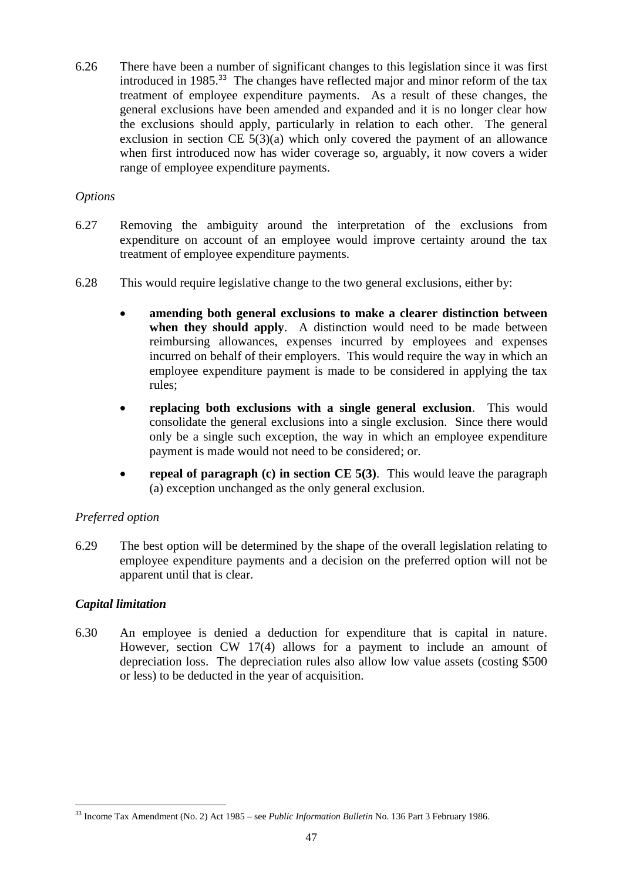6.26 There have been a number of significant changes to this legislation since it was first introduced in 1985.[33] The changes have reflected major and minor reform of the tax treatment of employee expenditure payments. As a result of these changes, the general exclusions have been amended and expanded and it is no longer clear how the exclusions should apply, particularly in relation to each other. The general exclusion in section CE 5(3)(a) which only covered the payment of an allowance when first introduced now has wider coverage so, arguably, it now covers a wider range of employee expenditure payments.

*Options*

6.27 Removing the ambiguity around the interpretation of the exclusions from expenditure on account of an employee would improve certainty around the tax treatment of employee expenditure payments.

6.28 This would require legislative change to the two general exclusions, either by:

- **amending both general exclusions to make a clearer distinction between when they should apply**. A distinction would need to be made between reimbursing allowances, expenses incurred by employees and expenses incurred on behalf of their employers. This would require the way in which an employee expenditure payment is made to be considered in applying the tax rules;
- **replacing both exclusions with a single general exclusion**. This would consolidate the general exclusions into a single exclusion. Since there would only be a single such exception, the way in which an employee expenditure payment is made would not need to be considered; or.
- **repeal of paragraph (c) in section CE 5(3)**. This would leave the paragraph (a) exception unchanged as the only general exclusion.

*Preferred option*

6.29 The best option will be determined by the shape of the overall legislation relating to employee expenditure payments and a decision on the preferred option will not be apparent until that is clear.

***Capital limitation***

6.30 An employee is denied a deduction for expenditure that is capital in nature. However, section CW 17(4) allows for a payment to include an amount of depreciation loss. The depreciation rules also allow low value assets (costing $500 or less) to be deducted in the year of acquisition.

---

[33] Income Tax Amendment (No. 2) Act 1985 – see *Public Information Bulletin* No. 136 Part 3 February 1986.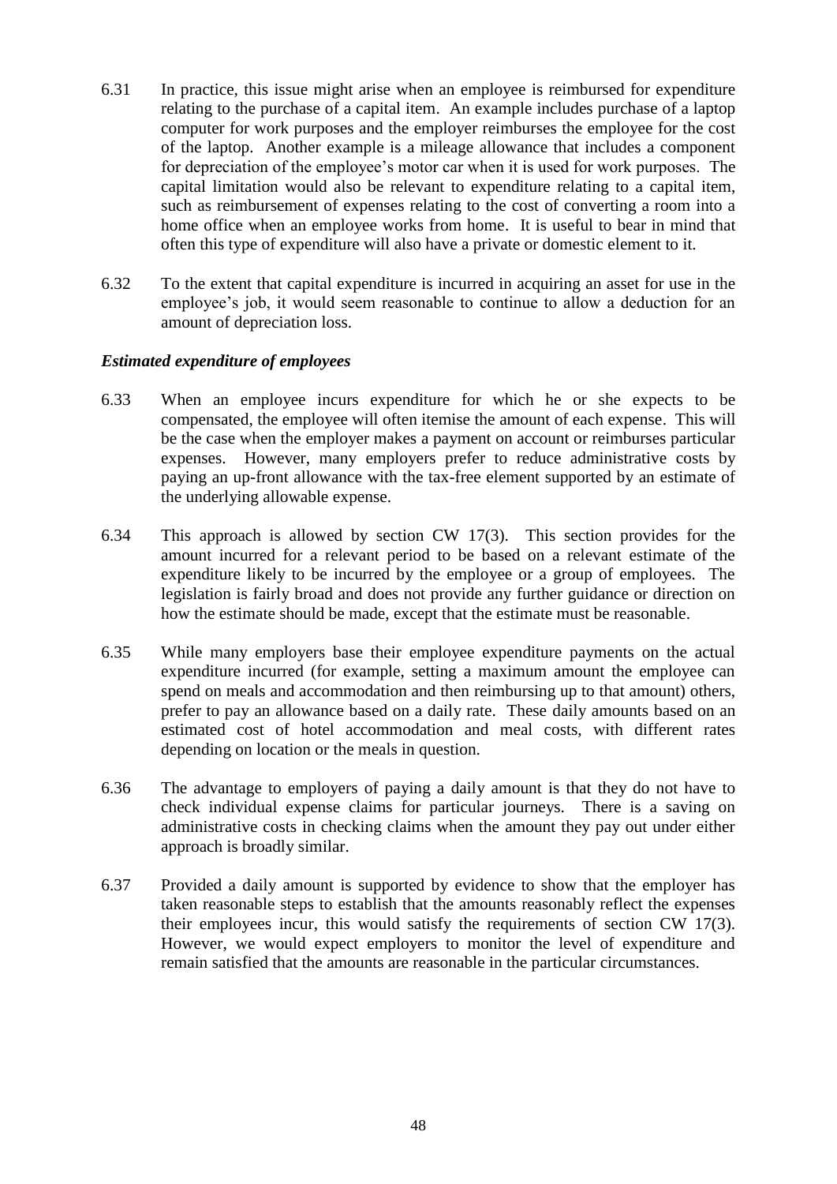6.31 In practice, this issue might arise when an employee is reimbursed for expenditure relating to the purchase of a capital item. An example includes purchase of a laptop computer for work purposes and the employer reimburses the employee for the cost of the laptop. Another example is a mileage allowance that includes a component for depreciation of the employee's motor car when it is used for work purposes. The capital limitation would also be relevant to expenditure relating to a capital item, such as reimbursement of expenses relating to the cost of converting a room into a home office when an employee works from home. It is useful to bear in mind that often this type of expenditure will also have a private or domestic element to it.

6.32 To the extent that capital expenditure is incurred in acquiring an asset for use in the employee's job, it would seem reasonable to continue to allow a deduction for an amount of depreciation loss.

### *Estimated expenditure of employees*

6.33 When an employee incurs expenditure for which he or she expects to be compensated, the employee will often itemise the amount of each expense. This will be the case when the employer makes a payment on account or reimburses particular expenses. However, many employers prefer to reduce administrative costs by paying an up-front allowance with the tax-free element supported by an estimate of the underlying allowable expense.

6.34 This approach is allowed by section CW 17(3). This section provides for the amount incurred for a relevant period to be based on a relevant estimate of the expenditure likely to be incurred by the employee or a group of employees. The legislation is fairly broad and does not provide any further guidance or direction on how the estimate should be made, except that the estimate must be reasonable.

6.35 While many employers base their employee expenditure payments on the actual expenditure incurred (for example, setting a maximum amount the employee can spend on meals and accommodation and then reimbursing up to that amount) others, prefer to pay an allowance based on a daily rate. These daily amounts based on an estimated cost of hotel accommodation and meal costs, with different rates depending on location or the meals in question.

6.36 The advantage to employers of paying a daily amount is that they do not have to check individual expense claims for particular journeys. There is a saving on administrative costs in checking claims when the amount they pay out under either approach is broadly similar.

6.37 Provided a daily amount is supported by evidence to show that the employer has taken reasonable steps to establish that the amounts reasonably reflect the expenses their employees incur, this would satisfy the requirements of section CW 17(3). However, we would expect employers to monitor the level of expenditure and remain satisfied that the amounts are reasonable in the particular circumstances.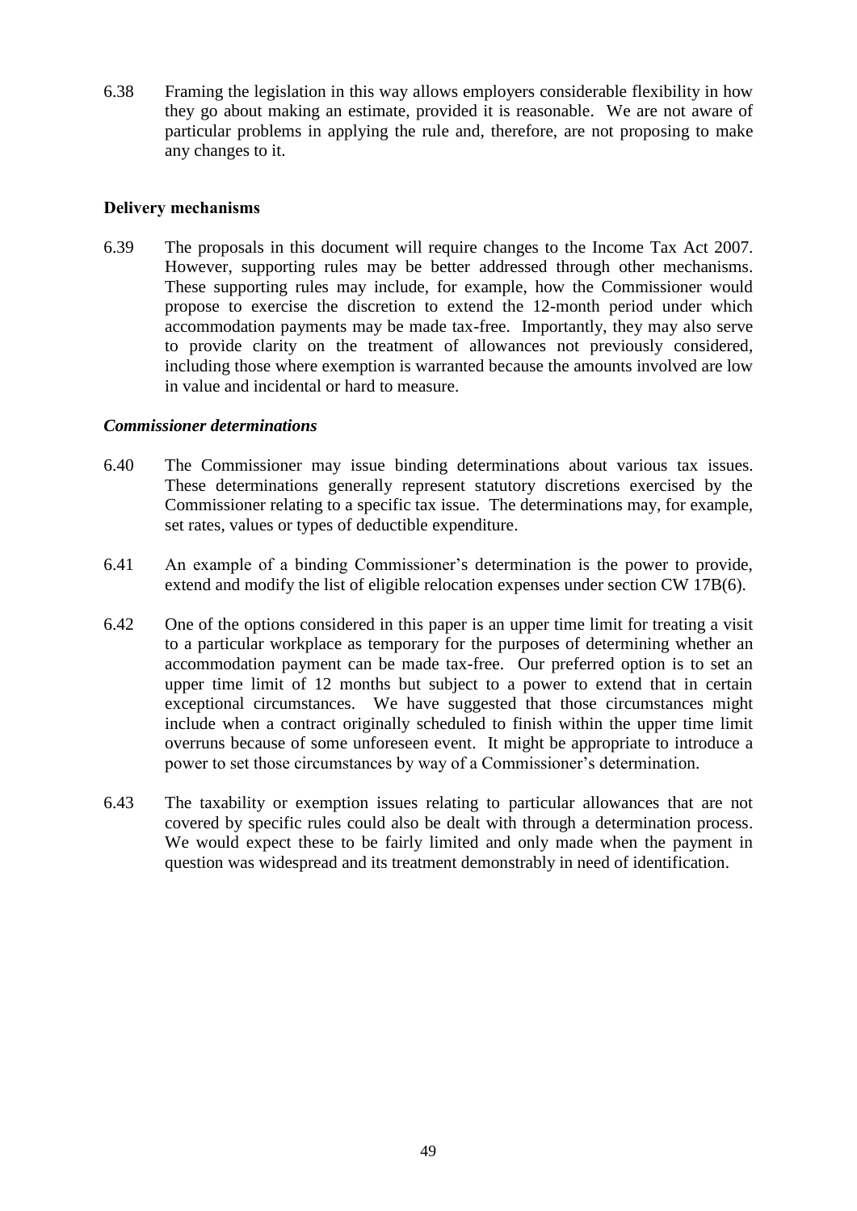6.38 Framing the legislation in this way allows employers considerable flexibility in how they go about making an estimate, provided it is reasonable. We are not aware of particular problems in applying the rule and, therefore, are not proposing to make any changes to it.

### Delivery mechanisms

6.39 The proposals in this document will require changes to the Income Tax Act 2007. However, supporting rules may be better addressed through other mechanisms. These supporting rules may include, for example, how the Commissioner would propose to exercise the discretion to extend the 12-month period under which accommodation payments may be made tax-free. Importantly, they may also serve to provide clarity on the treatment of allowances not previously considered, including those where exemption is warranted because the amounts involved are low in value and incidental or hard to measure.

#### *Commissioner determinations*

6.40 The Commissioner may issue binding determinations about various tax issues. These determinations generally represent statutory discretions exercised by the Commissioner relating to a specific tax issue. The determinations may, for example, set rates, values or types of deductible expenditure.

6.41 An example of a binding Commissioner's determination is the power to provide, extend and modify the list of eligible relocation expenses under section CW 17B(6).

6.42 One of the options considered in this paper is an upper time limit for treating a visit to a particular workplace as temporary for the purposes of determining whether an accommodation payment can be made tax-free. Our preferred option is to set an upper time limit of 12 months but subject to a power to extend that in certain exceptional circumstances. We have suggested that those circumstances might include when a contract originally scheduled to finish within the upper time limit overruns because of some unforeseen event. It might be appropriate to introduce a power to set those circumstances by way of a Commissioner's determination.

6.43 The taxability or exemption issues relating to particular allowances that are not covered by specific rules could also be dealt with through a determination process. We would expect these to be fairly limited and only made when the payment in question was widespread and its treatment demonstrably in need of identification.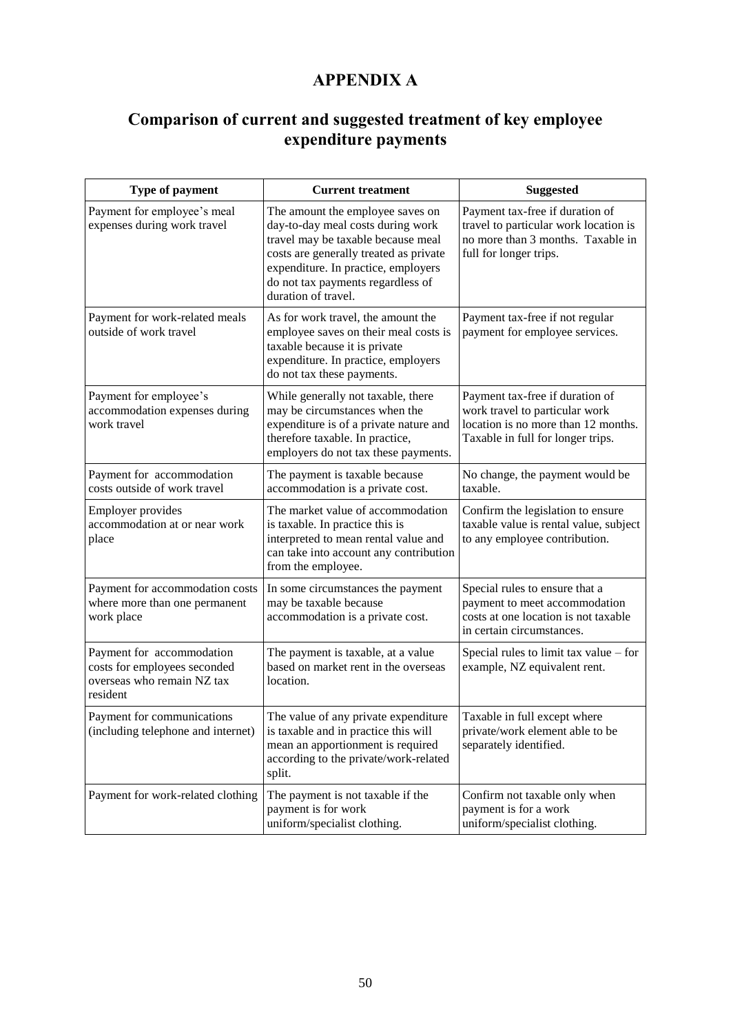# APPENDIX A

## Comparison of current and suggested treatment of key employee expenditure payments

| Type of payment | Current treatment | Suggested |
|---|---|---|
| Payment for employee's meal expenses during work travel | The amount the employee saves on day-to-day meal costs during work travel may be taxable because meal costs are generally treated as private expenditure. In practice, employers do not tax payments regardless of duration of travel. | Payment tax-free if duration of travel to particular work location is no more than 3 months. Taxable in full for longer trips. |
| Payment for work-related meals outside of work travel | As for work travel, the amount the employee saves on their meal costs is taxable because it is private expenditure. In practice, employers do not tax these payments. | Payment tax-free if not regular payment for employee services. |
| Payment for employee's accommodation expenses during work travel | While generally not taxable, there may be circumstances when the expenditure is of a private nature and therefore taxable. In practice, employers do not tax these payments. | Payment tax-free if duration of work travel to particular work location is no more than 12 months. Taxable in full for longer trips. |
| Payment for accommodation costs outside of work travel | The payment is taxable because accommodation is a private cost. | No change, the payment would be taxable. |
| Employer provides accommodation at or near work place | The market value of accommodation is taxable. In practice this is interpreted to mean rental value and can take into account any contribution from the employee. | Confirm the legislation to ensure taxable value is rental value, subject to any employee contribution. |
| Payment for accommodation costs where more than one permanent work place | In some circumstances the payment may be taxable because accommodation is a private cost. | Special rules to ensure that a payment to meet accommodation costs at one location is not taxable in certain circumstances. |
| Payment for accommodation costs for employees seconded overseas who remain NZ tax resident | The payment is taxable, at a value based on market rent in the overseas location. | Special rules to limit tax value – for example, NZ equivalent rent. |
| Payment for communications (including telephone and internet) | The value of any private expenditure is taxable and in practice this will mean an apportionment is required according to the private/work-related split. | Taxable in full except where private/work element able to be separately identified. |
| Payment for work-related clothing | The payment is not taxable if the payment is for work uniform/specialist clothing. | Confirm not taxable only when payment is for a work uniform/specialist clothing. |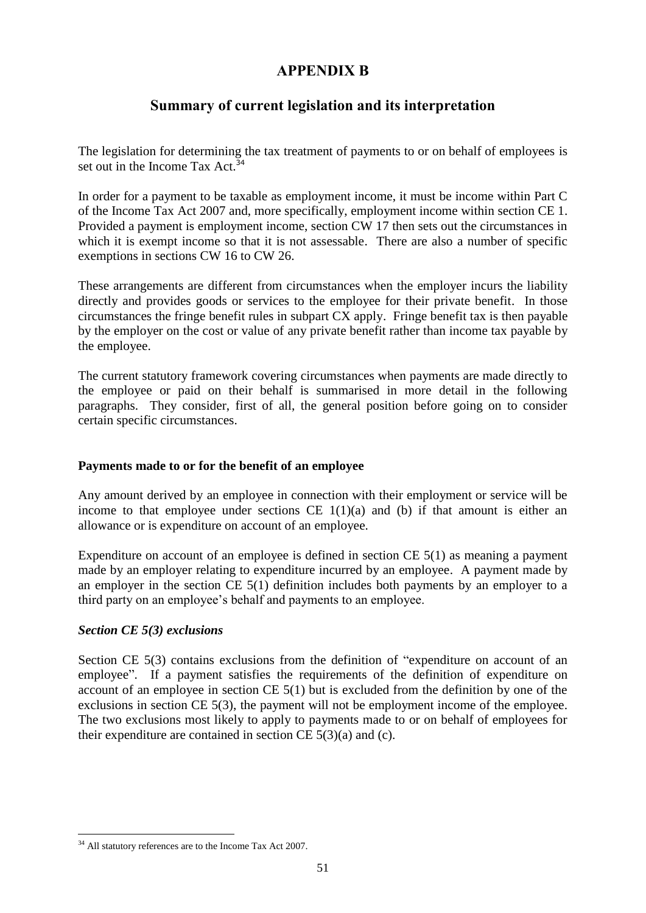# APPENDIX B

## Summary of current legislation and its interpretation

The legislation for determining the tax treatment of payments to or on behalf of employees is set out in the Income Tax Act.[34]

In order for a payment to be taxable as employment income, it must be income within Part C of the Income Tax Act 2007 and, more specifically, employment income within section CE 1. Provided a payment is employment income, section CW 17 then sets out the circumstances in which it is exempt income so that it is not assessable. There are also a number of specific exemptions in sections CW 16 to CW 26.

These arrangements are different from circumstances when the employer incurs the liability directly and provides goods or services to the employee for their private benefit. In those circumstances the fringe benefit rules in subpart CX apply. Fringe benefit tax is then payable by the employer on the cost or value of any private benefit rather than income tax payable by the employee.

The current statutory framework covering circumstances when payments are made directly to the employee or paid on their behalf is summarised in more detail in the following paragraphs. They consider, first of all, the general position before going on to consider certain specific circumstances.

### Payments made to or for the benefit of an employee

Any amount derived by an employee in connection with their employment or service will be income to that employee under sections CE 1(1)(a) and (b) if that amount is either an allowance or is expenditure on account of an employee.

Expenditure on account of an employee is defined in section CE 5(1) as meaning a payment made by an employer relating to expenditure incurred by an employee. A payment made by an employer in the section CE 5(1) definition includes both payments by an employer to a third party on an employee's behalf and payments to an employee.

#### *Section CE 5(3) exclusions*

Section CE 5(3) contains exclusions from the definition of "expenditure on account of an employee". If a payment satisfies the requirements of the definition of expenditure on account of an employee in section CE 5(1) but is excluded from the definition by one of the exclusions in section CE 5(3), the payment will not be employment income of the employee. The two exclusions most likely to apply to payments made to or on behalf of employees for their expenditure are contained in section CE 5(3)(a) and (c).

[34] All statutory references are to the Income Tax Act 2007.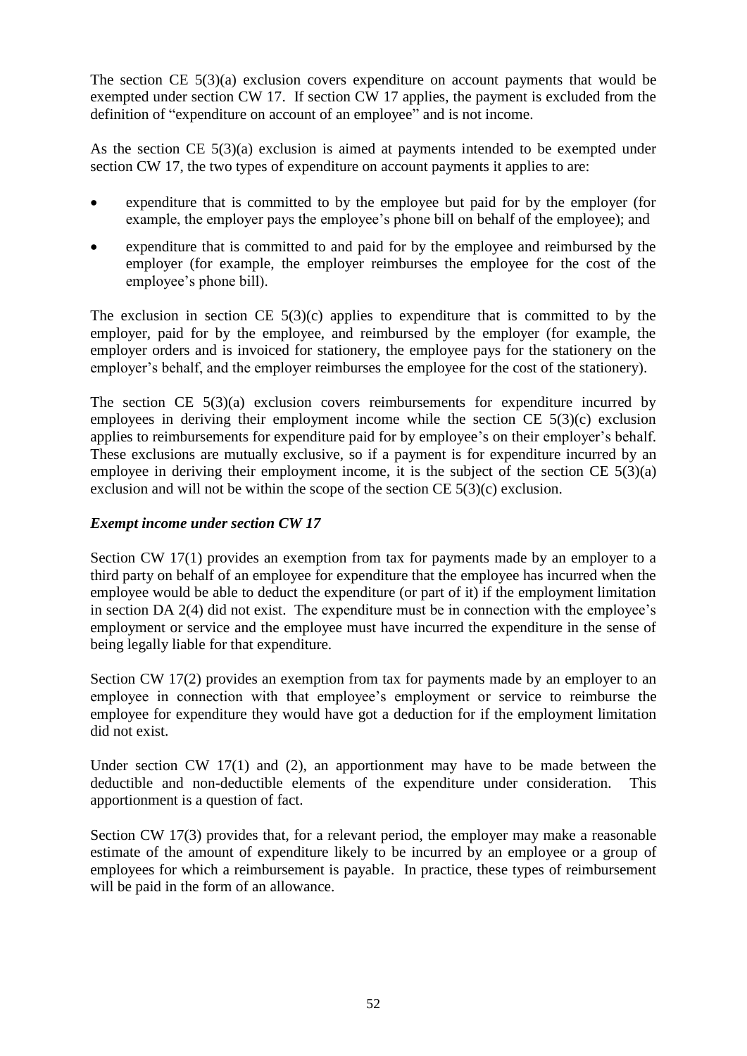The section CE 5(3)(a) exclusion covers expenditure on account payments that would be exempted under section CW 17. If section CW 17 applies, the payment is excluded from the definition of "expenditure on account of an employee" and is not income.

As the section CE 5(3)(a) exclusion is aimed at payments intended to be exempted under section CW 17, the two types of expenditure on account payments it applies to are:

- expenditure that is committed to by the employee but paid for by the employer (for example, the employer pays the employee's phone bill on behalf of the employee); and
- expenditure that is committed to and paid for by the employee and reimbursed by the employer (for example, the employer reimburses the employee for the cost of the employee's phone bill).

The exclusion in section CE 5(3)(c) applies to expenditure that is committed to by the employer, paid for by the employee, and reimbursed by the employer (for example, the employer orders and is invoiced for stationery, the employee pays for the stationery on the employer's behalf, and the employer reimburses the employee for the cost of the stationery).

The section CE 5(3)(a) exclusion covers reimbursements for expenditure incurred by employees in deriving their employment income while the section CE 5(3)(c) exclusion applies to reimbursements for expenditure paid for by employee's on their employer's behalf. These exclusions are mutually exclusive, so if a payment is for expenditure incurred by an employee in deriving their employment income, it is the subject of the section CE 5(3)(a) exclusion and will not be within the scope of the section CE 5(3)(c) exclusion.

### *Exempt income under section CW 17*

Section CW 17(1) provides an exemption from tax for payments made by an employer to a third party on behalf of an employee for expenditure that the employee has incurred when the employee would be able to deduct the expenditure (or part of it) if the employment limitation in section DA 2(4) did not exist. The expenditure must be in connection with the employee's employment or service and the employee must have incurred the expenditure in the sense of being legally liable for that expenditure.

Section CW 17(2) provides an exemption from tax for payments made by an employer to an employee in connection with that employee's employment or service to reimburse the employee for expenditure they would have got a deduction for if the employment limitation did not exist.

Under section CW 17(1) and (2), an apportionment may have to be made between the deductible and non-deductible elements of the expenditure under consideration. This apportionment is a question of fact.

Section CW 17(3) provides that, for a relevant period, the employer may make a reasonable estimate of the amount of expenditure likely to be incurred by an employee or a group of employees for which a reimbursement is payable. In practice, these types of reimbursement will be paid in the form of an allowance.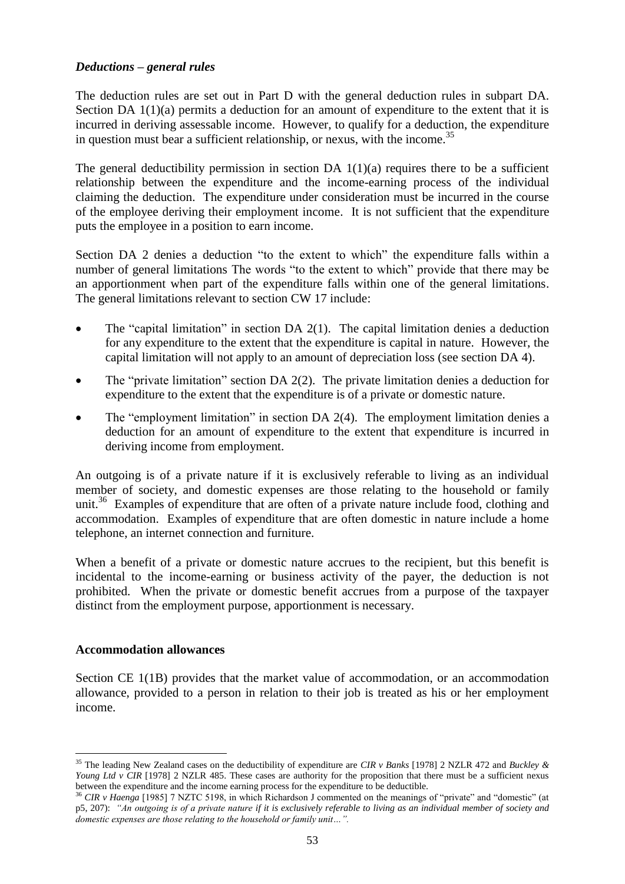### *Deductions – general rules*

The deduction rules are set out in Part D with the general deduction rules in subpart DA. Section DA 1(1)(a) permits a deduction for an amount of expenditure to the extent that it is incurred in deriving assessable income. However, to qualify for a deduction, the expenditure in question must bear a sufficient relationship, or nexus, with the income.[35]

The general deductibility permission in section DA 1(1)(a) requires there to be a sufficient relationship between the expenditure and the income-earning process of the individual claiming the deduction. The expenditure under consideration must be incurred in the course of the employee deriving their employment income. It is not sufficient that the expenditure puts the employee in a position to earn income.

Section DA 2 denies a deduction "to the extent to which" the expenditure falls within a number of general limitations The words "to the extent to which" provide that there may be an apportionment when part of the expenditure falls within one of the general limitations. The general limitations relevant to section CW 17 include:

- The "capital limitation" in section DA 2(1). The capital limitation denies a deduction for any expenditure to the extent that the expenditure is capital in nature. However, the capital limitation will not apply to an amount of depreciation loss (see section DA 4).
- The "private limitation" section DA 2(2). The private limitation denies a deduction for expenditure to the extent that the expenditure is of a private or domestic nature.
- The "employment limitation" in section DA 2(4). The employment limitation denies a deduction for an amount of expenditure to the extent that expenditure is incurred in deriving income from employment.

An outgoing is of a private nature if it is exclusively referable to living as an individual member of society, and domestic expenses are those relating to the household or family unit.[36] Examples of expenditure that are often of a private nature include food, clothing and accommodation. Examples of expenditure that are often domestic in nature include a home telephone, an internet connection and furniture.

When a benefit of a private or domestic nature accrues to the recipient, but this benefit is incidental to the income-earning or business activity of the payer, the deduction is not prohibited. When the private or domestic benefit accrues from a purpose of the taxpayer distinct from the employment purpose, apportionment is necessary.

### Accommodation allowances

Section CE 1(1B) provides that the market value of accommodation, or an accommodation allowance, provided to a person in relation to their job is treated as his or her employment income.

---

[35] The leading New Zealand cases on the deductibility of expenditure are *CIR v Banks* [1978] 2 NZLR 472 and *Buckley & Young Ltd v CIR* [1978] 2 NZLR 485. These cases are authority for the proposition that there must be a sufficient nexus between the expenditure and the income earning process for the expenditure to be deductible.

[36] *CIR v Haenga* [1985] 7 NZTC 5198, in which Richardson J commented on the meanings of "private" and "domestic" (at p5, 207): *"An outgoing is of a private nature if it is exclusively referable to living as an individual member of society and domestic expenses are those relating to the household or family unit…".*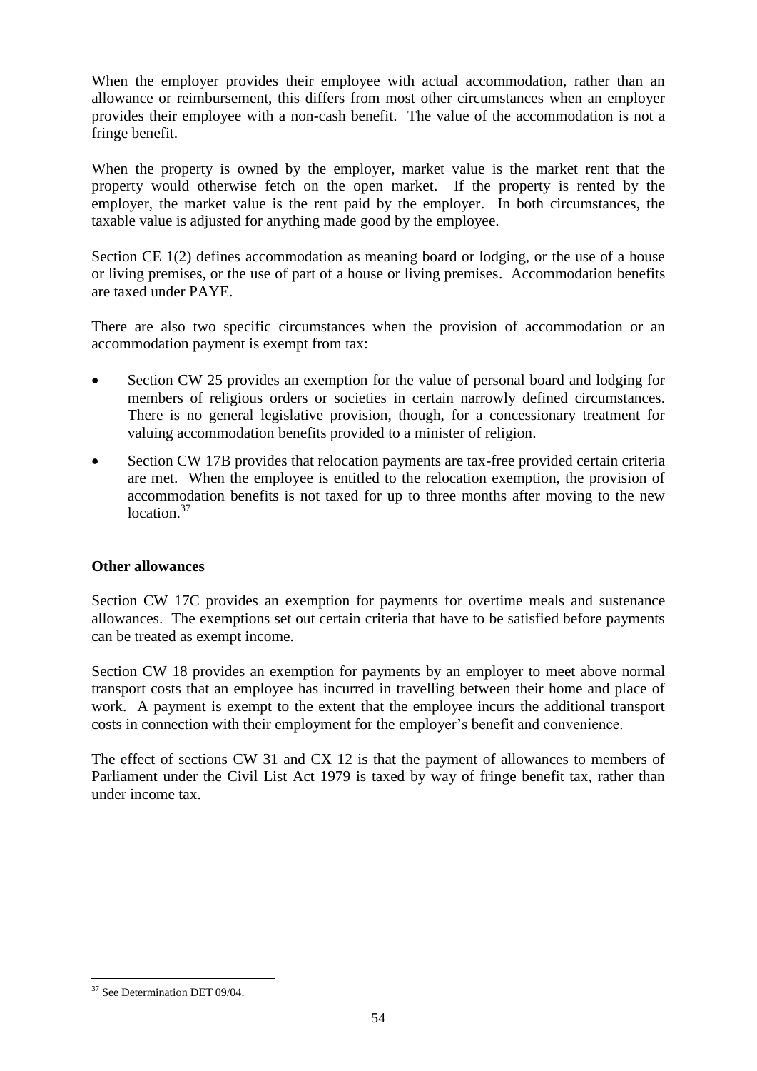When the employer provides their employee with actual accommodation, rather than an allowance or reimbursement, this differs from most other circumstances when an employer provides their employee with a non-cash benefit. The value of the accommodation is not a fringe benefit.

When the property is owned by the employer, market value is the market rent that the property would otherwise fetch on the open market. If the property is rented by the employer, the market value is the rent paid by the employer. In both circumstances, the taxable value is adjusted for anything made good by the employee.

Section CE 1(2) defines accommodation as meaning board or lodging, or the use of a house or living premises, or the use of part of a house or living premises. Accommodation benefits are taxed under PAYE.

There are also two specific circumstances when the provision of accommodation or an accommodation payment is exempt from tax:

- Section CW 25 provides an exemption for the value of personal board and lodging for members of religious orders or societies in certain narrowly defined circumstances. There is no general legislative provision, though, for a concessionary treatment for valuing accommodation benefits provided to a minister of religion.
- Section CW 17B provides that relocation payments are tax-free provided certain criteria are met. When the employee is entitled to the relocation exemption, the provision of accommodation benefits is not taxed for up to three months after moving to the new location.[37]

**Other allowances**

Section CW 17C provides an exemption for payments for overtime meals and sustenance allowances. The exemptions set out certain criteria that have to be satisfied before payments can be treated as exempt income.

Section CW 18 provides an exemption for payments by an employer to meet above normal transport costs that an employee has incurred in travelling between their home and place of work. A payment is exempt to the extent that the employee incurs the additional transport costs in connection with their employment for the employer's benefit and convenience.

The effect of sections CW 31 and CX 12 is that the payment of allowances to members of Parliament under the Civil List Act 1979 is taxed by way of fringe benefit tax, rather than under income tax.

[37] See Determination DET 09/04.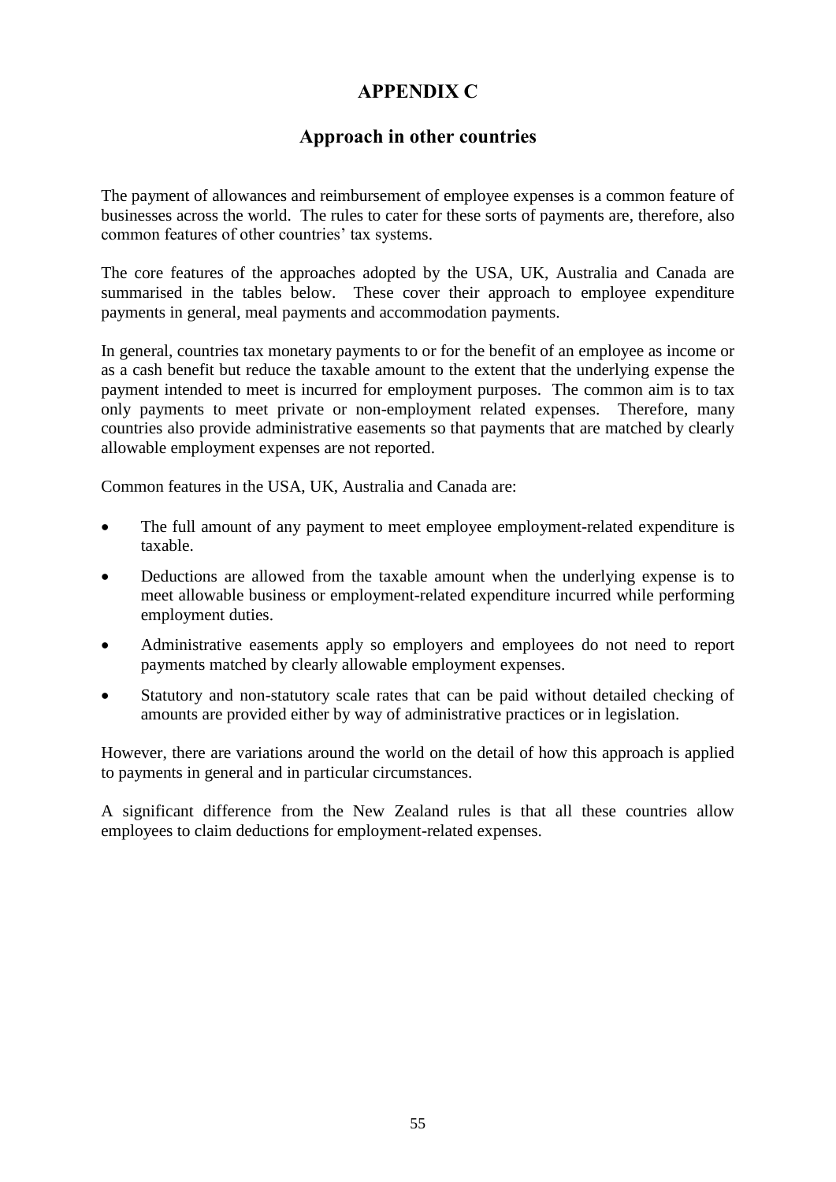# APPENDIX C

## Approach in other countries

The payment of allowances and reimbursement of employee expenses is a common feature of businesses across the world. The rules to cater for these sorts of payments are, therefore, also common features of other countries' tax systems.

The core features of the approaches adopted by the USA, UK, Australia and Canada are summarised in the tables below. These cover their approach to employee expenditure payments in general, meal payments and accommodation payments.

In general, countries tax monetary payments to or for the benefit of an employee as income or as a cash benefit but reduce the taxable amount to the extent that the underlying expense the payment intended to meet is incurred for employment purposes. The common aim is to tax only payments to meet private or non-employment related expenses. Therefore, many countries also provide administrative easements so that payments that are matched by clearly allowable employment expenses are not reported.

Common features in the USA, UK, Australia and Canada are:

- The full amount of any payment to meet employee employment-related expenditure is taxable.
- Deductions are allowed from the taxable amount when the underlying expense is to meet allowable business or employment-related expenditure incurred while performing employment duties.
- Administrative easements apply so employers and employees do not need to report payments matched by clearly allowable employment expenses.
- Statutory and non-statutory scale rates that can be paid without detailed checking of amounts are provided either by way of administrative practices or in legislation.

However, there are variations around the world on the detail of how this approach is applied to payments in general and in particular circumstances.

A significant difference from the New Zealand rules is that all these countries allow employees to claim deductions for employment-related expenses.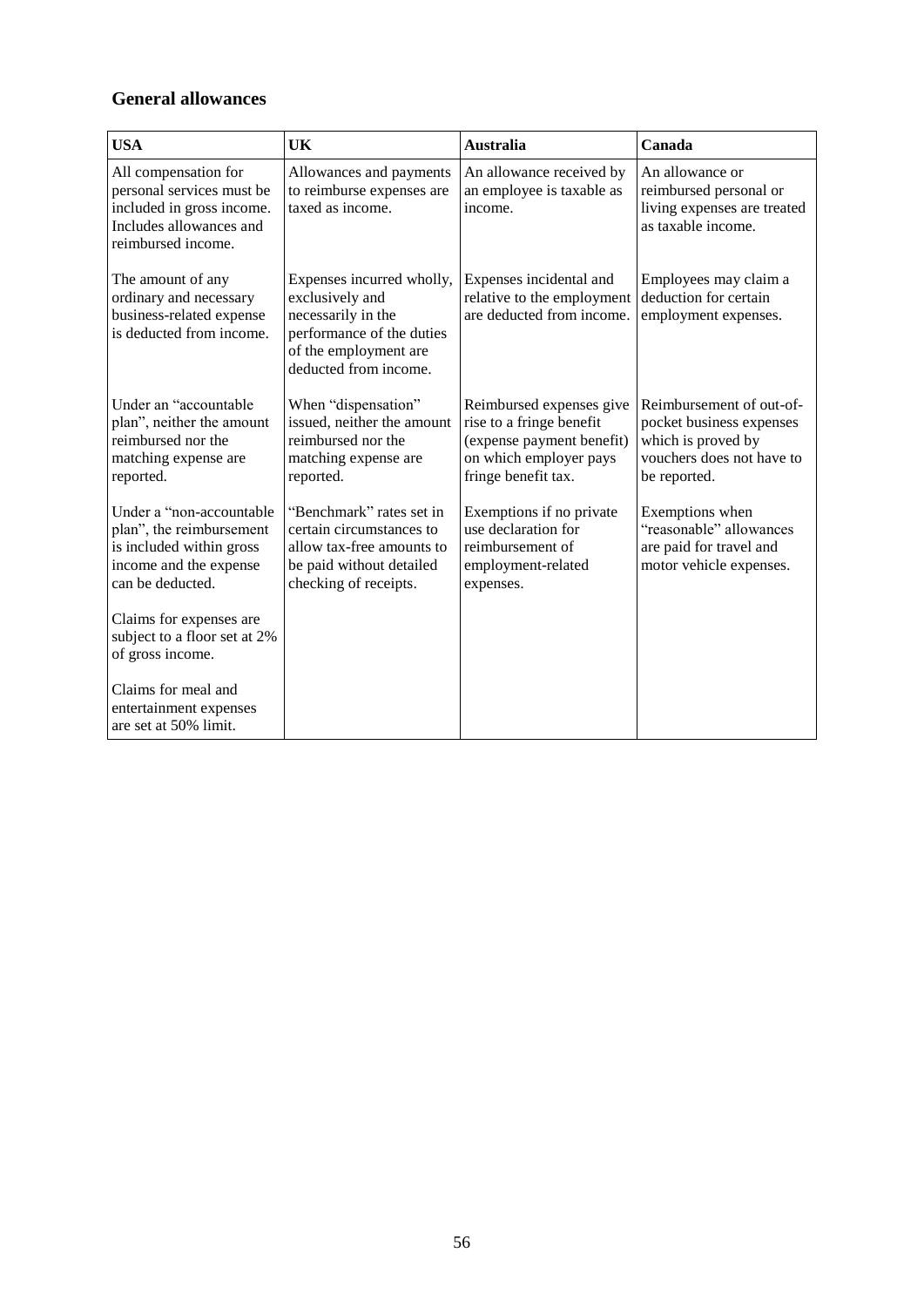## General allowances

| USA | UK | Australia | Canada |
|---|---|---|---|
| All compensation for personal services must be included in gross income. Includes allowances and reimbursed income. | Allowances and payments to reimburse expenses are taxed as income. | An allowance received by an employee is taxable as income. | An allowance or reimbursed personal or living expenses are treated as taxable income. |
| The amount of any ordinary and necessary business-related expense is deducted from income. | Expenses incurred wholly, exclusively and necessarily in the performance of the duties of the employment are deducted from income. | Expenses incidental and relative to the employment are deducted from income. | Employees may claim a deduction for certain employment expenses. |
| Under an "accountable plan", neither the amount reimbursed nor the matching expense are reported. | When "dispensation" issued, neither the amount reimbursed nor the matching expense are reported. | Reimbursed expenses give rise to a fringe benefit (expense payment benefit) on which employer pays fringe benefit tax. | Reimbursement of out-of-pocket business expenses which is proved by vouchers does not have to be reported. |
| Under a "non-accountable plan", the reimbursement is included within gross income and the expense can be deducted. | "Benchmark" rates set in certain circumstances to allow tax-free amounts to be paid without detailed checking of receipts. | Exemptions if no private use declaration for reimbursement of employment-related expenses. | Exemptions when "reasonable" allowances are paid for travel and motor vehicle expenses. |
| Claims for expenses are subject to a floor set at 2% of gross income. | | | |
| Claims for meal and entertainment expenses are set at 50% limit. | | | |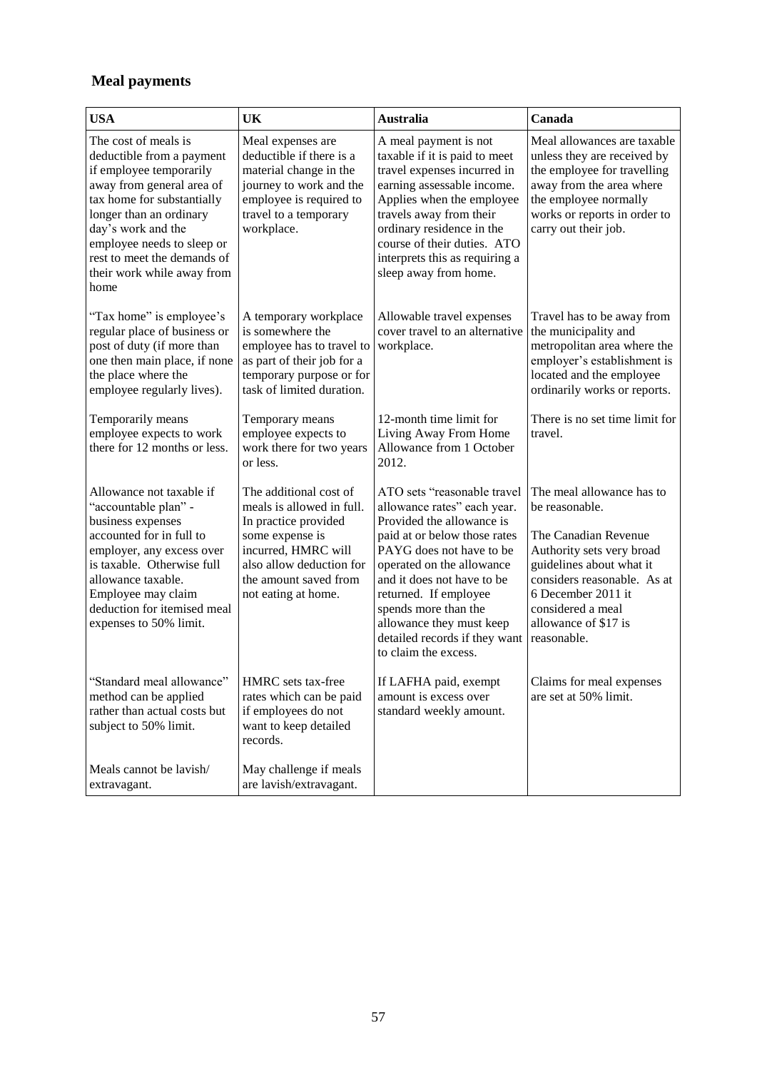## Meal payments

| USA | UK | Australia | Canada |
|---|---|---|---|
| The cost of meals is deductible from a payment if employee temporarily away from general area of tax home for substantially longer than an ordinary day's work and the employee needs to sleep or rest to meet the demands of their work while away from home | Meal expenses are deductible if there is a material change in the journey to work and the employee is required to travel to a temporary workplace. | A meal payment is not taxable if it is paid to meet travel expenses incurred in earning assessable income. Applies when the employee travels away from their ordinary residence in the course of their duties. ATO interprets this as requiring a sleep away from home. | Meal allowances are taxable unless they are received by the employee for travelling away from the area where the employee normally works or reports in order to carry out their job. |
| "Tax home" is employee's regular place of business or post of duty (if more than one then main place, if none the place where the employee regularly lives). | A temporary workplace is somewhere the employee has to travel to as part of their job for a temporary purpose or for task of limited duration. | Allowable travel expenses cover travel to an alternative workplace. | Travel has to be away from the municipality and metropolitan area where the employer's establishment is located and the employee ordinarily works or reports. |
| Temporarily means employee expects to work there for 12 months or less. | Temporary means employee expects to work there for two years or less. | 12-month time limit for Living Away From Home Allowance from 1 October 2012. | There is no set time limit for travel. |
| Allowance not taxable if "accountable plan" - business expenses accounted for in full to employer, any excess over is taxable. Otherwise full allowance taxable. Employee may claim deduction for itemised meal expenses to 50% limit. | The additional cost of meals is allowed in full. In practice provided some expense is incurred, HMRC will also allow deduction for the amount saved from not eating at home. | ATO sets "reasonable travel allowance rates" each year. Provided the allowance is paid at or below those rates PAYG does not have to be operated on the allowance and it does not have to be returned. If employee spends more than the allowance they must keep detailed records if they want to claim the excess. | The meal allowance has to be reasonable.<br><br>The Canadian Revenue Authority sets very broad guidelines about what it considers reasonable. As at 6 December 2011 it considered a meal allowance of $17 is reasonable. |
| "Standard meal allowance" method can be applied rather than actual costs but subject to 50% limit. | HMRC sets tax-free rates which can be paid if employees do not want to keep detailed records. | If LAFHA paid, exempt amount is excess over standard weekly amount. | Claims for meal expenses are set at 50% limit. |
| Meals cannot be lavish/ extravagant. | May challenge if meals are lavish/extravagant. | | |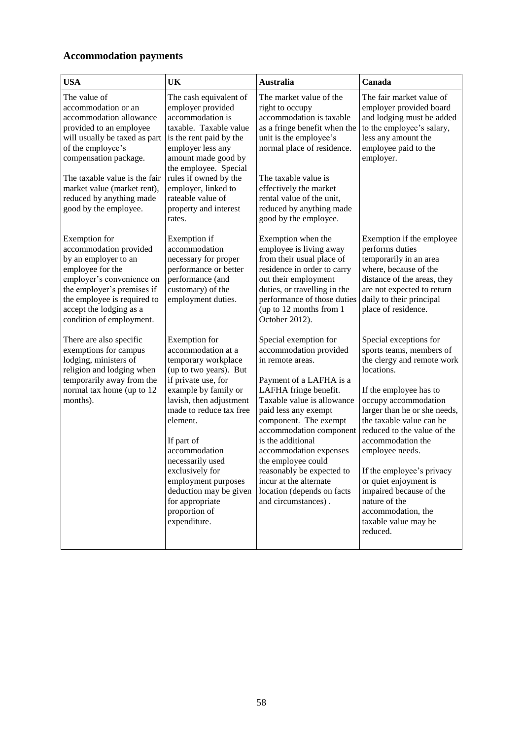## Accommodation payments

| USA | UK | Australia | Canada |
|---|---|---|---|
| The value of accommodation or an accommodation allowance provided to an employee will usually be taxed as part of the employee's compensation package.<br><br>The taxable value is the fair market value (market rent), reduced by anything made good by the employee. | The cash equivalent of employer provided accommodation is taxable. Taxable value is the rent paid by the employer less any amount made good by the employee. Special rules if owned by the employer, linked to rateable value of property and interest rates. | The market value of the right to occupy accommodation is taxable as a fringe benefit when the unit is the employee's normal place of residence.<br><br>The taxable value is effectively the market rental value of the unit, reduced by anything made good by the employee. | The fair market value of employer provided board and lodging must be added to the employee's salary, less any amount the employee paid to the employer. |
| Exemption for accommodation provided by an employer to an employee for the employer's convenience on the employer's premises if the employee is required to accept the lodging as a condition of employment. | Exemption if accommodation necessary for proper performance or better performance (and customary) of the employment duties. | Exemption when the employee is living away from their usual place of residence in order to carry out their employment duties, or travelling in the performance of those duties (up to 12 months from 1 October 2012). | Exemption if the employee performs duties temporarily in an area where, because of the distance of the areas, they are not expected to return daily to their principal place of residence. |
| There are also specific exemptions for campus lodging, ministers of religion and lodging when temporarily away from the normal tax home (up to 12 months). | Exemption for accommodation at a temporary workplace (up to two years). But if private use, for example by family or lavish, then adjustment made to reduce tax free element.<br><br>If part of accommodation necessarily used exclusively for employment purposes deduction may be given for appropriate proportion of expenditure. | Special exemption for accommodation provided in remote areas.<br><br>Payment of a LAFHA is a LAFHA fringe benefit. Taxable value is allowance paid less any exempt component. The exempt accommodation component is the additional accommodation expenses the employee could reasonably be expected to incur at the alternate location (depends on facts and circumstances) . | Special exceptions for sports teams, members of the clergy and remote work locations.<br><br>If the employee has to occupy accommodation larger than he or she needs, the taxable value can be reduced to the value of the accommodation the employee needs.<br><br>If the employee's privacy or quiet enjoyment is impaired because of the nature of the accommodation, the taxable value may be reduced. |